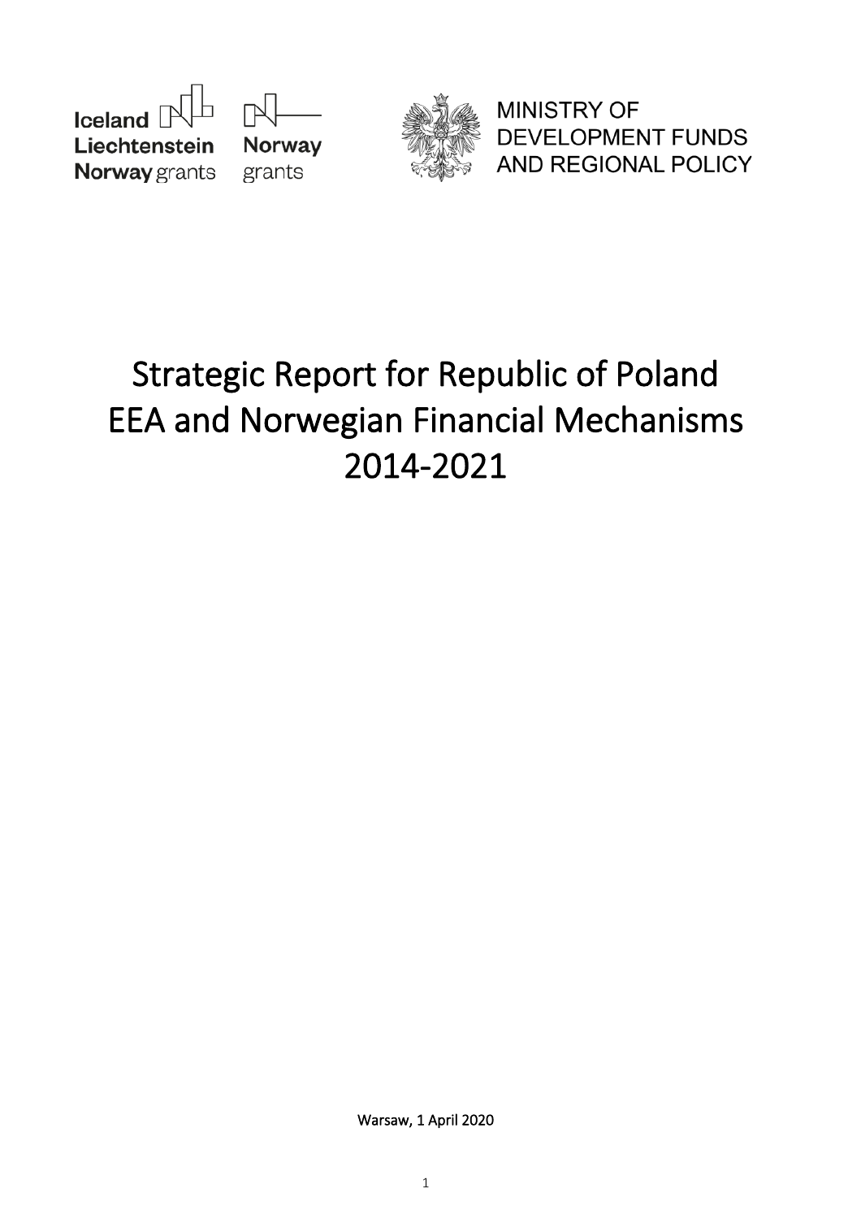Iceland Liechtenstein Norway grants

Norway grants

MINISTRY OF DEVELOPMENT FUNDS AND REGIONAL POLICY

# Strategic Report for Republic of Poland EEA and Norwegian Financial Mechanisms 2014-2021

Warsaw, 1 April 2020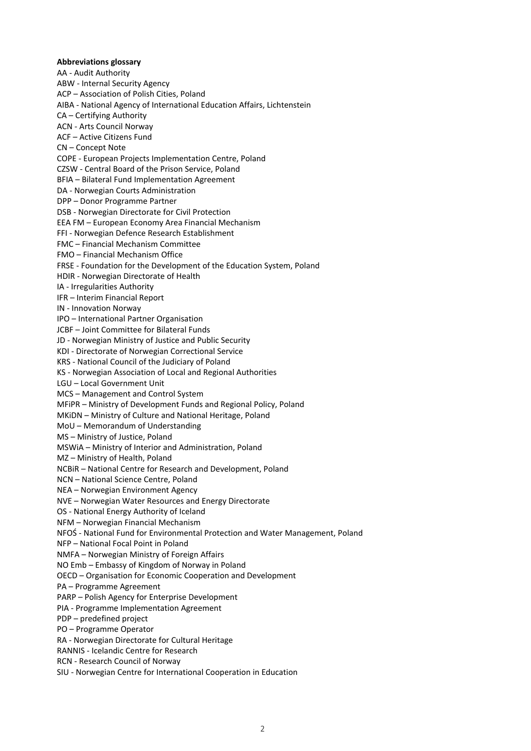**Abbreviations glossary**

AA - Audit Authority
ABW - Internal Security Agency
ACP – Association of Polish Cities, Poland
AIBA - National Agency of International Education Affairs, Lichtenstein
CA – Certifying Authority
ACN - Arts Council Norway
ACF – Active Citizens Fund
CN – Concept Note
COPE - European Projects Implementation Centre, Poland
CZSW - Central Board of the Prison Service, Poland
BFIA – Bilateral Fund Implementation Agreement
DA - Norwegian Courts Administration
DPP – Donor Programme Partner
DSB - Norwegian Directorate for Civil Protection
EEA FM – European Economy Area Financial Mechanism
FFI - Norwegian Defence Research Establishment
FMC – Financial Mechanism Committee
FMO – Financial Mechanism Office
FRSE - Foundation for the Development of the Education System, Poland
HDIR - Norwegian Directorate of Health
IA - Irregularities Authority
IFR – Interim Financial Report
IN - Innovation Norway
IPO – International Partner Organisation
JCBF – Joint Committee for Bilateral Funds
JD - Norwegian Ministry of Justice and Public Security
KDI - Directorate of Norwegian Correctional Service
KRS - National Council of the Judiciary of Poland
KS - Norwegian Association of Local and Regional Authorities
LGU – Local Government Unit
MCS – Management and Control System
MFiPR – Ministry of Development Funds and Regional Policy, Poland
MKiDN – Ministry of Culture and National Heritage, Poland
MoU – Memorandum of Understanding
MS – Ministry of Justice, Poland
MSWiA – Ministry of Interior and Administration, Poland
MZ – Ministry of Health, Poland
NCBiR – National Centre for Research and Development, Poland
NCN – National Science Centre, Poland
NEA – Norwegian Environment Agency
NVE – Norwegian Water Resources and Energy Directorate
OS - National Energy Authority of Iceland
NFM – Norwegian Financial Mechanism
NFOŚ - National Fund for Environmental Protection and Water Management, Poland
NFP – National Focal Point in Poland
NMFA – Norwegian Ministry of Foreign Affairs
NO Emb – Embassy of Kingdom of Norway in Poland
OECD – Organisation for Economic Cooperation and Development
PA – Programme Agreement
PARP – Polish Agency for Enterprise Development
PIA - Programme Implementation Agreement
PDP – predefined project
PO – Programme Operator
RA - Norwegian Directorate for Cultural Heritage
RANNIS - Icelandic Centre for Research
RCN - Research Council of Norway
SIU - Norwegian Centre for International Cooperation in Education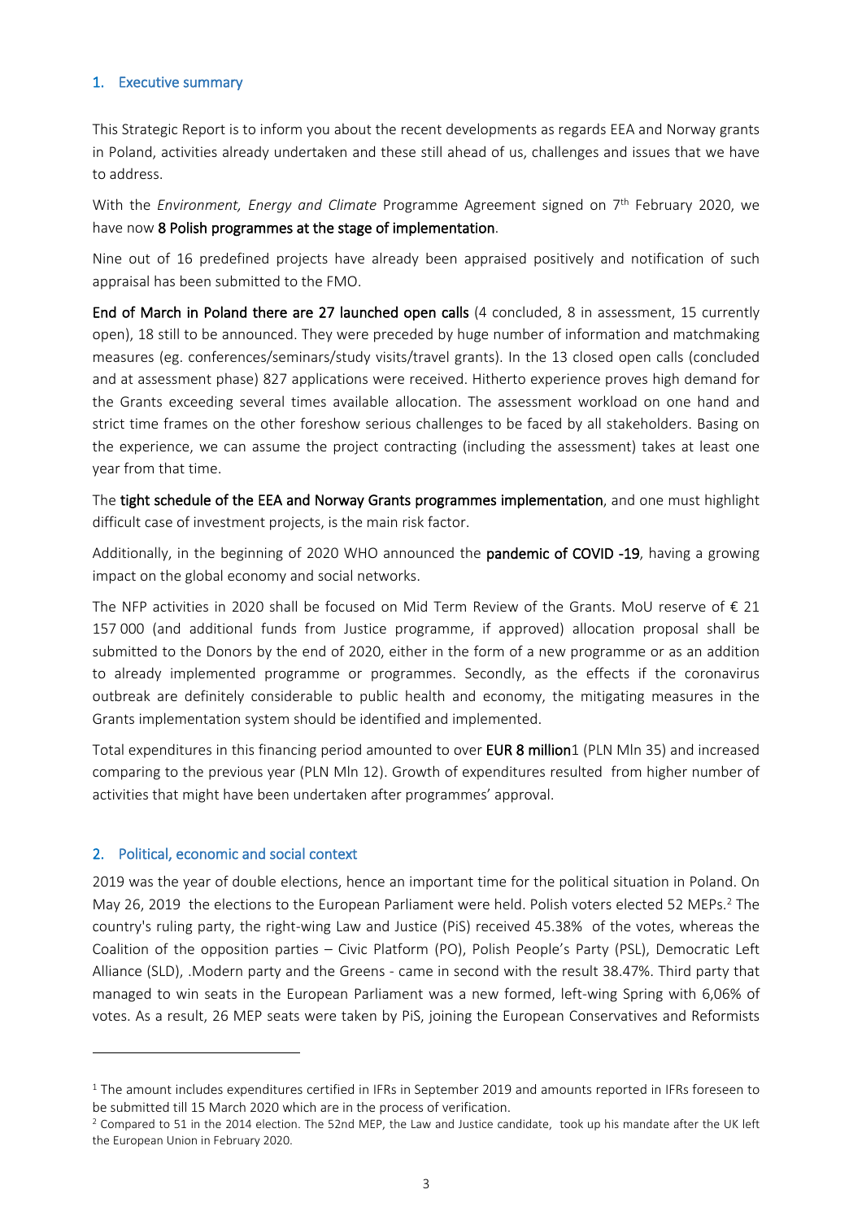## 1. Executive summary

This Strategic Report is to inform you about the recent developments as regards EEA and Norway grants in Poland, activities already undertaken and these still ahead of us, challenges and issues that we have to address.

With the *Environment, Energy and Climate* Programme Agreement signed on 7th February 2020, we have now **8 Polish programmes at the stage of implementation**.

Nine out of 16 predefined projects have already been appraised positively and notification of such appraisal has been submitted to the FMO.

**End of March in Poland there are 27 launched open calls** (4 concluded, 8 in assessment, 15 currently open), 18 still to be announced. They were preceded by huge number of information and matchmaking measures (eg. conferences/seminars/study visits/travel grants). In the 13 closed open calls (concluded and at assessment phase) 827 applications were received. Hitherto experience proves high demand for the Grants exceeding several times available allocation. The assessment workload on one hand and strict time frames on the other foreshow serious challenges to be faced by all stakeholders. Basing on the experience, we can assume the project contracting (including the assessment) takes at least one year from that time.

The **tight schedule of the EEA and Norway Grants programmes implementation**, and one must highlight difficult case of investment projects, is the main risk factor.

Additionally, in the beginning of 2020 WHO announced the **pandemic of COVID -19**, having a growing impact on the global economy and social networks.

The NFP activities in 2020 shall be focused on Mid Term Review of the Grants. MoU reserve of € 21 157 000 (and additional funds from Justice programme, if approved) allocation proposal shall be submitted to the Donors by the end of 2020, either in the form of a new programme or as an addition to already implemented programme or programmes. Secondly, as the effects if the coronavirus outbreak are definitely considerable to public health and economy, the mitigating measures in the Grants implementation system should be identified and implemented.

Total expenditures in this financing period amounted to over **EUR 8 million**[1] (PLN Mln 35) and increased comparing to the previous year (PLN Mln 12). Growth of expenditures resulted from higher number of activities that might have been undertaken after programmes' approval.

## 2. Political, economic and social context

2019 was the year of double elections, hence an important time for the political situation in Poland. On May 26, 2019 the elections to the European Parliament were held. Polish voters elected 52 MEPs.[2] The country's ruling party, the right-wing Law and Justice (PiS) received 45.38% of the votes, whereas the Coalition of the opposition parties – Civic Platform (PO), Polish People's Party (PSL), Democratic Left Alliance (SLD), .Modern party and the Greens - came in second with the result 38.47%. Third party that managed to win seats in the European Parliament was a new formed, left-wing Spring with 6,06% of votes. As a result, 26 MEP seats were taken by PiS, joining the European Conservatives and Reformists

---

[1] The amount includes expenditures certified in IFRs in September 2019 and amounts reported in IFRs foreseen to be submitted till 15 March 2020 which are in the process of verification.

[2] Compared to 51 in the 2014 election. The 52nd MEP, the Law and Justice candidate, took up his mandate after the UK left the European Union in February 2020.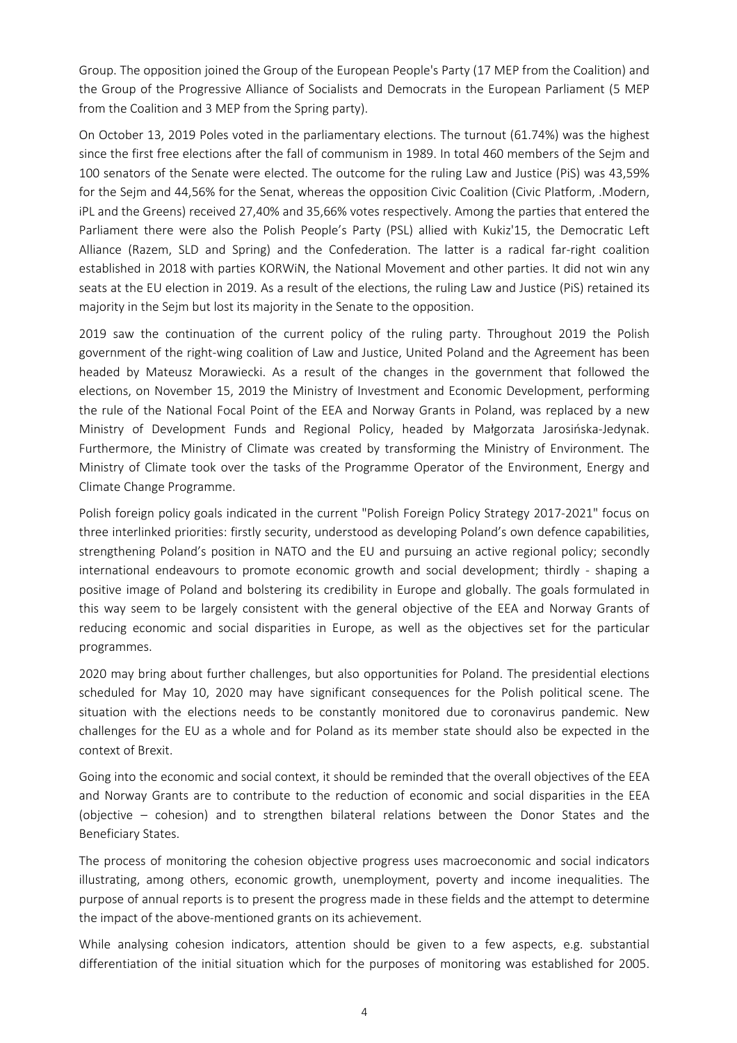Group. The opposition joined the Group of the European People's Party (17 MEP from the Coalition) and the Group of the Progressive Alliance of Socialists and Democrats in the European Parliament (5 MEP from the Coalition and 3 MEP from the Spring party).

On October 13, 2019 Poles voted in the parliamentary elections. The turnout (61.74%) was the highest since the first free elections after the fall of communism in 1989. In total 460 members of the Sejm and 100 senators of the Senate were elected. The outcome for the ruling Law and Justice (PiS) was 43,59% for the Sejm and 44,56% for the Senat, whereas the opposition Civic Coalition (Civic Platform, .Modern, iPL and the Greens) received 27,40% and 35,66% votes respectively. Among the parties that entered the Parliament there were also the Polish People's Party (PSL) allied with Kukiz'15, the Democratic Left Alliance (Razem, SLD and Spring) and the Confederation. The latter is a radical far-right coalition established in 2018 with parties KORWiN, the National Movement and other parties. It did not win any seats at the EU election in 2019. As a result of the elections, the ruling Law and Justice (PiS) retained its majority in the Sejm but lost its majority in the Senate to the opposition.

2019 saw the continuation of the current policy of the ruling party. Throughout 2019 the Polish government of the right-wing coalition of Law and Justice, United Poland and the Agreement has been headed by Mateusz Morawiecki. As a result of the changes in the government that followed the elections, on November 15, 2019 the Ministry of Investment and Economic Development, performing the rule of the National Focal Point of the EEA and Norway Grants in Poland, was replaced by a new Ministry of Development Funds and Regional Policy, headed by Małgorzata Jarosińska-Jedynak. Furthermore, the Ministry of Climate was created by transforming the Ministry of Environment. The Ministry of Climate took over the tasks of the Programme Operator of the Environment, Energy and Climate Change Programme.

Polish foreign policy goals indicated in the current "Polish Foreign Policy Strategy 2017-2021" focus on three interlinked priorities: firstly security, understood as developing Poland's own defence capabilities, strengthening Poland's position in NATO and the EU and pursuing an active regional policy; secondly international endeavours to promote economic growth and social development; thirdly - shaping a positive image of Poland and bolstering its credibility in Europe and globally. The goals formulated in this way seem to be largely consistent with the general objective of the EEA and Norway Grants of reducing economic and social disparities in Europe, as well as the objectives set for the particular programmes.

2020 may bring about further challenges, but also opportunities for Poland. The presidential elections scheduled for May 10, 2020 may have significant consequences for the Polish political scene. The situation with the elections needs to be constantly monitored due to coronavirus pandemic. New challenges for the EU as a whole and for Poland as its member state should also be expected in the context of Brexit.

Going into the economic and social context, it should be reminded that the overall objectives of the EEA and Norway Grants are to contribute to the reduction of economic and social disparities in the EEA (objective – cohesion) and to strengthen bilateral relations between the Donor States and the Beneficiary States.

The process of monitoring the cohesion objective progress uses macroeconomic and social indicators illustrating, among others, economic growth, unemployment, poverty and income inequalities. The purpose of annual reports is to present the progress made in these fields and the attempt to determine the impact of the above-mentioned grants on its achievement.

While analysing cohesion indicators, attention should be given to a few aspects, e.g. substantial differentiation of the initial situation which for the purposes of monitoring was established for 2005.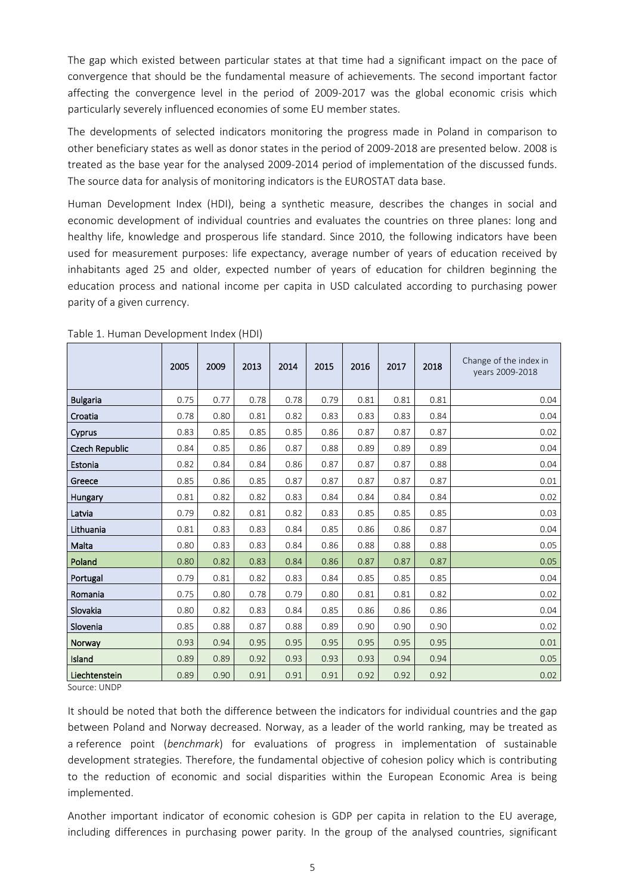The gap which existed between particular states at that time had a significant impact on the pace of convergence that should be the fundamental measure of achievements. The second important factor affecting the convergence level in the period of 2009-2017 was the global economic crisis which particularly severely influenced economies of some EU member states.

The developments of selected indicators monitoring the progress made in Poland in comparison to other beneficiary states as well as donor states in the period of 2009-2018 are presented below. 2008 is treated as the base year for the analysed 2009-2014 period of implementation of the discussed funds. The source data for analysis of monitoring indicators is the EUROSTAT data base.

Human Development Index (HDI), being a synthetic measure, describes the changes in social and economic development of individual countries and evaluates the countries on three planes: long and healthy life, knowledge and prosperous life standard. Since 2010, the following indicators have been used for measurement purposes: life expectancy, average number of years of education received by inhabitants aged 25 and older, expected number of years of education for children beginning the education process and national income per capita in USD calculated according to purchasing power parity of a given currency.

Table 1. Human Development Index (HDI)

| | 2005 | 2009 | 2013 | 2014 | 2015 | 2016 | 2017 | 2018 | Change of the index in years 2009-2018 |
|---|---|---|---|---|---|---|---|---|---|
| Bulgaria | 0.75 | 0.77 | 0.78 | 0.78 | 0.79 | 0.81 | 0.81 | 0.81 | 0.04 |
| Croatia | 0.78 | 0.80 | 0.81 | 0.82 | 0.83 | 0.83 | 0.83 | 0.84 | 0.04 |
| Cyprus | 0.83 | 0.85 | 0.85 | 0.85 | 0.86 | 0.87 | 0.87 | 0.87 | 0.02 |
| Czech Republic | 0.84 | 0.85 | 0.86 | 0.87 | 0.88 | 0.89 | 0.89 | 0.89 | 0.04 |
| Estonia | 0.82 | 0.84 | 0.84 | 0.86 | 0.87 | 0.87 | 0.87 | 0.88 | 0.04 |
| Greece | 0.85 | 0.86 | 0.85 | 0.87 | 0.87 | 0.87 | 0.87 | 0.87 | 0.01 |
| Hungary | 0.81 | 0.82 | 0.82 | 0.83 | 0.84 | 0.84 | 0.84 | 0.84 | 0.02 |
| Latvia | 0.79 | 0.82 | 0.81 | 0.82 | 0.83 | 0.85 | 0.85 | 0.85 | 0.03 |
| Lithuania | 0.81 | 0.83 | 0.83 | 0.84 | 0.85 | 0.86 | 0.86 | 0.87 | 0.04 |
| Malta | 0.80 | 0.83 | 0.83 | 0.84 | 0.86 | 0.88 | 0.88 | 0.88 | 0.05 |
| Poland | 0.80 | 0.82 | 0.83 | 0.84 | 0.86 | 0.87 | 0.87 | 0.87 | 0.05 |
| Portugal | 0.79 | 0.81 | 0.82 | 0.83 | 0.84 | 0.85 | 0.85 | 0.85 | 0.04 |
| Romania | 0.75 | 0.80 | 0.78 | 0.79 | 0.80 | 0.81 | 0.81 | 0.82 | 0.02 |
| Slovakia | 0.80 | 0.82 | 0.83 | 0.84 | 0.85 | 0.86 | 0.86 | 0.86 | 0.04 |
| Slovenia | 0.85 | 0.88 | 0.87 | 0.88 | 0.89 | 0.90 | 0.90 | 0.90 | 0.02 |
| Norway | 0.93 | 0.94 | 0.95 | 0.95 | 0.95 | 0.95 | 0.95 | 0.95 | 0.01 |
| Island | 0.89 | 0.89 | 0.92 | 0.93 | 0.93 | 0.93 | 0.94 | 0.94 | 0.05 |
| Liechtenstein | 0.89 | 0.90 | 0.91 | 0.91 | 0.91 | 0.92 | 0.92 | 0.92 | 0.02 |

Source: UNDP

It should be noted that both the difference between the indicators for individual countries and the gap between Poland and Norway decreased. Norway, as a leader of the world ranking, may be treated as a reference point (*benchmark*) for evaluations of progress in implementation of sustainable development strategies. Therefore, the fundamental objective of cohesion policy which is contributing to the reduction of economic and social disparities within the European Economic Area is being implemented.

Another important indicator of economic cohesion is GDP per capita in relation to the EU average, including differences in purchasing power parity. In the group of the analysed countries, significant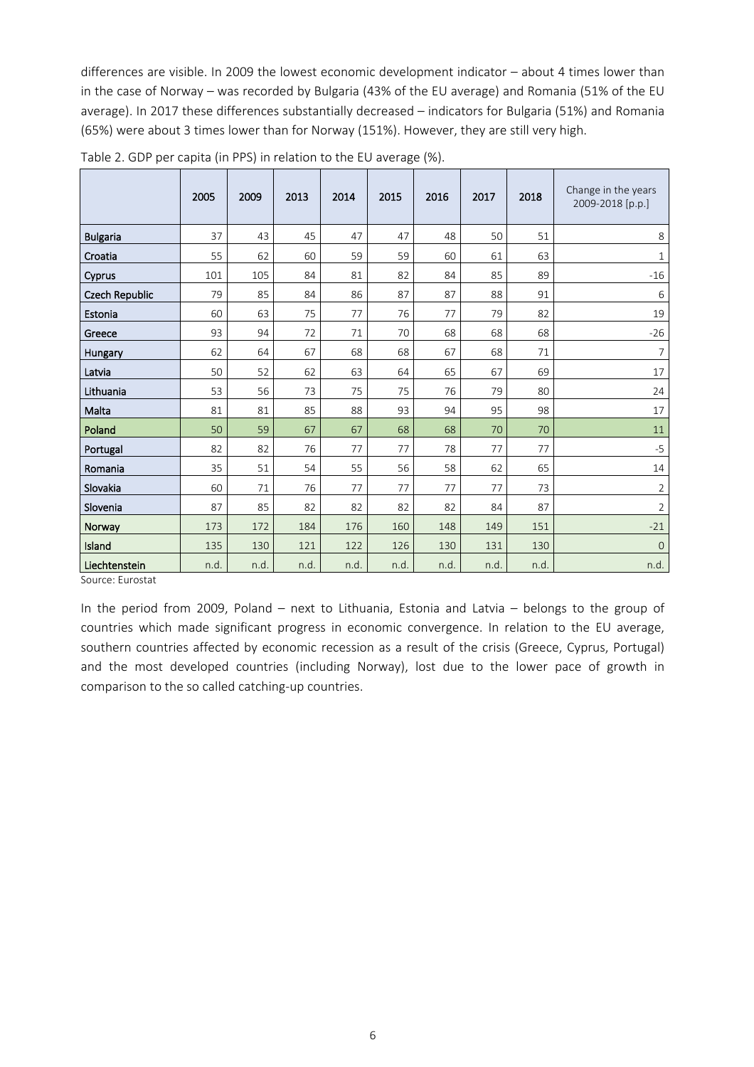differences are visible. In 2009 the lowest economic development indicator – about 4 times lower than in the case of Norway – was recorded by Bulgaria (43% of the EU average) and Romania (51% of the EU average). In 2017 these differences substantially decreased – indicators for Bulgaria (51%) and Romania (65%) were about 3 times lower than for Norway (151%). However, they are still very high.

Table 2. GDP per capita (in PPS) in relation to the EU average (%).

| | 2005 | 2009 | 2013 | 2014 | 2015 | 2016 | 2017 | 2018 | Change in the years 2009-2018 [p.p.] |
|---|---|---|---|---|---|---|---|---|---|
| Bulgaria | 37 | 43 | 45 | 47 | 47 | 48 | 50 | 51 | 8 |
| Croatia | 55 | 62 | 60 | 59 | 59 | 60 | 61 | 63 | 1 |
| Cyprus | 101 | 105 | 84 | 81 | 82 | 84 | 85 | 89 | -16 |
| Czech Republic | 79 | 85 | 84 | 86 | 87 | 87 | 88 | 91 | 6 |
| Estonia | 60 | 63 | 75 | 77 | 76 | 77 | 79 | 82 | 19 |
| Greece | 93 | 94 | 72 | 71 | 70 | 68 | 68 | 68 | -26 |
| Hungary | 62 | 64 | 67 | 68 | 68 | 67 | 68 | 71 | 7 |
| Latvia | 50 | 52 | 62 | 63 | 64 | 65 | 67 | 69 | 17 |
| Lithuania | 53 | 56 | 73 | 75 | 75 | 76 | 79 | 80 | 24 |
| Malta | 81 | 81 | 85 | 88 | 93 | 94 | 95 | 98 | 17 |
| Poland | 50 | 59 | 67 | 67 | 68 | 68 | 70 | 70 | 11 |
| Portugal | 82 | 82 | 76 | 77 | 77 | 78 | 77 | 77 | -5 |
| Romania | 35 | 51 | 54 | 55 | 56 | 58 | 62 | 65 | 14 |
| Slovakia | 60 | 71 | 76 | 77 | 77 | 77 | 77 | 73 | 2 |
| Slovenia | 87 | 85 | 82 | 82 | 82 | 82 | 84 | 87 | 2 |
| Norway | 173 | 172 | 184 | 176 | 160 | 148 | 149 | 151 | -21 |
| Island | 135 | 130 | 121 | 122 | 126 | 130 | 131 | 130 | 0 |
| Liechtenstein | n.d. | n.d. | n.d. | n.d. | n.d. | n.d. | n.d. | n.d. | n.d. |

Source: Eurostat

In the period from 2009, Poland – next to Lithuania, Estonia and Latvia – belongs to the group of countries which made significant progress in economic convergence. In relation to the EU average, southern countries affected by economic recession as a result of the crisis (Greece, Cyprus, Portugal) and the most developed countries (including Norway), lost due to the lower pace of growth in comparison to the so called catching-up countries.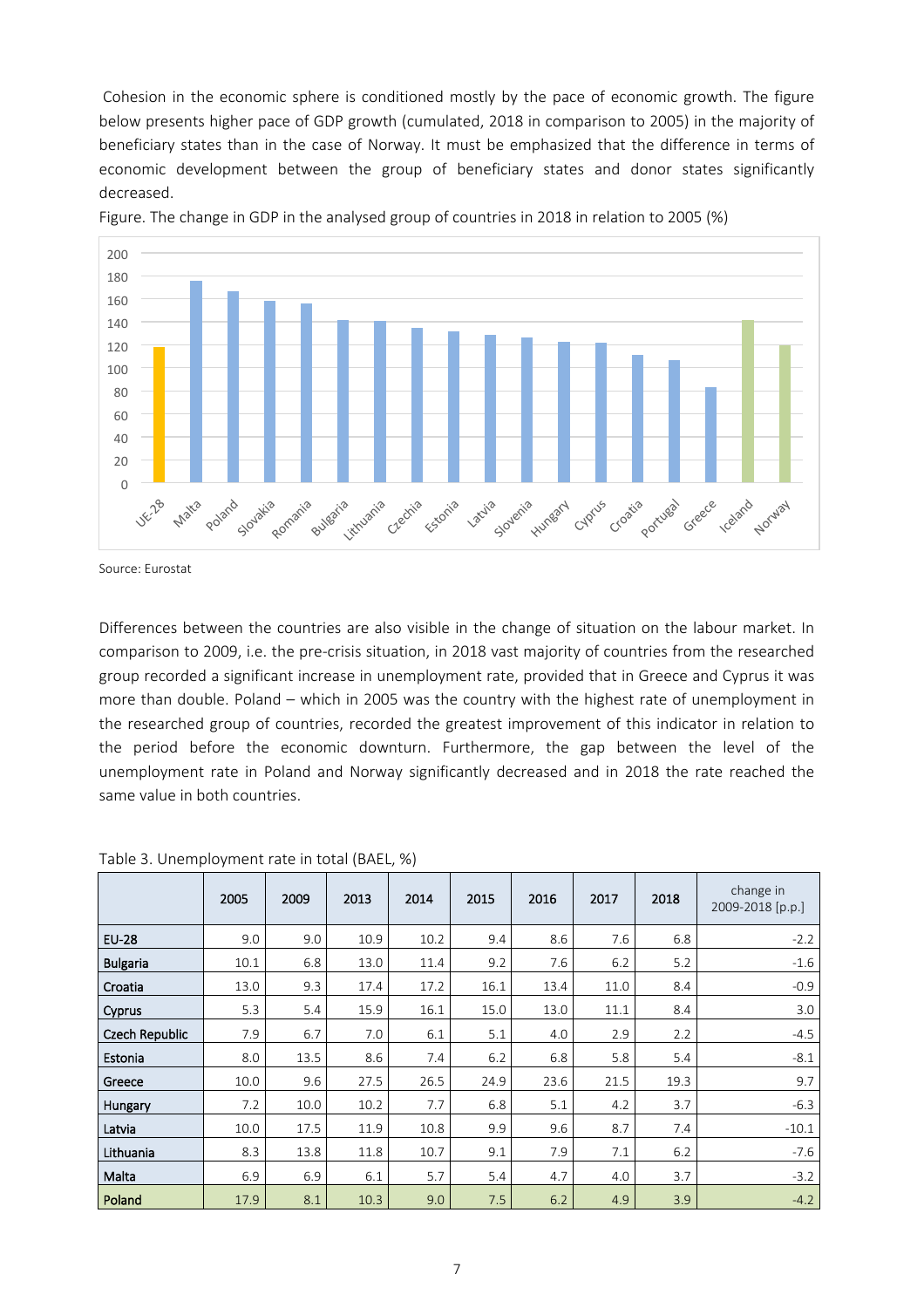Cohesion in the economic sphere is conditioned mostly by the pace of economic growth. The figure below presents higher pace of GDP growth (cumulated, 2018 in comparison to 2005) in the majority of beneficiary states than in the case of Norway. It must be emphasized that the difference in terms of economic development between the group of beneficiary states and donor states significantly decreased.

Figure. The change in GDP in the analysed group of countries in 2018 in relation to 2005 (%)

Source: Eurostat

Differences between the countries are also visible in the change of situation on the labour market. In comparison to 2009, i.e. the pre-crisis situation, in 2018 vast majority of countries from the researched group recorded a significant increase in unemployment rate, provided that in Greece and Cyprus it was more than double. Poland – which in 2005 was the country with the highest rate of unemployment in the researched group of countries, recorded the greatest improvement of this indicator in relation to the period before the economic downturn. Furthermore, the gap between the level of the unemployment rate in Poland and Norway significantly decreased and in 2018 the rate reached the same value in both countries.

Table 3. Unemployment rate in total (BAEL, %)

| | 2005 | 2009 | 2013 | 2014 | 2015 | 2016 | 2017 | 2018 | change in 2009-2018 [p.p.] |
|---|---|---|---|---|---|---|---|---|---|
| EU-28 | 9.0 | 9.0 | 10.9 | 10.2 | 9.4 | 8.6 | 7.6 | 6.8 | -2.2 |
| Bulgaria | 10.1 | 6.8 | 13.0 | 11.4 | 9.2 | 7.6 | 6.2 | 5.2 | -1.6 |
| Croatia | 13.0 | 9.3 | 17.4 | 17.2 | 16.1 | 13.4 | 11.0 | 8.4 | -0.9 |
| Cyprus | 5.3 | 5.4 | 15.9 | 16.1 | 15.0 | 13.0 | 11.1 | 8.4 | 3.0 |
| Czech Republic | 7.9 | 6.7 | 7.0 | 6.1 | 5.1 | 4.0 | 2.9 | 2.2 | -4.5 |
| Estonia | 8.0 | 13.5 | 8.6 | 7.4 | 6.2 | 6.8 | 5.8 | 5.4 | -8.1 |
| Greece | 10.0 | 9.6 | 27.5 | 26.5 | 24.9 | 23.6 | 21.5 | 19.3 | 9.7 |
| Hungary | 7.2 | 10.0 | 10.2 | 7.7 | 6.8 | 5.1 | 4.2 | 3.7 | -6.3 |
| Latvia | 10.0 | 17.5 | 11.9 | 10.8 | 9.9 | 9.6 | 8.7 | 7.4 | -10.1 |
| Lithuania | 8.3 | 13.8 | 11.8 | 10.7 | 9.1 | 7.9 | 7.1 | 6.2 | -7.6 |
| Malta | 6.9 | 6.9 | 6.1 | 5.7 | 5.4 | 4.7 | 4.0 | 3.7 | -3.2 |
| Poland | 17.9 | 8.1 | 10.3 | 9.0 | 7.5 | 6.2 | 4.9 | 3.9 | -4.2 |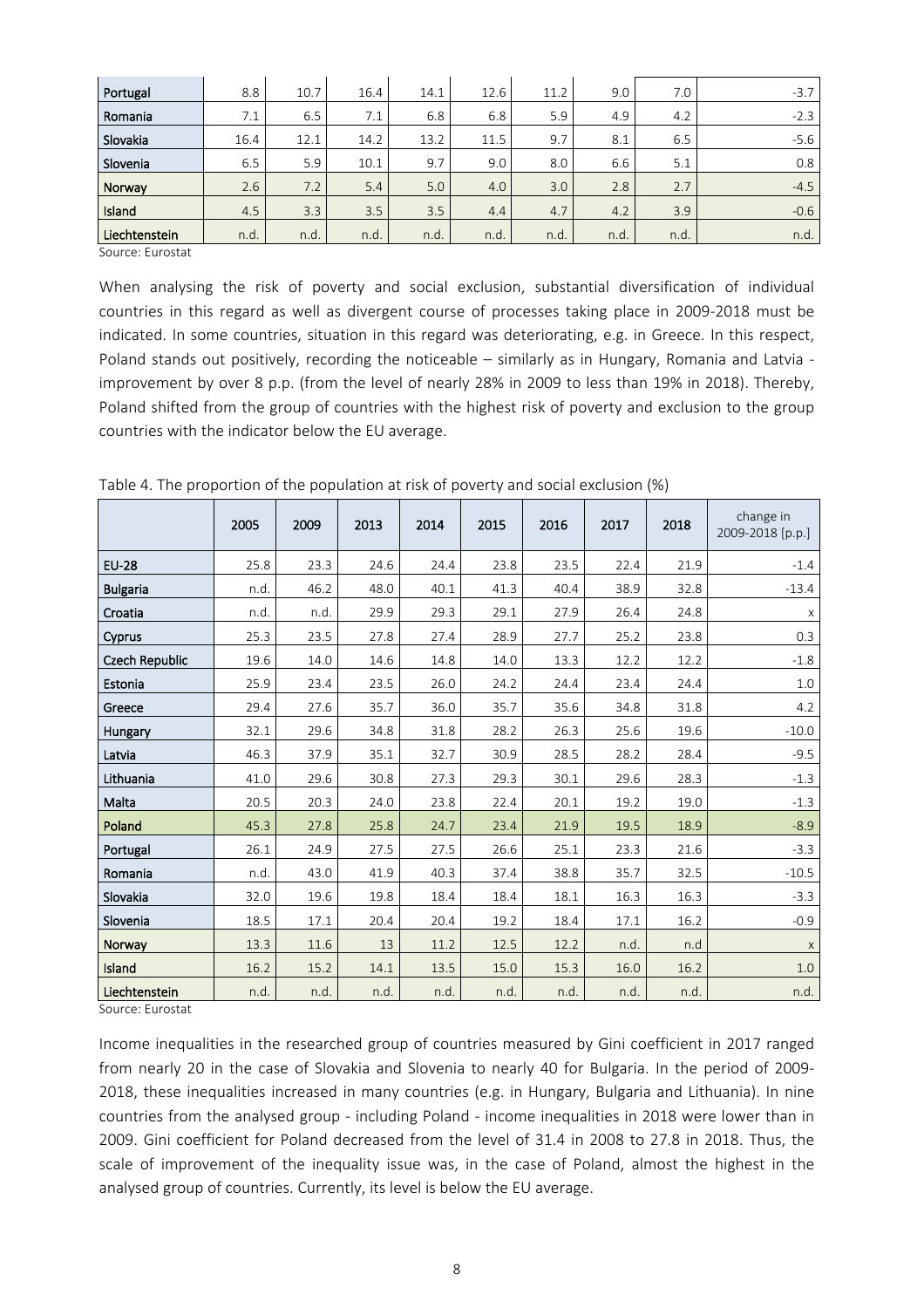| Portugal | 8.8 | 10.7 | 16.4 | 14.1 | 12.6 | 11.2 | 9.0 | 7.0 | -3.7 |
|---|---|---|---|---|---|---|---|---|---|
| Romania | 7.1 | 6.5 | 7.1 | 6.8 | 6.8 | 5.9 | 4.9 | 4.2 | -2.3 |
| Slovakia | 16.4 | 12.1 | 14.2 | 13.2 | 11.5 | 9.7 | 8.1 | 6.5 | -5.6 |
| Slovenia | 6.5 | 5.9 | 10.1 | 9.7 | 9.0 | 8.0 | 6.6 | 5.1 | 0.8 |
| Norway | 2.6 | 7.2 | 5.4 | 5.0 | 4.0 | 3.0 | 2.8 | 2.7 | -4.5 |
| Island | 4.5 | 3.3 | 3.5 | 3.5 | 4.4 | 4.7 | 4.2 | 3.9 | -0.6 |
| Liechtenstein | n.d. | n.d. | n.d. | n.d. | n.d. | n.d. | n.d. | n.d. | n.d. |

Source: Eurostat

When analysing the risk of poverty and social exclusion, substantial diversification of individual countries in this regard as well as divergent course of processes taking place in 2009-2018 must be indicated. In some countries, situation in this regard was deteriorating, e.g. in Greece. In this respect, Poland stands out positively, recording the noticeable – similarly as in Hungary, Romania and Latvia - improvement by over 8 p.p. (from the level of nearly 28% in 2009 to less than 19% in 2018). Thereby, Poland shifted from the group of countries with the highest risk of poverty and exclusion to the group countries with the indicator below the EU average.

Table 4. The proportion of the population at risk of poverty and social exclusion (%)

| | 2005 | 2009 | 2013 | 2014 | 2015 | 2016 | 2017 | 2018 | change in 2009-2018 [p.p.] |
|---|---|---|---|---|---|---|---|---|---|
| EU-28 | 25.8 | 23.3 | 24.6 | 24.4 | 23.8 | 23.5 | 22.4 | 21.9 | -1.4 |
| Bulgaria | n.d. | 46.2 | 48.0 | 40.1 | 41.3 | 40.4 | 38.9 | 32.8 | -13.4 |
| Croatia | n.d. | n.d. | 29.9 | 29.3 | 29.1 | 27.9 | 26.4 | 24.8 | x |
| Cyprus | 25.3 | 23.5 | 27.8 | 27.4 | 28.9 | 27.7 | 25.2 | 23.8 | 0.3 |
| Czech Republic | 19.6 | 14.0 | 14.6 | 14.8 | 14.0 | 13.3 | 12.2 | 12.2 | -1.8 |
| Estonia | 25.9 | 23.4 | 23.5 | 26.0 | 24.2 | 24.4 | 23.4 | 24.4 | 1.0 |
| Greece | 29.4 | 27.6 | 35.7 | 36.0 | 35.7 | 35.6 | 34.8 | 31.8 | 4.2 |
| Hungary | 32.1 | 29.6 | 34.8 | 31.8 | 28.2 | 26.3 | 25.6 | 19.6 | -10.0 |
| Latvia | 46.3 | 37.9 | 35.1 | 32.7 | 30.9 | 28.5 | 28.2 | 28.4 | -9.5 |
| Lithuania | 41.0 | 29.6 | 30.8 | 27.3 | 29.3 | 30.1 | 29.6 | 28.3 | -1.3 |
| Malta | 20.5 | 20.3 | 24.0 | 23.8 | 22.4 | 20.1 | 19.2 | 19.0 | -1.3 |
| Poland | 45.3 | 27.8 | 25.8 | 24.7 | 23.4 | 21.9 | 19.5 | 18.9 | -8.9 |
| Portugal | 26.1 | 24.9 | 27.5 | 27.5 | 26.6 | 25.1 | 23.3 | 21.6 | -3.3 |
| Romania | n.d. | 43.0 | 41.9 | 40.3 | 37.4 | 38.8 | 35.7 | 32.5 | -10.5 |
| Slovakia | 32.0 | 19.6 | 19.8 | 18.4 | 18.4 | 18.1 | 16.3 | 16.3 | -3.3 |
| Slovenia | 18.5 | 17.1 | 20.4 | 20.4 | 19.2 | 18.4 | 17.1 | 16.2 | -0.9 |
| Norway | 13.3 | 11.6 | 13 | 11.2 | 12.5 | 12.2 | n.d. | n.d | x |
| Island | 16.2 | 15.2 | 14.1 | 13.5 | 15.0 | 15.3 | 16.0 | 16.2 | 1.0 |
| Liechtenstein | n.d. | n.d. | n.d. | n.d. | n.d. | n.d. | n.d. | n.d. | n.d. |

Source: Eurostat

Income inequalities in the researched group of countries measured by Gini coefficient in 2017 ranged from nearly 20 in the case of Slovakia and Slovenia to nearly 40 for Bulgaria. In the period of 2009-2018, these inequalities increased in many countries (e.g. in Hungary, Bulgaria and Lithuania). In nine countries from the analysed group - including Poland - income inequalities in 2018 were lower than in 2009. Gini coefficient for Poland decreased from the level of 31.4 in 2008 to 27.8 in 2018. Thus, the scale of improvement of the inequality issue was, in the case of Poland, almost the highest in the analysed group of countries. Currently, its level is below the EU average.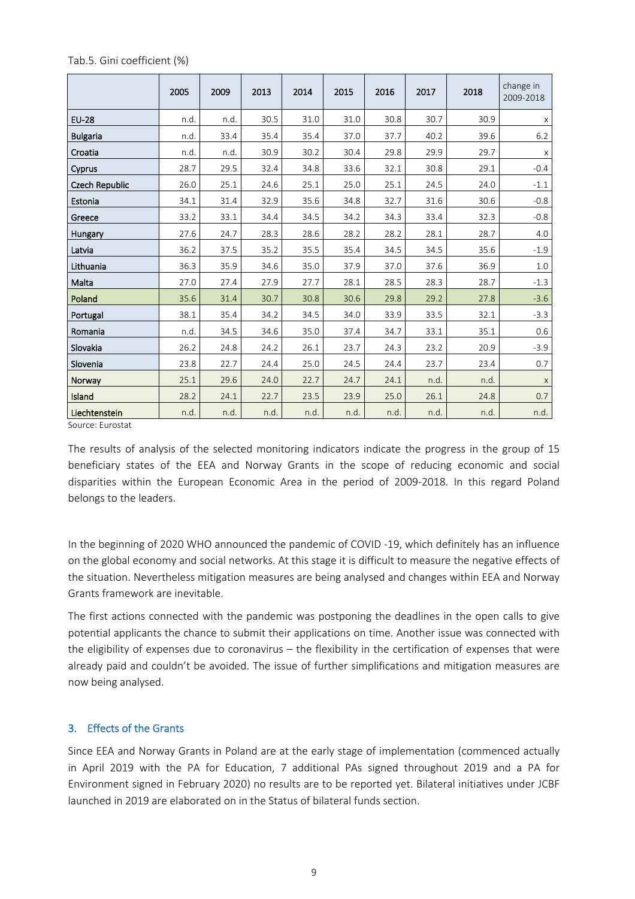Tab.5. Gini coefficient (%)

| | 2005 | 2009 | 2013 | 2014 | 2015 | 2016 | 2017 | 2018 | change in 2009-2018 |
|---|---|---|---|---|---|---|---|---|---|
| EU-28 | n.d. | n.d. | 30.5 | 31.0 | 31.0 | 30.8 | 30.7 | 30.9 | x |
| Bulgaria | n.d. | 33.4 | 35.4 | 35.4 | 37.0 | 37.7 | 40.2 | 39.6 | 6.2 |
| Croatia | n.d. | n.d. | 30.9 | 30.2 | 30.4 | 29.8 | 29.9 | 29.7 | x |
| Cyprus | 28.7 | 29.5 | 32.4 | 34.8 | 33.6 | 32.1 | 30.8 | 29.1 | -0.4 |
| Czech Republic | 26.0 | 25.1 | 24.6 | 25.1 | 25.0 | 25.1 | 24.5 | 24.0 | -1.1 |
| Estonia | 34.1 | 31.4 | 32.9 | 35.6 | 34.8 | 32.7 | 31.6 | 30.6 | -0.8 |
| Greece | 33.2 | 33.1 | 34.4 | 34.5 | 34.2 | 34.3 | 33.4 | 32.3 | -0.8 |
| Hungary | 27.6 | 24.7 | 28.3 | 28.6 | 28.2 | 28.2 | 28.1 | 28.7 | 4.0 |
| Latvia | 36.2 | 37.5 | 35.2 | 35.5 | 35.4 | 34.5 | 34.5 | 35.6 | -1.9 |
| Lithuania | 36.3 | 35.9 | 34.6 | 35.0 | 37.9 | 37.0 | 37.6 | 36.9 | 1.0 |
| Malta | 27.0 | 27.4 | 27.9 | 27.7 | 28.1 | 28.5 | 28.3 | 28.7 | -1.3 |
| Poland | 35.6 | 31.4 | 30.7 | 30.8 | 30.6 | 29.8 | 29.2 | 27.8 | -3.6 |
| Portugal | 38.1 | 35.4 | 34.2 | 34.5 | 34.0 | 33.9 | 33.5 | 32.1 | -3.3 |
| Romania | n.d. | 34.5 | 34.6 | 35.0 | 37.4 | 34.7 | 33.1 | 35.1 | 0.6 |
| Slovakia | 26.2 | 24.8 | 24.2 | 26.1 | 23.7 | 24.3 | 23.2 | 20.9 | -3.9 |
| Slovenia | 23.8 | 22.7 | 24.4 | 25.0 | 24.5 | 24.4 | 23.7 | 23.4 | 0.7 |
| Norway | 25.1 | 29.6 | 24.0 | 22.7 | 24.7 | 24.1 | n.d. | n.d. | x |
| Island | 28.2 | 24.1 | 22.7 | 23.5 | 23.9 | 25.0 | 26.1 | 24.8 | 0.7 |
| Liechtenstein | n.d. | n.d. | n.d. | n.d. | n.d. | n.d. | n.d. | n.d. | n.d. |

Source: Eurostat

The results of analysis of the selected monitoring indicators indicate the progress in the group of 15 beneficiary states of the EEA and Norway Grants in the scope of reducing economic and social disparities within the European Economic Area in the period of 2009-2018. In this regard Poland belongs to the leaders.

In the beginning of 2020 WHO announced the pandemic of COVID -19, which definitely has an influence on the global economy and social networks. At this stage it is difficult to measure the negative effects of the situation. Nevertheless mitigation measures are being analysed and changes within EEA and Norway Grants framework are inevitable.

The first actions connected with the pandemic was postponing the deadlines in the open calls to give potential applicants the chance to submit their applications on time. Another issue was connected with the eligibility of expenses due to coronavirus – the flexibility in the certification of expenses that were already paid and couldn't be avoided. The issue of further simplifications and mitigation measures are now being analysed.

## 3. Effects of the Grants

Since EEA and Norway Grants in Poland are at the early stage of implementation (commenced actually in April 2019 with the PA for Education, 7 additional PAs signed throughout 2019 and a PA for Environment signed in February 2020) no results are to be reported yet. Bilateral initiatives under JCBF launched in 2019 are elaborated on in the Status of bilateral funds section.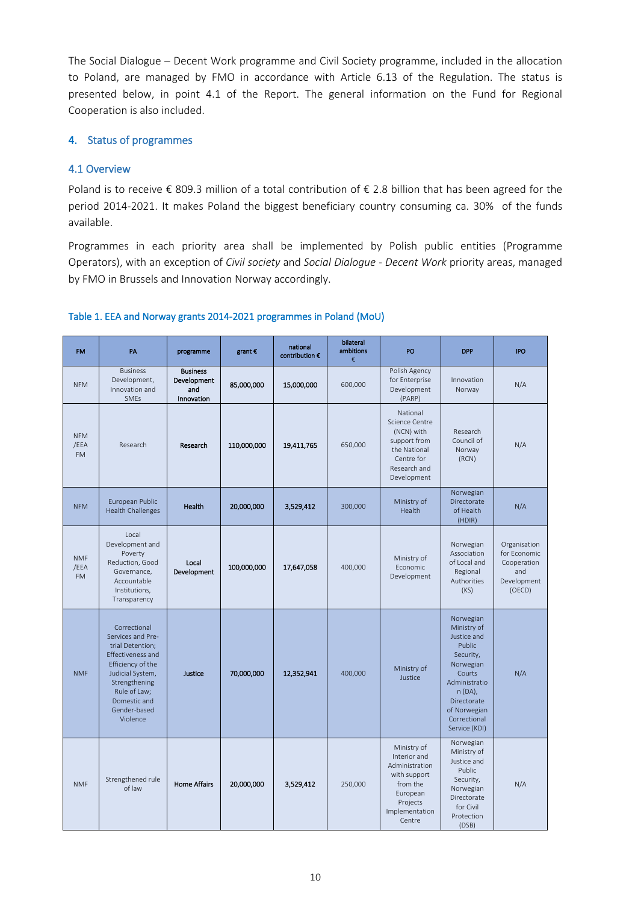The Social Dialogue – Decent Work programme and Civil Society programme, included in the allocation to Poland, are managed by FMO in accordance with Article 6.13 of the Regulation. The status is presented below, in point 4.1 of the Report. The general information on the Fund for Regional Cooperation is also included.

## 4. Status of programmes

### 4.1 Overview

Poland is to receive € 809.3 million of a total contribution of € 2.8 billion that has been agreed for the period 2014-2021. It makes Poland the biggest beneficiary country consuming ca. 30% of the funds available.

Programmes in each priority area shall be implemented by Polish public entities (Programme Operators), with an exception of *Civil society* and *Social Dialogue - Decent Work* priority areas, managed by FMO in Brussels and Innovation Norway accordingly.

#### Table 1. EEA and Norway grants 2014-2021 programmes in Poland (MoU)

| FM | PA | programme | grant € | national contribution € | bilateral ambitions € | PO | DPP | IPO |
|---|---|---|---|---|---|---|---|---|
| NFM | Business Development, Innovation and SMEs | **Business Development and Innovation** | **85,000,000** | **15,000,000** | 600,000 | Polish Agency for Enterprise Development (PARP) | Innovation Norway | N/A |
| NFM /EEA FM | Research | **Research** | **110,000,000** | **19,411,765** | 650,000 | National Science Centre (NCN) with support from the National Centre for Research and Development | Research Council of Norway (RCN) | N/A |
| NFM | European Public Health Challenges | **Health** | **20,000,000** | **3,529,412** | 300,000 | Ministry of Health | Norwegian Directorate of Health (HDIR) | N/A |
| NMF /EEA FM | Local Development and Poverty Reduction, Good Governance, Accountable Institutions, Transparency | **Local Development** | **100,000,000** | **17,647,058** | 400,000 | Ministry of Economic Development | Norwegian Association of Local and Regional Authorities (KS) | Organisation for Economic Cooperation and Development (OECD) |
| NMF | Correctional Services and Pre-trial Detention; Effectiveness and Efficiency of the Judicial System, Strengthening Rule of Law; Domestic and Gender-based Violence | **Justice** | **70,000,000** | **12,352,941** | 400,000 | Ministry of Justice | Norwegian Ministry of Justice and Public Security, Norwegian Courts Administration (DA), Directorate of Norwegian Correctional Service (KDI) | N/A |
| NMF | Strengthened rule of law | **Home Affairs** | **20,000,000** | **3,529,412** | 250,000 | Ministry of Interior and Administration with support from the European Projects Implementation Centre | Norwegian Ministry of Justice and Public Security, Norwegian Directorate for Civil Protection (DSB) | N/A |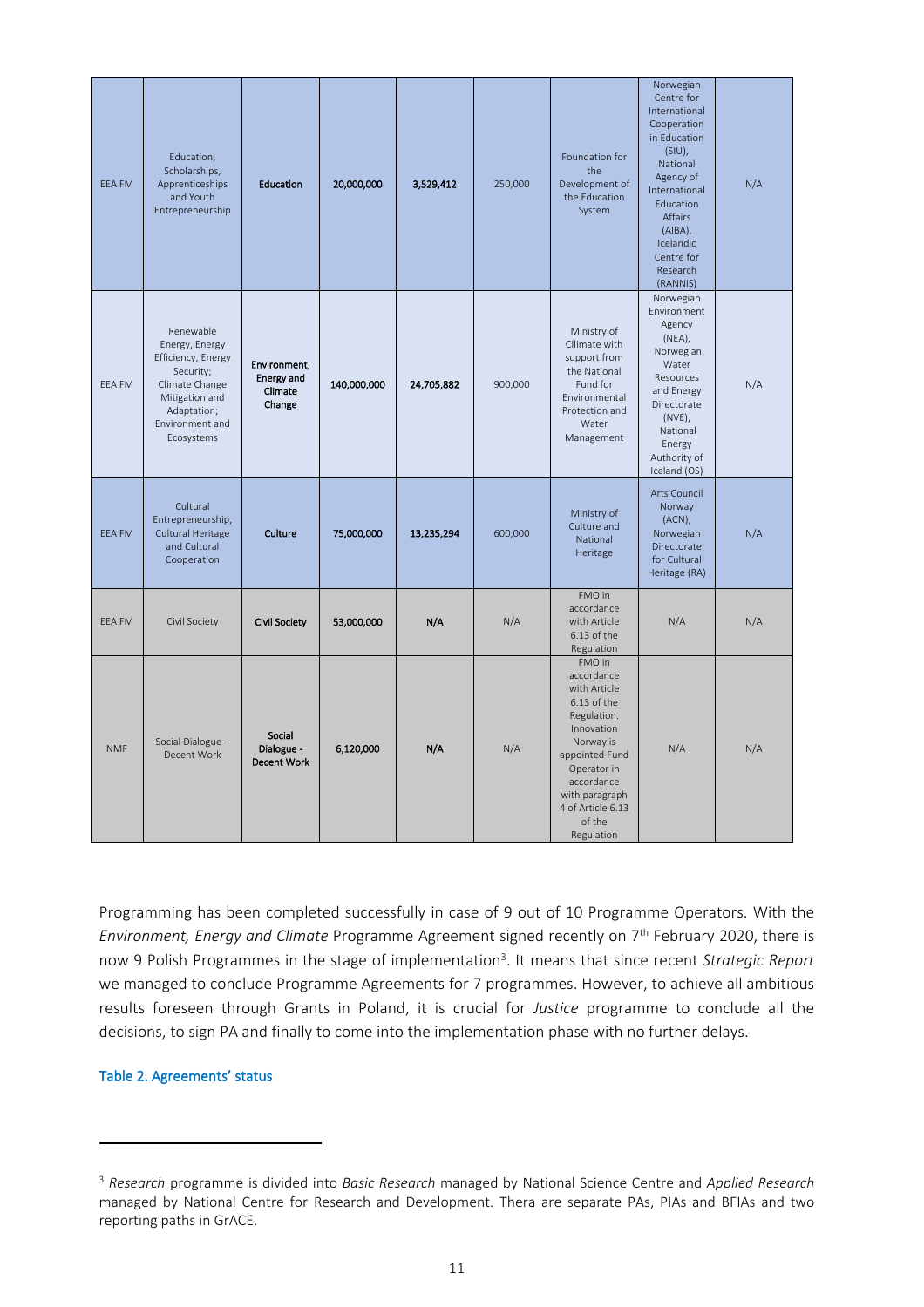| | | | | | | | | |
|---|---|---|---|---|---|---|---|---|
| EEA FM | Education, Scholarships, Apprenticeships and Youth Entrepreneurship | **Education** | 20,000,000 | 3,529,412 | 250,000 | Foundation for the Development of the Education System | Norwegian Centre for International Cooperation in Education (SIU), National Agency of International Education Affairs (AIBA), Icelandic Centre for Research (RANNIS) | N/A |
| EEA FM | Renewable Energy, Energy Efficiency, Energy Security; Climate Change Mitigation and Adaptation; Environment and Ecosystems | **Environment, Energy and Climate Change** | 140,000,000 | 24,705,882 | 900,000 | Ministry of Cllimate with support from the National Fund for Environmental Protection and Water Management | Norwegian Environment Agency (NEA), Norwegian Water Resources and Energy Directorate (NVE), National Energy Authority of Iceland (OS) | N/A |
| EEA FM | Cultural Entrepreneurship, Cultural Heritage and Cultural Cooperation | **Culture** | 75,000,000 | 13,235,294 | 600,000 | Ministry of Culture and National Heritage | Arts Council Norway (ACN), Norwegian Directorate for Cultural Heritage (RA) | N/A |
| EEA FM | Civil Society | **Civil Society** | 53,000,000 | N/A | N/A | FMO in accordance with Article 6.13 of the Regulation | N/A | N/A |
| NMF | Social Dialogue – Decent Work | **Social Dialogue - Decent Work** | 6,120,000 | N/A | N/A | FMO in accordance with Article 6.13 of the Regulation. Innovation Norway is appointed Fund Operator in accordance with paragraph 4 of Article 6.13 of the Regulation | N/A | N/A |

Programming has been completed successfully in case of 9 out of 10 Programme Operators. With the *Environment, Energy and Climate* Programme Agreement signed recently on 7th February 2020, there is now 9 Polish Programmes in the stage of implementation[3]. It means that since recent *Strategic Report* we managed to conclude Programme Agreements for 7 programmes. However, to achieve all ambitious results foreseen through Grants in Poland, it is crucial for *Justice* programme to conclude all the decisions, to sign PA and finally to come into the implementation phase with no further delays.

Table 2. Agreements' status

[3] *Research* programme is divided into *Basic Research* managed by National Science Centre and *Applied Research* managed by National Centre for Research and Development. Thera are separate PAs, PIAs and BFIAs and two reporting paths in GrACE.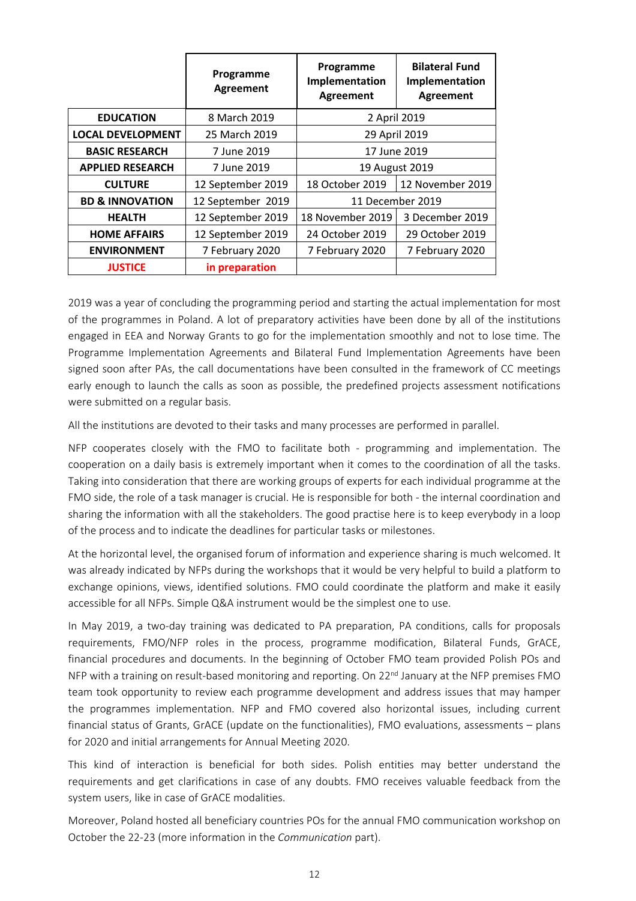| | Programme Agreement | Programme Implementation Agreement | Bilateral Fund Implementation Agreement |
|---|---|---|---|
| **EDUCATION** | 8 March 2019 | 2 April 2019 | |
| **LOCAL DEVELOPMENT** | 25 March 2019 | 29 April 2019 | |
| **BASIC RESEARCH** | 7 June 2019 | 17 June 2019 | |
| **APPLIED RESEARCH** | 7 June 2019 | 19 August 2019 | |
| **CULTURE** | 12 September 2019 | 18 October 2019 | 12 November 2019 |
| **BD & INNOVATION** | 12 September 2019 | 11 December 2019 | |
| **HEALTH** | 12 September 2019 | 18 November 2019 | 3 December 2019 |
| **HOME AFFAIRS** | 12 September 2019 | 24 October 2019 | 29 October 2019 |
| **ENVIRONMENT** | 7 February 2020 | 7 February 2020 | 7 February 2020 |
| **JUSTICE** | **in preparation** | | |

2019 was a year of concluding the programming period and starting the actual implementation for most of the programmes in Poland. A lot of preparatory activities have been done by all of the institutions engaged in EEA and Norway Grants to go for the implementation smoothly and not to lose time. The Programme Implementation Agreements and Bilateral Fund Implementation Agreements have been signed soon after PAs, the call documentations have been consulted in the framework of CC meetings early enough to launch the calls as soon as possible, the predefined projects assessment notifications were submitted on a regular basis.

All the institutions are devoted to their tasks and many processes are performed in parallel.

NFP cooperates closely with the FMO to facilitate both - programming and implementation. The cooperation on a daily basis is extremely important when it comes to the coordination of all the tasks. Taking into consideration that there are working groups of experts for each individual programme at the FMO side, the role of a task manager is crucial. He is responsible for both - the internal coordination and sharing the information with all the stakeholders. The good practise here is to keep everybody in a loop of the process and to indicate the deadlines for particular tasks or milestones.

At the horizontal level, the organised forum of information and experience sharing is much welcomed. It was already indicated by NFPs during the workshops that it would be very helpful to build a platform to exchange opinions, views, identified solutions. FMO could coordinate the platform and make it easily accessible for all NFPs. Simple Q&A instrument would be the simplest one to use.

In May 2019, a two-day training was dedicated to PA preparation, PA conditions, calls for proposals requirements, FMO/NFP roles in the process, programme modification, Bilateral Funds, GrACE, financial procedures and documents. In the beginning of October FMO team provided Polish POs and NFP with a training on result-based monitoring and reporting. On 22nd January at the NFP premises FMO team took opportunity to review each programme development and address issues that may hamper the programmes implementation. NFP and FMO covered also horizontal issues, including current financial status of Grants, GrACE (update on the functionalities), FMO evaluations, assessments – plans for 2020 and initial arrangements for Annual Meeting 2020.

This kind of interaction is beneficial for both sides. Polish entities may better understand the requirements and get clarifications in case of any doubts. FMO receives valuable feedback from the system users, like in case of GrACE modalities.

Moreover, Poland hosted all beneficiary countries POs for the annual FMO communication workshop on October the 22-23 (more information in the *Communication* part).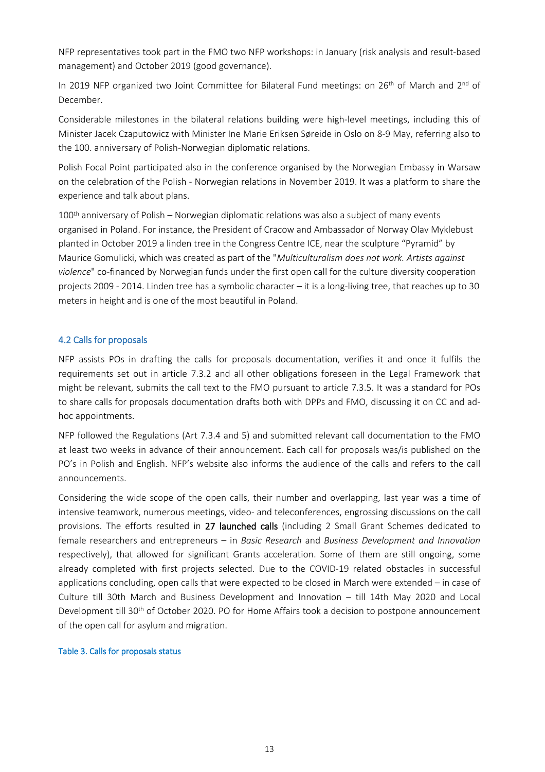NFP representatives took part in the FMO two NFP workshops: in January (risk analysis and result-based management) and October 2019 (good governance).

In 2019 NFP organized two Joint Committee for Bilateral Fund meetings: on 26th of March and 2nd of December.

Considerable milestones in the bilateral relations building were high-level meetings, including this of Minister Jacek Czaputowicz with Minister Ine Marie Eriksen Søreide in Oslo on 8-9 May, referring also to the 100. anniversary of Polish-Norwegian diplomatic relations.

Polish Focal Point participated also in the conference organised by the Norwegian Embassy in Warsaw on the celebration of the Polish - Norwegian relations in November 2019. It was a platform to share the experience and talk about plans.

100th anniversary of Polish – Norwegian diplomatic relations was also a subject of many events organised in Poland. For instance, the President of Cracow and Ambassador of Norway Olav Myklebust planted in October 2019 a linden tree in the Congress Centre ICE, near the sculpture "Pyramid" by Maurice Gomulicki, which was created as part of the "*Multiculturalism does not work. Artists against violence*" co-financed by Norwegian funds under the first open call for the culture diversity cooperation projects 2009 - 2014. Linden tree has a symbolic character – it is a long-living tree, that reaches up to 30 meters in height and is one of the most beautiful in Poland.

## 4.2 Calls for proposals

NFP assists POs in drafting the calls for proposals documentation, verifies it and once it fulfils the requirements set out in article 7.3.2 and all other obligations foreseen in the Legal Framework that might be relevant, submits the call text to the FMO pursuant to article 7.3.5. It was a standard for POs to share calls for proposals documentation drafts both with DPPs and FMO, discussing it on CC and ad-hoc appointments.

NFP followed the Regulations (Art 7.3.4 and 5) and submitted relevant call documentation to the FMO at least two weeks in advance of their announcement. Each call for proposals was/is published on the PO's in Polish and English. NFP's website also informs the audience of the calls and refers to the call announcements.

Considering the wide scope of the open calls, their number and overlapping, last year was a time of intensive teamwork, numerous meetings, video- and teleconferences, engrossing discussions on the call provisions. The efforts resulted in **27 launched calls** (including 2 Small Grant Schemes dedicated to female researchers and entrepreneurs – in *Basic Research* and *Business Development and Innovation* respectively), that allowed for significant Grants acceleration. Some of them are still ongoing, some already completed with first projects selected. Due to the COVID-19 related obstacles in successful applications concluding, open calls that were expected to be closed in March were extended – in case of Culture till 30th March and Business Development and Innovation – till 14th May 2020 and Local Development till 30th of October 2020. PO for Home Affairs took a decision to postpone announcement of the open call for asylum and migration.

Table 3. Calls for proposals status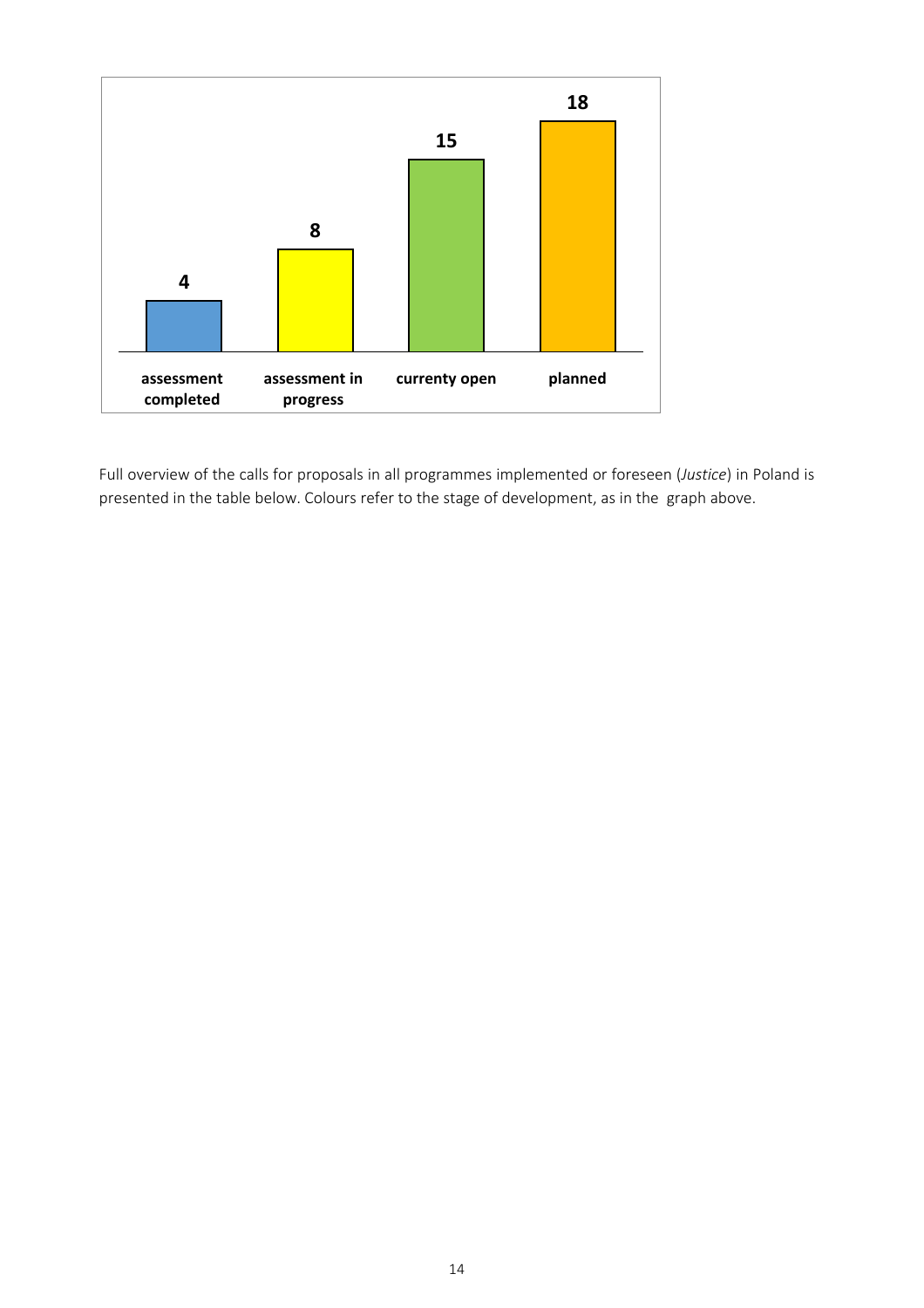| assessment completed | assessment in progress | currenty open | planned |
|---|---|---|---|
| 4 | 8 | 15 | 18 |

Full overview of the calls for proposals in all programmes implemented or foreseen (*Justice*) in Poland is presented in the table below. Colours refer to the stage of development, as in the graph above.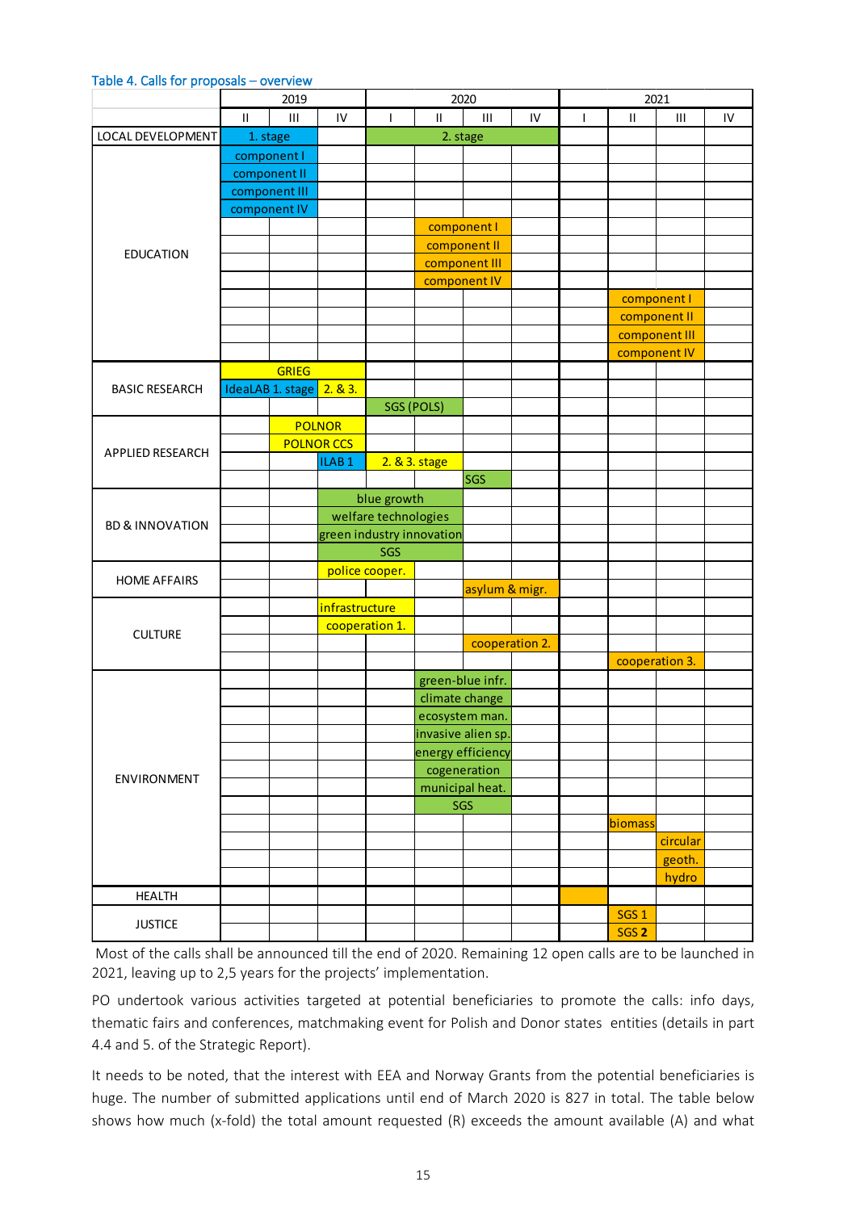Table 4. Calls for proposals – overview

| | 2019 | | | 2020 | | | | 2021 | | | |
|---|---|---|---|---|---|---|---|---|---|---|---|
| | II | III | IV | I | II | III | IV | I | II | III | IV |
| LOCAL DEVELOPMENT | 1. stage | 1. stage | | 2. stage | 2. stage | 2. stage | 2. stage | | | | |
| EDUCATION | component I | component I | | | | | | | | | |
| | component II | component II | | | | | | | | | |
| | component III | component III | | | | | | | | | |
| | component IV | component IV | | | | | | | | | |
| | | | | | component I | component I | | | | | |
| | | | | | component II | component II | | | | | |
| | | | | | component III | component III | | | | | |
| | | | | | component IV | component IV | | | | | |
| | | | | | | | | | component I | component I | |
| | | | | | | | | | component II | component II | |
| | | | | | | | | | component III | component III | |
| | | | | | | | | | component IV | component IV | |
| BASIC RESEARCH | GRIEG | GRIEG | GRIEG | | | | | | | | |
| | IdeaLAB 1. stage | IdeaLAB 1. stage | 2. & 3. | | | | | | | | |
| | | | | SGS (POLS) | SGS (POLS) | | | | | | |
| APPLIED RESEARCH | | POLNOR | POLNOR | | | | | | | | |
| | | POLNOR CCS | POLNOR CCS | | | | | | | | |
| | | | ILAB 1 | 2. & 3. stage | 2. & 3. stage | | | | | | |
| | | | | | | SGS | | | | | |
| BD & INNOVATION | | | blue growth | blue growth | blue growth | | | | | | |
| | | | welfare technologies | welfare technologies | welfare technologies | | | | | | |
| | | | green industry innovation | green industry innovation | green industry innovation | | | | | | |
| | | | SGS | SGS | SGS | | | | | | |
| HOME AFFAIRS | | | police cooper. | police cooper. | | | | | | | |
| | | | | | | asylum & migr. | asylum & migr. | | | | |
| CULTURE | | | infrastructure | infrastructure | | | | | | | |
| | | | cooperation 1. | cooperation 1. | | | | | | | |
| | | | | | | cooperation 2. | cooperation 2. | | | | |
| | | | | | | | | | cooperation 3. | cooperation 3. | |
| ENVIRONMENT | | | | | green-blue infr. | green-blue infr. | | | | | |
| | | | | | climate change | climate change | | | | | |
| | | | | | ecosystem man. | ecosystem man. | | | | | |
| | | | | | invasive alien sp. | invasive alien sp. | | | | | |
| | | | | | energy efficiency | energy efficiency | | | | | |
| | | | | | cogeneration | cogeneration | | | | | |
| | | | | | municipal heat. | municipal heat. | | | | | |
| | | | | | SGS | SGS | | | | | |
| | | | | | | | | | biomass | | |
| | | | | | | | | | | circular | |
| | | | | | | | | | | geoth. | |
| | | | | | | | | | | hydro | |
| HEALTH | | | | | | | | | | | |
| JUSTICE | | | | | | | | | SGS 1 | | |
| | | | | | | | | | SGS 2 | | |

Most of the calls shall be announced till the end of 2020. Remaining 12 open calls are to be launched in 2021, leaving up to 2,5 years for the projects' implementation.

PO undertook various activities targeted at potential beneficiaries to promote the calls: info days, thematic fairs and conferences, matchmaking event for Polish and Donor states entities (details in part 4.4 and 5. of the Strategic Report).

It needs to be noted, that the interest with EEA and Norway Grants from the potential beneficiaries is huge. The number of submitted applications until end of March 2020 is 827 in total. The table below shows how much (x-fold) the total amount requested (R) exceeds the amount available (A) and what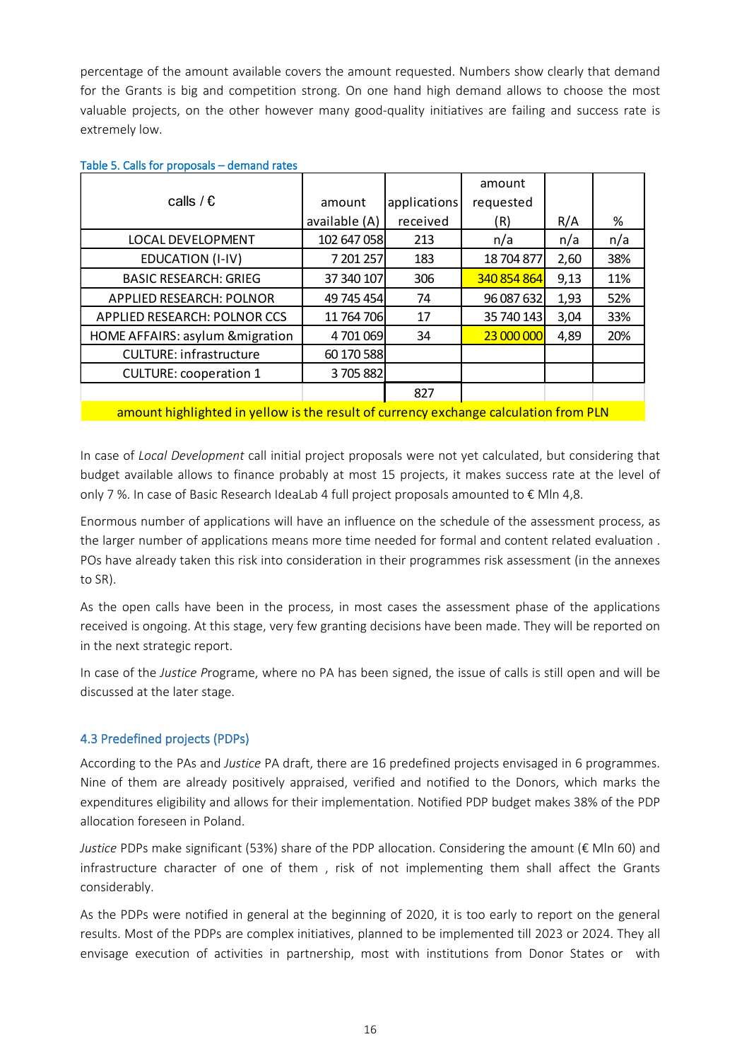percentage of the amount available covers the amount requested. Numbers show clearly that demand for the Grants is big and competition strong. On one hand high demand allows to choose the most valuable projects, on the other however many good-quality initiatives are failing and success rate is extremely low.

Table 5. Calls for proposals – demand rates

| calls / € | amount available (A) | applications received | amount requested (R) | R/A | % |
|---|---|---|---|---|---|
| LOCAL DEVELOPMENT | 102 647 058 | 213 | n/a | n/a | n/a |
| EDUCATION (I-IV) | 7 201 257 | 183 | 18 704 877 | 2,60 | 38% |
| BASIC RESEARCH: GRIEG | 37 340 107 | 306 | 340 854 864 | 9,13 | 11% |
| APPLIED RESEARCH: POLNOR | 49 745 454 | 74 | 96 087 632 | 1,93 | 52% |
| APPLIED RESEARCH: POLNOR CCS | 11 764 706 | 17 | 35 740 143 | 3,04 | 33% |
| HOME AFFAIRS: asylum &migration | 4 701 069 | 34 | 23 000 000 | 4,89 | 20% |
| CULTURE: infrastructure | 60 170 588 | | | | |
| CULTURE: cooperation 1 | 3 705 882 | | | | |
| | | 827 | | | |

amount highlighted in yellow is the result of currency exchange calculation from PLN

In case of *Local Development* call initial project proposals were not yet calculated, but considering that budget available allows to finance probably at most 15 projects, it makes success rate at the level of only 7 %. In case of Basic Research IdeaLab 4 full project proposals amounted to € Mln 4,8.

Enormous number of applications will have an influence on the schedule of the assessment process, as the larger number of applications means more time needed for formal and content related evaluation . POs have already taken this risk into consideration in their programmes risk assessment (in the annexes to SR).

As the open calls have been in the process, in most cases the assessment phase of the applications received is ongoing. At this stage, very few granting decisions have been made. They will be reported on in the next strategic report.

In case of the *Justice P*rograme, where no PA has been signed, the issue of calls is still open and will be discussed at the later stage.

### 4.3 Predefined projects (PDPs)

According to the PAs and *Justice* PA draft, there are 16 predefined projects envisaged in 6 programmes. Nine of them are already positively appraised, verified and notified to the Donors, which marks the expenditures eligibility and allows for their implementation. Notified PDP budget makes 38% of the PDP allocation foreseen in Poland.

*Justice* PDPs make significant (53%) share of the PDP allocation. Considering the amount (€ Mln 60) and infrastructure character of one of them , risk of not implementing them shall affect the Grants considerably.

As the PDPs were notified in general at the beginning of 2020, it is too early to report on the general results. Most of the PDPs are complex initiatives, planned to be implemented till 2023 or 2024. They all envisage execution of activities in partnership, most with institutions from Donor States or with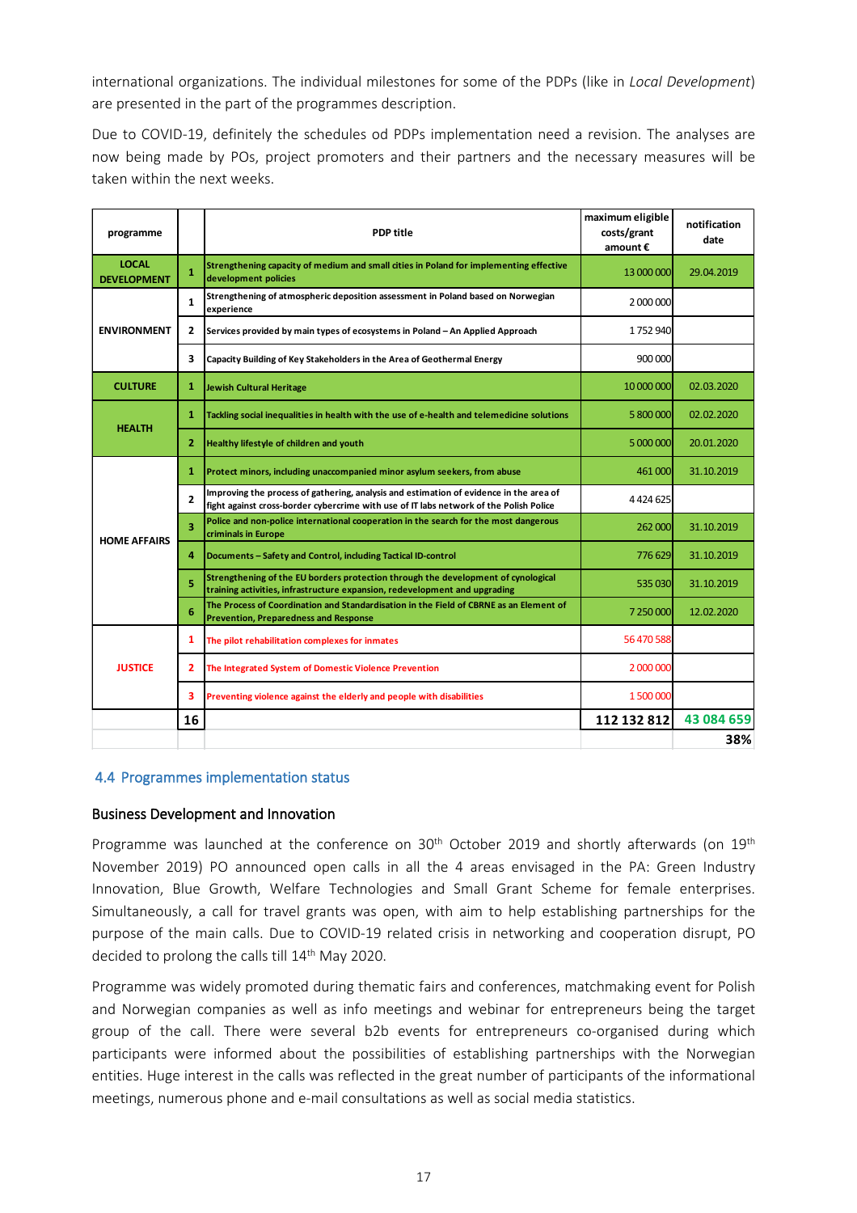international organizations. The individual milestones for some of the PDPs (like in *Local Development*) are presented in the part of the programmes description.

Due to COVID-19, definitely the schedules od PDPs implementation need a revision. The analyses are now being made by POs, project promoters and their partners and the necessary measures will be taken within the next weeks.

| programme | | PDP title | maximum eligible costs/grant amount € | notification date |
|---|---|---|---|---|
| LOCAL DEVELOPMENT | 1 | Strengthening capacity of medium and small cities in Poland for implementing effective development policies | 13 000 000 | 29.04.2019 |
| ENVIRONMENT | 1 | Strengthening of atmospheric deposition assessment in Poland based on Norwegian experience | 2 000 000 | |
| | 2 | Services provided by main types of ecosystems in Poland – An Applied Approach | 1 752 940 | |
| | 3 | Capacity Building of Key Stakeholders in the Area of Geothermal Energy | 900 000 | |
| CULTURE | 1 | Jewish Cultural Heritage | 10 000 000 | 02.03.2020 |
| HEALTH | 1 | Tackling social inequalities in health with the use of e-health and telemedicine solutions | 5 800 000 | 02.02.2020 |
| | 2 | Healthy lifestyle of children and youth | 5 000 000 | 20.01.2020 |
| HOME AFFAIRS | 1 | Protect minors, including unaccompanied minor asylum seekers, from abuse | 461 000 | 31.10.2019 |
| | 2 | Improving the process of gathering, analysis and estimation of evidence in the area of fight against cross-border cybercrime with use of IT labs network of the Polish Police | 4 424 625 | |
| | 3 | Police and non-police international cooperation in the search for the most dangerous criminals in Europe | 262 000 | 31.10.2019 |
| | 4 | Documents – Safety and Control, including Tactical ID-control | 776 629 | 31.10.2019 |
| | 5 | Strengthening of the EU borders protection through the development of cynological training activities, infrastructure expansion, redevelopment and upgrading | 535 030 | 31.10.2019 |
| | 6 | The Process of Coordination and Standardisation in the Field of CBRNE as an Element of Prevention, Preparedness and Response | 7 250 000 | 12.02.2020 |
| JUSTICE | 1 | The pilot rehabilitation complexes for inmates | 56 470 588 | |
| | 2 | The Integrated System of Domestic Violence Prevention | 2 000 000 | |
| | 3 | Preventing violence against the elderly and people with disabilities | 1 500 000 | |
| | **16** | | **112 132 812** | **43 084 659** |
| | | | | **38%** |

## 4.4 Programmes implementation status

### Business Development and Innovation

Programme was launched at the conference on 30th October 2019 and shortly afterwards (on 19th November 2019) PO announced open calls in all the 4 areas envisaged in the PA: Green Industry Innovation, Blue Growth, Welfare Technologies and Small Grant Scheme for female enterprises. Simultaneously, a call for travel grants was open, with aim to help establishing partnerships for the purpose of the main calls. Due to COVID-19 related crisis in networking and cooperation disrupt, PO decided to prolong the calls till 14th May 2020.

Programme was widely promoted during thematic fairs and conferences, matchmaking event for Polish and Norwegian companies as well as info meetings and webinar for entrepreneurs being the target group of the call. There were several b2b events for entrepreneurs co-organised during which participants were informed about the possibilities of establishing partnerships with the Norwegian entities. Huge interest in the calls was reflected in the great number of participants of the informational meetings, numerous phone and e-mail consultations as well as social media statistics.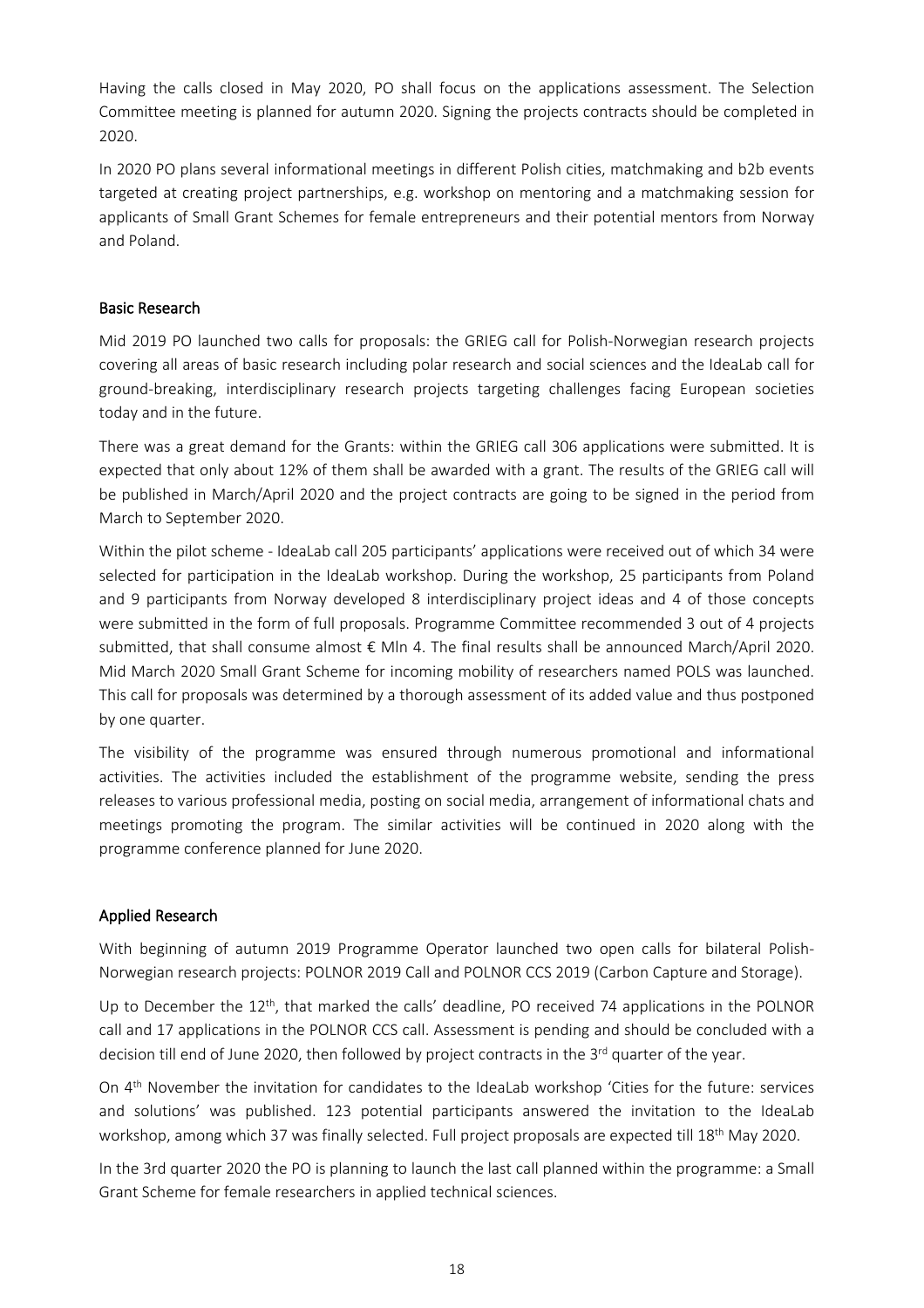Having the calls closed in May 2020, PO shall focus on the applications assessment. The Selection Committee meeting is planned for autumn 2020. Signing the projects contracts should be completed in 2020.

In 2020 PO plans several informational meetings in different Polish cities, matchmaking and b2b events targeted at creating project partnerships, e.g. workshop on mentoring and a matchmaking session for applicants of Small Grant Schemes for female entrepreneurs and their potential mentors from Norway and Poland.

## Basic Research

Mid 2019 PO launched two calls for proposals: the GRIEG call for Polish-Norwegian research projects covering all areas of basic research including polar research and social sciences and the IdeaLab call for ground-breaking, interdisciplinary research projects targeting challenges facing European societies today and in the future.

There was a great demand for the Grants: within the GRIEG call 306 applications were submitted. It is expected that only about 12% of them shall be awarded with a grant. The results of the GRIEG call will be published in March/April 2020 and the project contracts are going to be signed in the period from March to September 2020.

Within the pilot scheme - IdeaLab call 205 participants' applications were received out of which 34 were selected for participation in the IdeaLab workshop. During the workshop, 25 participants from Poland and 9 participants from Norway developed 8 interdisciplinary project ideas and 4 of those concepts were submitted in the form of full proposals. Programme Committee recommended 3 out of 4 projects submitted, that shall consume almost € Mln 4. The final results shall be announced March/April 2020. Mid March 2020 Small Grant Scheme for incoming mobility of researchers named POLS was launched. This call for proposals was determined by a thorough assessment of its added value and thus postponed by one quarter.

The visibility of the programme was ensured through numerous promotional and informational activities. The activities included the establishment of the programme website, sending the press releases to various professional media, posting on social media, arrangement of informational chats and meetings promoting the program. The similar activities will be continued in 2020 along with the programme conference planned for June 2020.

## Applied Research

With beginning of autumn 2019 Programme Operator launched two open calls for bilateral Polish-Norwegian research projects: POLNOR 2019 Call and POLNOR CCS 2019 (Carbon Capture and Storage).

Up to December the 12th, that marked the calls' deadline, PO received 74 applications in the POLNOR call and 17 applications in the POLNOR CCS call. Assessment is pending and should be concluded with a decision till end of June 2020, then followed by project contracts in the 3rd quarter of the year.

On 4th November the invitation for candidates to the IdeaLab workshop 'Cities for the future: services and solutions' was published. 123 potential participants answered the invitation to the IdeaLab workshop, among which 37 was finally selected. Full project proposals are expected till 18th May 2020.

In the 3rd quarter 2020 the PO is planning to launch the last call planned within the programme: a Small Grant Scheme for female researchers in applied technical sciences.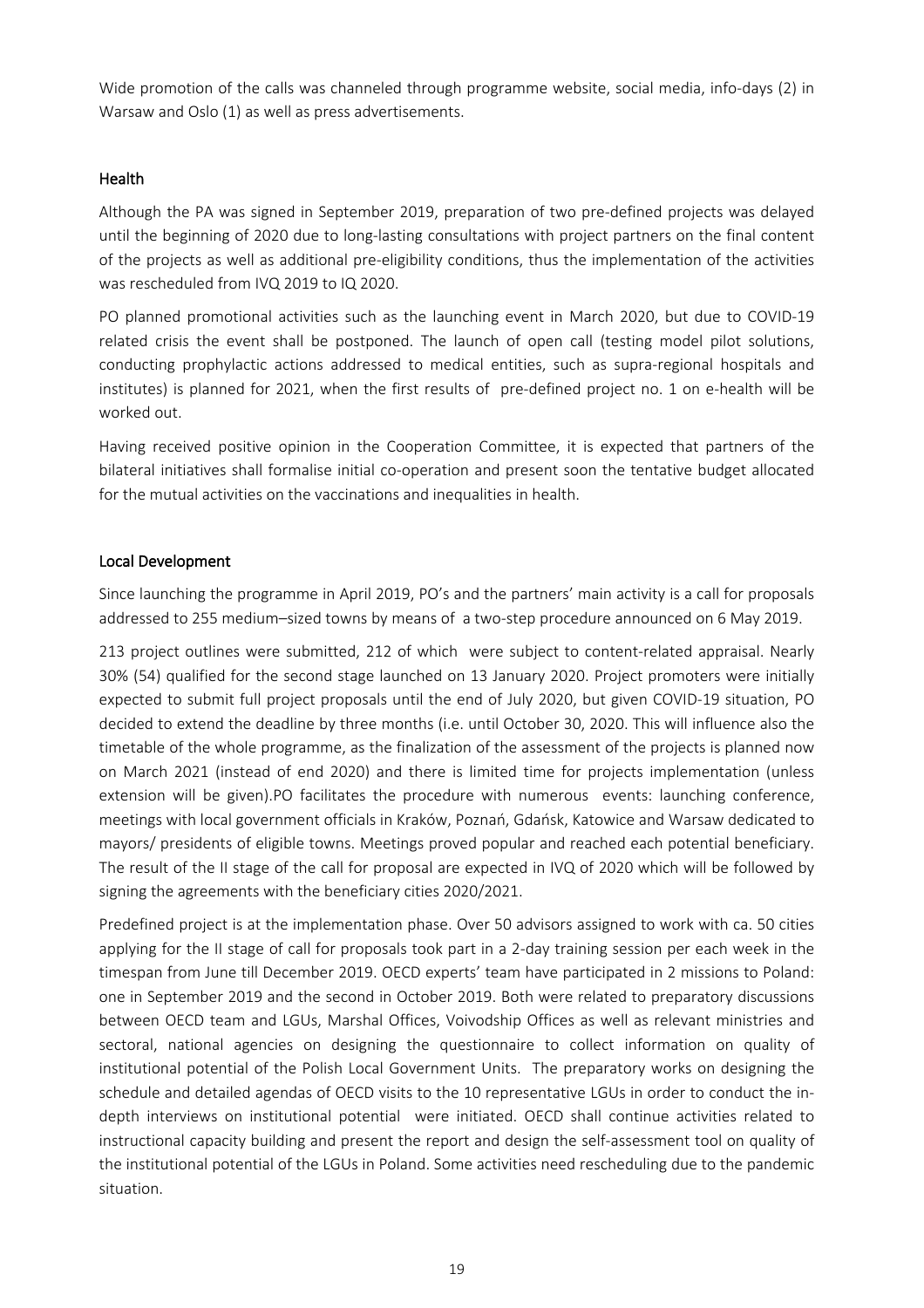Wide promotion of the calls was channeled through programme website, social media, info-days (2) in Warsaw and Oslo (1) as well as press advertisements.

### Health

Although the PA was signed in September 2019, preparation of two pre-defined projects was delayed until the beginning of 2020 due to long-lasting consultations with project partners on the final content of the projects as well as additional pre-eligibility conditions, thus the implementation of the activities was rescheduled from IVQ 2019 to IQ 2020.

PO planned promotional activities such as the launching event in March 2020, but due to COVID-19 related crisis the event shall be postponed. The launch of open call (testing model pilot solutions, conducting prophylactic actions addressed to medical entities, such as supra-regional hospitals and institutes) is planned for 2021, when the first results of pre-defined project no. 1 on e-health will be worked out.

Having received positive opinion in the Cooperation Committee, it is expected that partners of the bilateral initiatives shall formalise initial co-operation and present soon the tentative budget allocated for the mutual activities on the vaccinations and inequalities in health.

### Local Development

Since launching the programme in April 2019, PO's and the partners' main activity is a call for proposals addressed to 255 medium–sized towns by means of a two-step procedure announced on 6 May 2019.

213 project outlines were submitted, 212 of which were subject to content-related appraisal. Nearly 30% (54) qualified for the second stage launched on 13 January 2020. Project promoters were initially expected to submit full project proposals until the end of July 2020, but given COVID-19 situation, PO decided to extend the deadline by three months (i.e. until October 30, 2020. This will influence also the timetable of the whole programme, as the finalization of the assessment of the projects is planned now on March 2021 (instead of end 2020) and there is limited time for projects implementation (unless extension will be given).PO facilitates the procedure with numerous events: launching conference, meetings with local government officials in Kraków, Poznań, Gdańsk, Katowice and Warsaw dedicated to mayors/ presidents of eligible towns. Meetings proved popular and reached each potential beneficiary. The result of the II stage of the call for proposal are expected in IVQ of 2020 which will be followed by signing the agreements with the beneficiary cities 2020/2021.

Predefined project is at the implementation phase. Over 50 advisors assigned to work with ca. 50 cities applying for the II stage of call for proposals took part in a 2-day training session per each week in the timespan from June till December 2019. OECD experts' team have participated in 2 missions to Poland: one in September 2019 and the second in October 2019. Both were related to preparatory discussions between OECD team and LGUs, Marshal Offices, Voivodship Offices as well as relevant ministries and sectoral, national agencies on designing the questionnaire to collect information on quality of institutional potential of the Polish Local Government Units. The preparatory works on designing the schedule and detailed agendas of OECD visits to the 10 representative LGUs in order to conduct the in-depth interviews on institutional potential were initiated. OECD shall continue activities related to instructional capacity building and present the report and design the self-assessment tool on quality of the institutional potential of the LGUs in Poland. Some activities need rescheduling due to the pandemic situation.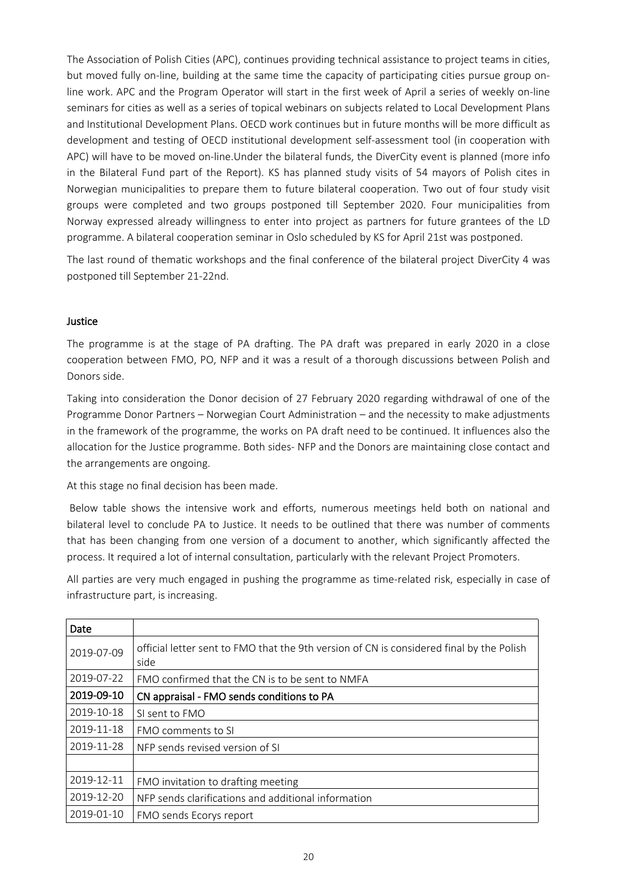The Association of Polish Cities (APC), continues providing technical assistance to project teams in cities, but moved fully on-line, building at the same time the capacity of participating cities pursue group on-line work. APC and the Program Operator will start in the first week of April a series of weekly on-line seminars for cities as well as a series of topical webinars on subjects related to Local Development Plans and Institutional Development Plans. OECD work continues but in future months will be more difficult as development and testing of OECD institutional development self-assessment tool (in cooperation with APC) will have to be moved on-line.Under the bilateral funds, the DiverCity event is planned (more info in the Bilateral Fund part of the Report). KS has planned study visits of 54 mayors of Polish cites in Norwegian municipalities to prepare them to future bilateral cooperation. Two out of four study visit groups were completed and two groups postponed till September 2020. Four municipalities from Norway expressed already willingness to enter into project as partners for future grantees of the LD programme. A bilateral cooperation seminar in Oslo scheduled by KS for April 21st was postponed.

The last round of thematic workshops and the final conference of the bilateral project DiverCity 4 was postponed till September 21-22nd.

## Justice

The programme is at the stage of PA drafting. The PA draft was prepared in early 2020 in a close cooperation between FMO, PO, NFP and it was a result of a thorough discussions between Polish and Donors side.

Taking into consideration the Donor decision of 27 February 2020 regarding withdrawal of one of the Programme Donor Partners – Norwegian Court Administration – and the necessity to make adjustments in the framework of the programme, the works on PA draft need to be continued. It influences also the allocation for the Justice programme. Both sides- NFP and the Donors are maintaining close contact and the arrangements are ongoing.

At this stage no final decision has been made.

Below table shows the intensive work and efforts, numerous meetings held both on national and bilateral level to conclude PA to Justice. It needs to be outlined that there was number of comments that has been changing from one version of a document to another, which significantly affected the process. It required a lot of internal consultation, particularly with the relevant Project Promoters.

All parties are very much engaged in pushing the programme as time-related risk, especially in case of infrastructure part, is increasing.

| Date | |
|---|---|
| 2019-07-09 | official letter sent to FMO that the 9th version of CN is considered final by the Polish side |
| 2019-07-22 | FMO confirmed that the CN is to be sent to NMFA |
| **2019-09-10** | **CN appraisal - FMO sends conditions to PA** |
| 2019-10-18 | SI sent to FMO |
| 2019-11-18 | FMO comments to SI |
| 2019-11-28 | NFP sends revised version of SI |
| | |
| 2019-12-11 | FMO invitation to drafting meeting |
| 2019-12-20 | NFP sends clarifications and additional information |
| 2019-01-10 | FMO sends Ecorys report |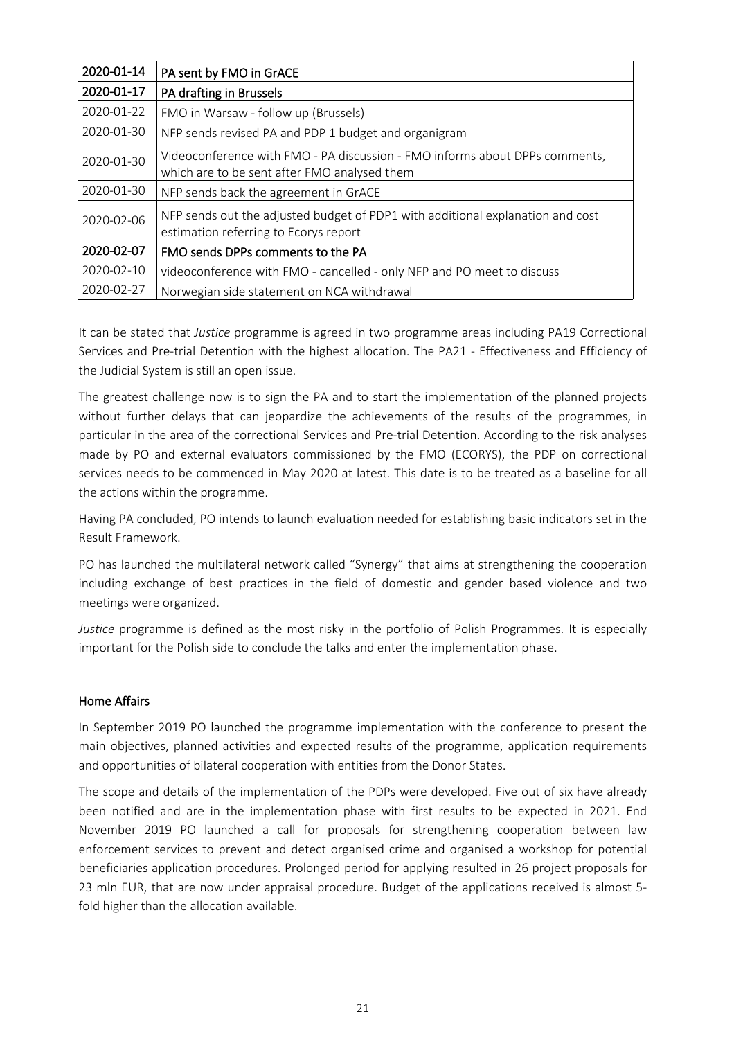| | |
|---|---|
| **2020-01-14** | **PA sent by FMO in GrACE** |
| **2020-01-17** | **PA drafting in Brussels** |
| 2020-01-22 | FMO in Warsaw - follow up (Brussels) |
| 2020-01-30 | NFP sends revised PA and PDP 1 budget and organigram |
| 2020-01-30 | Videoconference with FMO - PA discussion - FMO informs about DPPs comments, which are to be sent after FMO analysed them |
| 2020-01-30 | NFP sends back the agreement in GrACE |
| 2020-02-06 | NFP sends out the adjusted budget of PDP1 with additional explanation and cost estimation referring to Ecorys report |
| **2020-02-07** | **FMO sends DPPs comments to the PA** |
| 2020-02-10 | videoconference with FMO - cancelled - only NFP and PO meet to discuss |
| 2020-02-27 | Norwegian side statement on NCA withdrawal |

It can be stated that *Justice* programme is agreed in two programme areas including PA19 Correctional Services and Pre-trial Detention with the highest allocation. The PA21 - Effectiveness and Efficiency of the Judicial System is still an open issue.

The greatest challenge now is to sign the PA and to start the implementation of the planned projects without further delays that can jeopardize the achievements of the results of the programmes, in particular in the area of the correctional Services and Pre-trial Detention. According to the risk analyses made by PO and external evaluators commissioned by the FMO (ECORYS), the PDP on correctional services needs to be commenced in May 2020 at latest. This date is to be treated as a baseline for all the actions within the programme.

Having PA concluded, PO intends to launch evaluation needed for establishing basic indicators set in the Result Framework.

PO has launched the multilateral network called "Synergy" that aims at strengthening the cooperation including exchange of best practices in the field of domestic and gender based violence and two meetings were organized.

*Justice* programme is defined as the most risky in the portfolio of Polish Programmes. It is especially important for the Polish side to conclude the talks and enter the implementation phase.

## Home Affairs

In September 2019 PO launched the programme implementation with the conference to present the main objectives, planned activities and expected results of the programme, application requirements and opportunities of bilateral cooperation with entities from the Donor States.

The scope and details of the implementation of the PDPs were developed. Five out of six have already been notified and are in the implementation phase with first results to be expected in 2021. End November 2019 PO launched a call for proposals for strengthening cooperation between law enforcement services to prevent and detect organised crime and organised a workshop for potential beneficiaries application procedures. Prolonged period for applying resulted in 26 project proposals for 23 mln EUR, that are now under appraisal procedure. Budget of the applications received is almost 5-fold higher than the allocation available.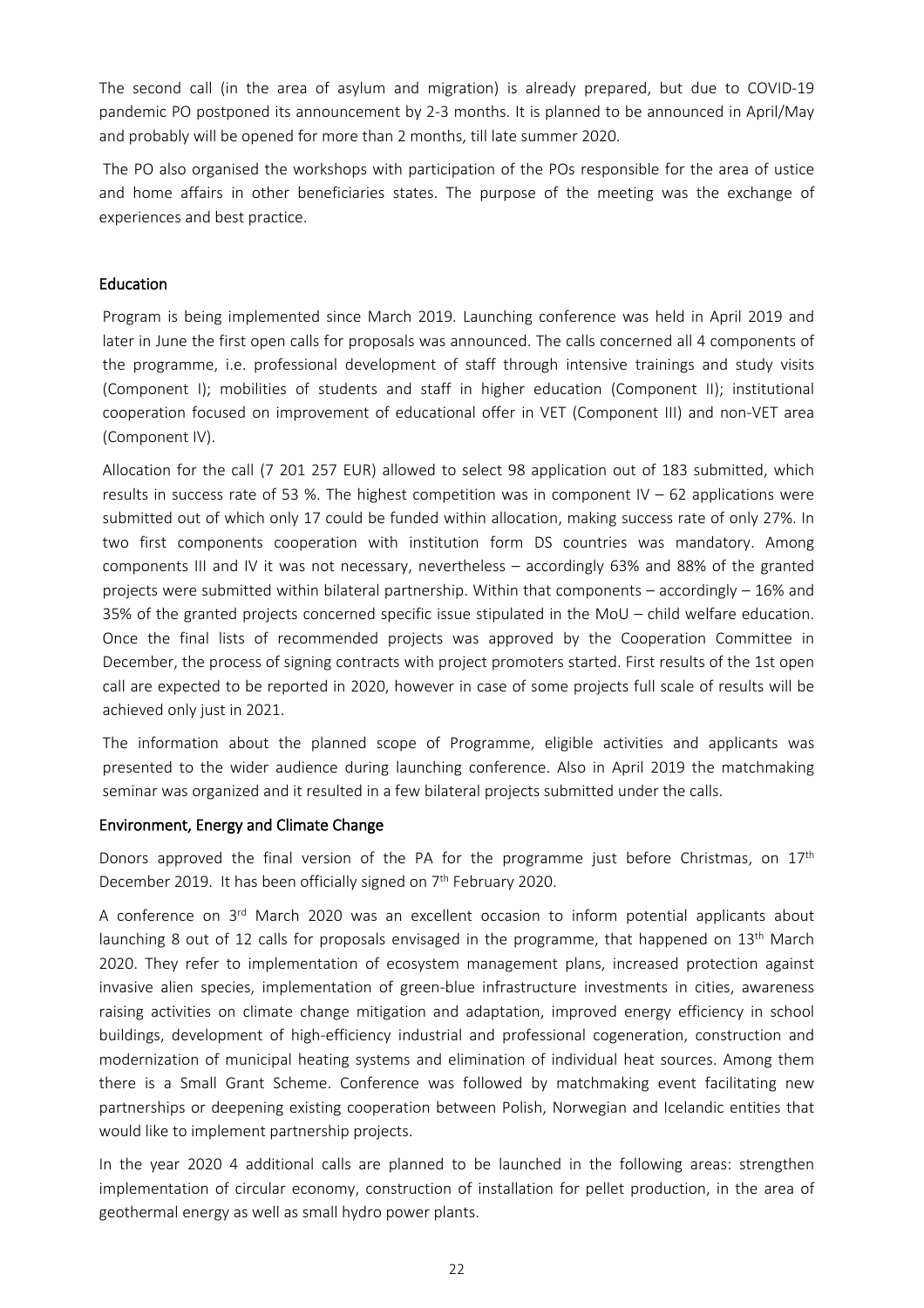The second call (in the area of asylum and migration) is already prepared, but due to COVID-19 pandemic PO postponed its announcement by 2-3 months. It is planned to be announced in April/May and probably will be opened for more than 2 months, till late summer 2020.

The PO also organised the workshops with participation of the POs responsible for the area of ustice and home affairs in other beneficiaries states. The purpose of the meeting was the exchange of experiences and best practice.

## Education

Program is being implemented since March 2019. Launching conference was held in April 2019 and later in June the first open calls for proposals was announced. The calls concerned all 4 components of the programme, i.e. professional development of staff through intensive trainings and study visits (Component I); mobilities of students and staff in higher education (Component II); institutional cooperation focused on improvement of educational offer in VET (Component III) and non-VET area (Component IV).

Allocation for the call (7 201 257 EUR) allowed to select 98 application out of 183 submitted, which results in success rate of 53 %. The highest competition was in component IV – 62 applications were submitted out of which only 17 could be funded within allocation, making success rate of only 27%. In two first components cooperation with institution form DS countries was mandatory. Among components III and IV it was not necessary, nevertheless – accordingly 63% and 88% of the granted projects were submitted within bilateral partnership. Within that components – accordingly – 16% and 35% of the granted projects concerned specific issue stipulated in the MoU – child welfare education. Once the final lists of recommended projects was approved by the Cooperation Committee in December, the process of signing contracts with project promoters started. First results of the 1st open call are expected to be reported in 2020, however in case of some projects full scale of results will be achieved only just in 2021.

The information about the planned scope of Programme, eligible activities and applicants was presented to the wider audience during launching conference. Also in April 2019 the matchmaking seminar was organized and it resulted in a few bilateral projects submitted under the calls.

## Environment, Energy and Climate Change

Donors approved the final version of the PA for the programme just before Christmas, on 17th December 2019. It has been officially signed on 7th February 2020.

A conference on 3rd March 2020 was an excellent occasion to inform potential applicants about launching 8 out of 12 calls for proposals envisaged in the programme, that happened on 13th March 2020. They refer to implementation of ecosystem management plans, increased protection against invasive alien species, implementation of green-blue infrastructure investments in cities, awareness raising activities on climate change mitigation and adaptation, improved energy efficiency in school buildings, development of high-efficiency industrial and professional cogeneration, construction and modernization of municipal heating systems and elimination of individual heat sources. Among them there is a Small Grant Scheme. Conference was followed by matchmaking event facilitating new partnerships or deepening existing cooperation between Polish, Norwegian and Icelandic entities that would like to implement partnership projects.

In the year 2020 4 additional calls are planned to be launched in the following areas: strengthen implementation of circular economy, construction of installation for pellet production, in the area of geothermal energy as well as small hydro power plants.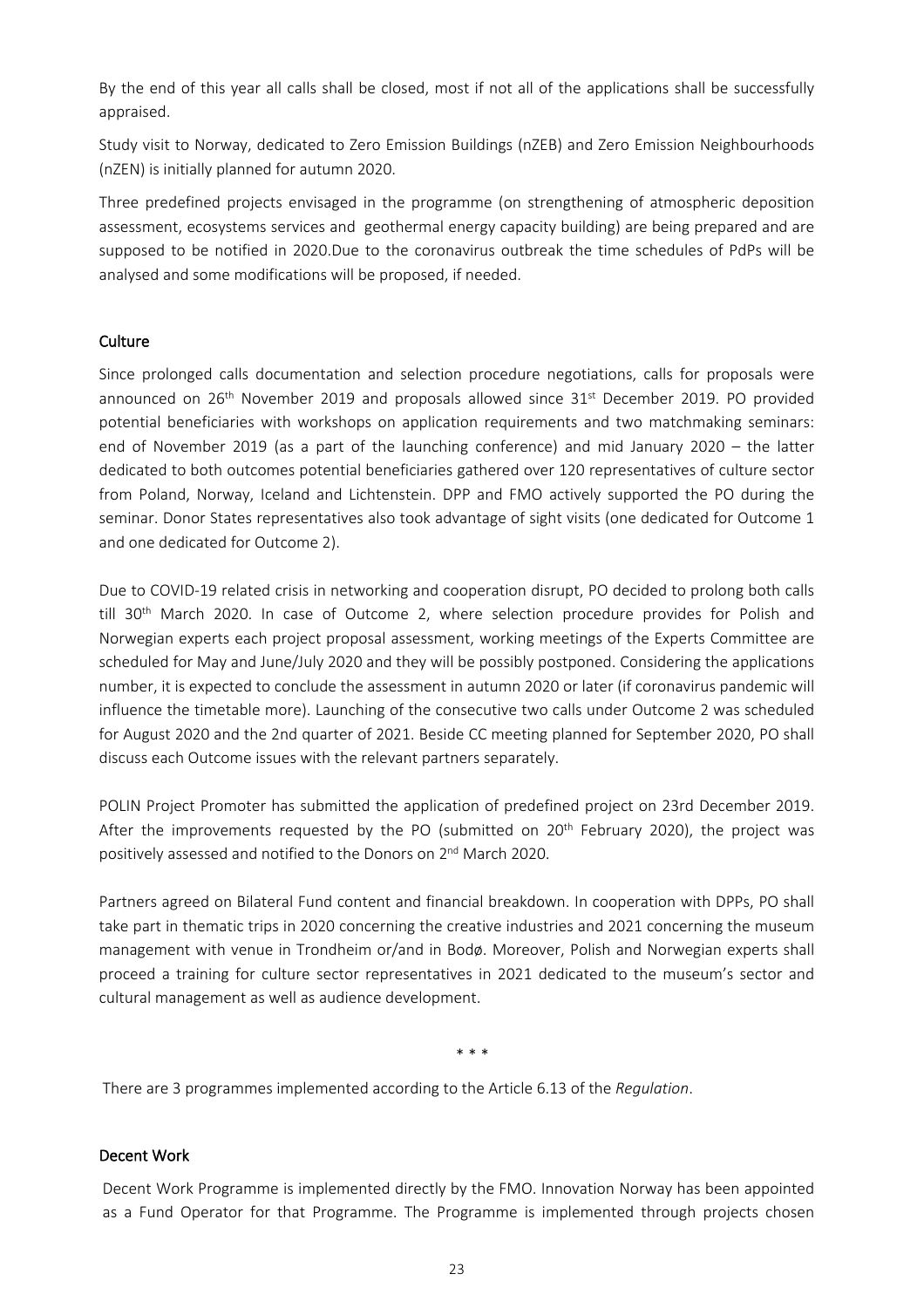By the end of this year all calls shall be closed, most if not all of the applications shall be successfully appraised.

Study visit to Norway, dedicated to Zero Emission Buildings (nZEB) and Zero Emission Neighbourhoods (nZEN) is initially planned for autumn 2020.

Three predefined projects envisaged in the programme (on strengthening of atmospheric deposition assessment, ecosystems services and geothermal energy capacity building) are being prepared and are supposed to be notified in 2020.Due to the coronavirus outbreak the time schedules of PdPs will be analysed and some modifications will be proposed, if needed.

### Culture

Since prolonged calls documentation and selection procedure negotiations, calls for proposals were announced on 26th November 2019 and proposals allowed since 31st December 2019. PO provided potential beneficiaries with workshops on application requirements and two matchmaking seminars: end of November 2019 (as a part of the launching conference) and mid January 2020 – the latter dedicated to both outcomes potential beneficiaries gathered over 120 representatives of culture sector from Poland, Norway, Iceland and Lichtenstein. DPP and FMO actively supported the PO during the seminar. Donor States representatives also took advantage of sight visits (one dedicated for Outcome 1 and one dedicated for Outcome 2).

Due to COVID-19 related crisis in networking and cooperation disrupt, PO decided to prolong both calls till 30th March 2020. In case of Outcome 2, where selection procedure provides for Polish and Norwegian experts each project proposal assessment, working meetings of the Experts Committee are scheduled for May and June/July 2020 and they will be possibly postponed. Considering the applications number, it is expected to conclude the assessment in autumn 2020 or later (if coronavirus pandemic will influence the timetable more). Launching of the consecutive two calls under Outcome 2 was scheduled for August 2020 and the 2nd quarter of 2021. Beside CC meeting planned for September 2020, PO shall discuss each Outcome issues with the relevant partners separately.

POLIN Project Promoter has submitted the application of predefined project on 23rd December 2019. After the improvements requested by the PO (submitted on 20th February 2020), the project was positively assessed and notified to the Donors on 2nd March 2020.

Partners agreed on Bilateral Fund content and financial breakdown. In cooperation with DPPs, PO shall take part in thematic trips in 2020 concerning the creative industries and 2021 concerning the museum management with venue in Trondheim or/and in Bodø. Moreover, Polish and Norwegian experts shall proceed a training for culture sector representatives in 2021 dedicated to the museum's sector and cultural management as well as audience development.

\* \* \*

There are 3 programmes implemented according to the Article 6.13 of the *Regulation*.

### Decent Work

Decent Work Programme is implemented directly by the FMO. Innovation Norway has been appointed as a Fund Operator for that Programme. The Programme is implemented through projects chosen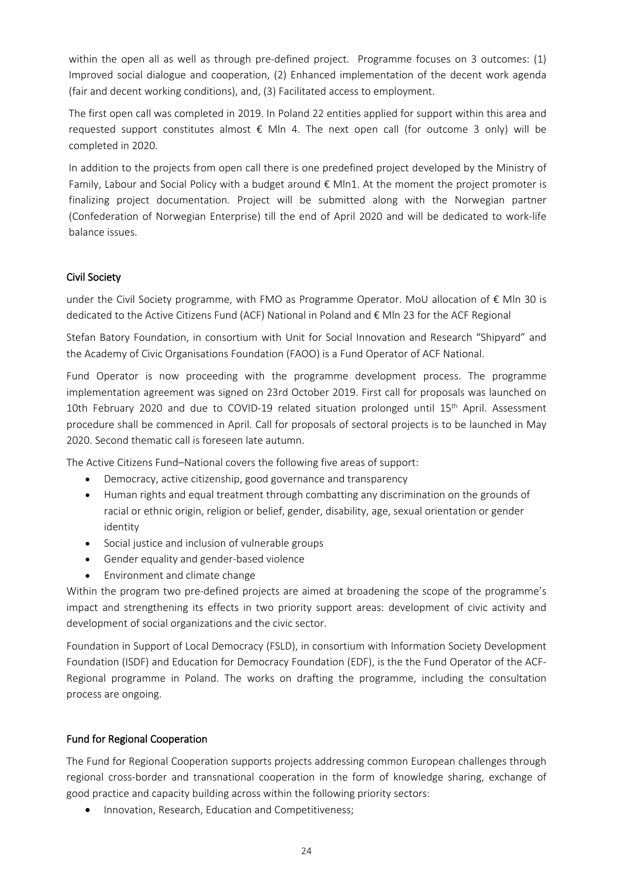within the open all as well as through pre-defined project. Programme focuses on 3 outcomes: (1) Improved social dialogue and cooperation, (2) Enhanced implementation of the decent work agenda (fair and decent working conditions), and, (3) Facilitated access to employment.

The first open call was completed in 2019. In Poland 22 entities applied for support within this area and requested support constitutes almost € Mln 4. The next open call (for outcome 3 only) will be completed in 2020.

In addition to the projects from open call there is one predefined project developed by the Ministry of Family, Labour and Social Policy with a budget around € Mln1. At the moment the project promoter is finalizing project documentation. Project will be submitted along with the Norwegian partner (Confederation of Norwegian Enterprise) till the end of April 2020 and will be dedicated to work-life balance issues.

## Civil Society

under the Civil Society programme, with FMO as Programme Operator. MoU allocation of € Mln 30 is dedicated to the Active Citizens Fund (ACF) National in Poland and € Mln 23 for the ACF Regional

Stefan Batory Foundation, in consortium with Unit for Social Innovation and Research "Shipyard" and the Academy of Civic Organisations Foundation (FAOO) is a Fund Operator of ACF National.

Fund Operator is now proceeding with the programme development process. The programme implementation agreement was signed on 23rd October 2019. First call for proposals was launched on 10th February 2020 and due to COVID-19 related situation prolonged until 15th April. Assessment procedure shall be commenced in April. Call for proposals of sectoral projects is to be launched in May 2020. Second thematic call is foreseen late autumn.

The Active Citizens Fund–National covers the following five areas of support:

- Democracy, active citizenship, good governance and transparency
- Human rights and equal treatment through combatting any discrimination on the grounds of racial or ethnic origin, religion or belief, gender, disability, age, sexual orientation or gender identity
- Social justice and inclusion of vulnerable groups
- Gender equality and gender-based violence
- Environment and climate change

Within the program two pre-defined projects are aimed at broadening the scope of the programme's impact and strengthening its effects in two priority support areas: development of civic activity and development of social organizations and the civic sector.

Foundation in Support of Local Democracy (FSLD), in consortium with Information Society Development Foundation (ISDF) and Education for Democracy Foundation (EDF), is the the Fund Operator of the ACF-Regional programme in Poland. The works on drafting the programme, including the consultation process are ongoing.

## Fund for Regional Cooperation

The Fund for Regional Cooperation supports projects addressing common European challenges through regional cross-border and transnational cooperation in the form of knowledge sharing, exchange of good practice and capacity building across within the following priority sectors:

- Innovation, Research, Education and Competitiveness;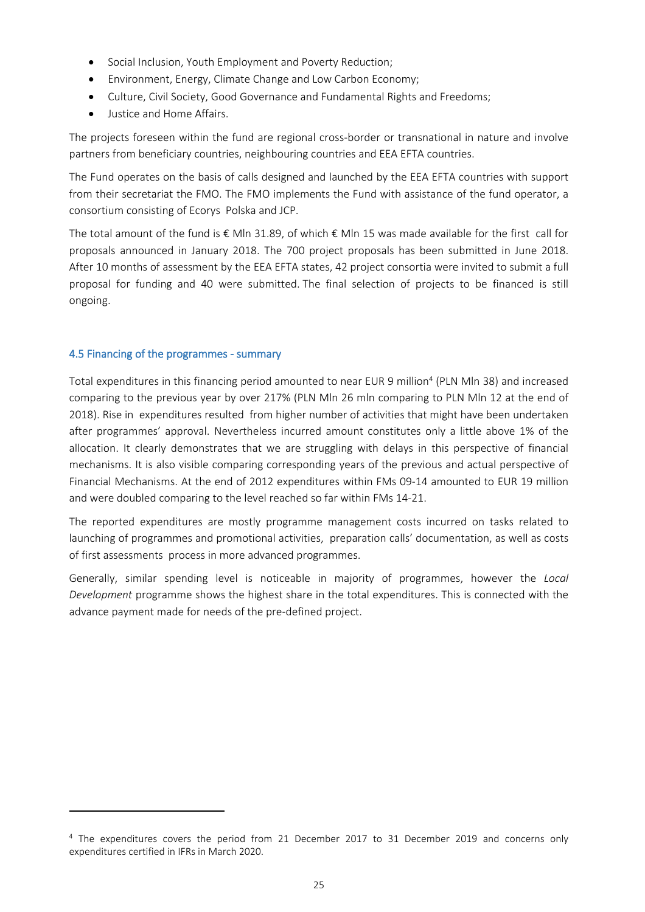- Social Inclusion, Youth Employment and Poverty Reduction;
- Environment, Energy, Climate Change and Low Carbon Economy;
- Culture, Civil Society, Good Governance and Fundamental Rights and Freedoms;
- Justice and Home Affairs.

The projects foreseen within the fund are regional cross-border or transnational in nature and involve partners from beneficiary countries, neighbouring countries and EEA EFTA countries.

The Fund operates on the basis of calls designed and launched by the EEA EFTA countries with support from their secretariat the FMO. The FMO implements the Fund with assistance of the fund operator, a consortium consisting of Ecorys Polska and JCP.

The total amount of the fund is € Mln 31.89, of which € Mln 15 was made available for the first call for proposals announced in January 2018. The 700 project proposals has been submitted in June 2018. After 10 months of assessment by the EEA EFTA states, 42 project consortia were invited to submit a full proposal for funding and 40 were submitted. The final selection of projects to be financed is still ongoing.

### 4.5 Financing of the programmes - summary

Total expenditures in this financing period amounted to near EUR 9 million[4] (PLN Mln 38) and increased comparing to the previous year by over 217% (PLN Mln 26 mln comparing to PLN Mln 12 at the end of 2018). Rise in expenditures resulted from higher number of activities that might have been undertaken after programmes' approval. Nevertheless incurred amount constitutes only a little above 1% of the allocation. It clearly demonstrates that we are struggling with delays in this perspective of financial mechanisms. It is also visible comparing corresponding years of the previous and actual perspective of Financial Mechanisms. At the end of 2012 expenditures within FMs 09-14 amounted to EUR 19 million and were doubled comparing to the level reached so far within FMs 14-21.

The reported expenditures are mostly programme management costs incurred on tasks related to launching of programmes and promotional activities, preparation calls' documentation, as well as costs of first assessments process in more advanced programmes.

Generally, similar spending level is noticeable in majority of programmes, however the *Local Development* programme shows the highest share in the total expenditures. This is connected with the advance payment made for needs of the pre-defined project.

---

[4] The expenditures covers the period from 21 December 2017 to 31 December 2019 and concerns only expenditures certified in IFRs in March 2020.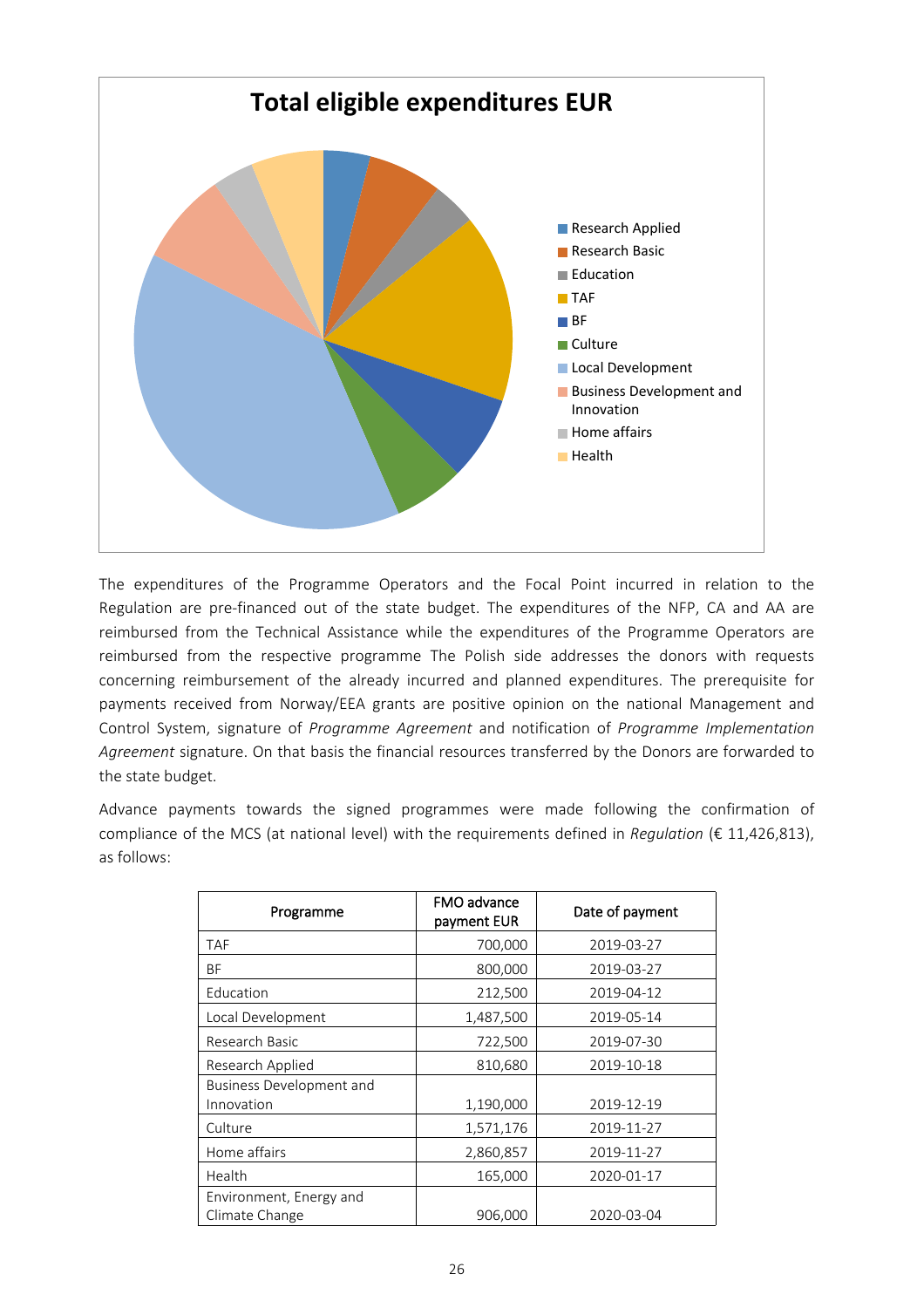**Total eligible expenditures EUR**

- Research Applied
- Research Basic
- Education
- TAF
- BF
- Culture
- Local Development
- Business Development and Innovation
- Home affairs
- Health

The expenditures of the Programme Operators and the Focal Point incurred in relation to the Regulation are pre-financed out of the state budget. The expenditures of the NFP, CA and AA are reimbursed from the Technical Assistance while the expenditures of the Programme Operators are reimbursed from the respective programme The Polish side addresses the donors with requests concerning reimbursement of the already incurred and planned expenditures. The prerequisite for payments received from Norway/EEA grants are positive opinion on the national Management and Control System, signature of *Programme Agreement* and notification of *Programme Implementation Agreement* signature. On that basis the financial resources transferred by the Donors are forwarded to the state budget.

Advance payments towards the signed programmes were made following the confirmation of compliance of the MCS (at national level) with the requirements defined in *Regulation* (€ 11,426,813), as follows:

| Programme | FMO advance payment EUR | Date of payment |
|---|---|---|
| TAF | 700,000 | 2019-03-27 |
| BF | 800,000 | 2019-03-27 |
| Education | 212,500 | 2019-04-12 |
| Local Development | 1,487,500 | 2019-05-14 |
| Research Basic | 722,500 | 2019-07-30 |
| Research Applied | 810,680 | 2019-10-18 |
| Business Development and Innovation | 1,190,000 | 2019-12-19 |
| Culture | 1,571,176 | 2019-11-27 |
| Home affairs | 2,860,857 | 2019-11-27 |
| Health | 165,000 | 2020-01-17 |
| Environment, Energy and Climate Change | 906,000 | 2020-03-04 |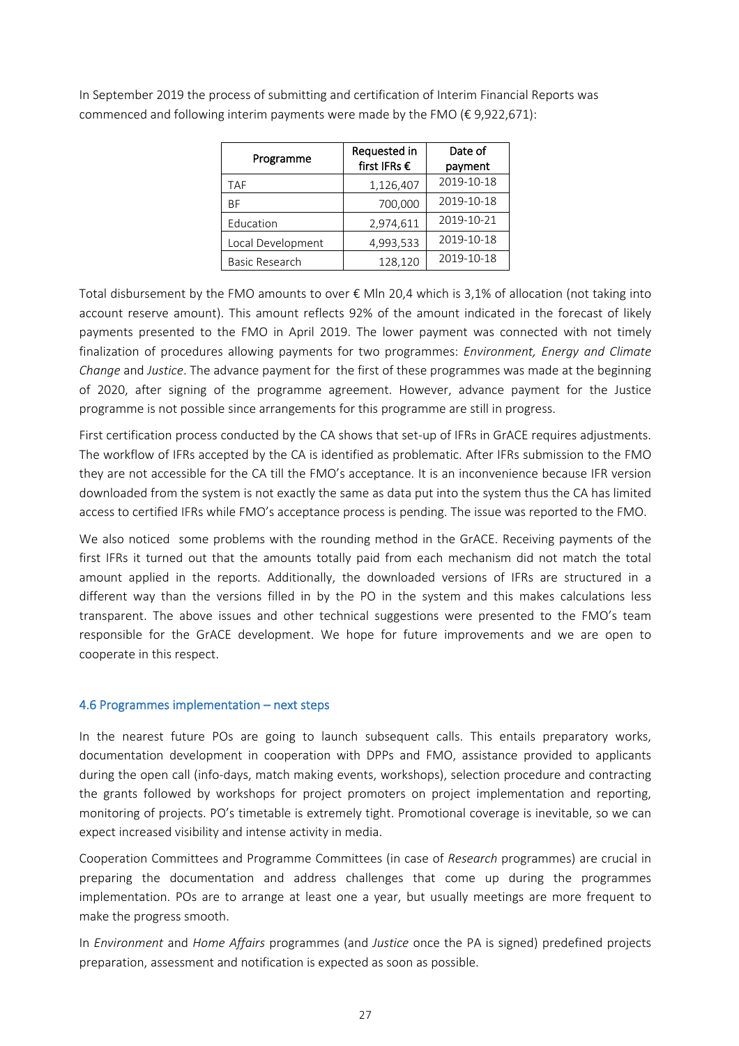In September 2019 the process of submitting and certification of Interim Financial Reports was commenced and following interim payments were made by the FMO (€ 9,922,671):

| Programme | Requested in first IFRs € | Date of payment |
|---|---|---|
| TAF | 1,126,407 | 2019-10-18 |
| BF | 700,000 | 2019-10-18 |
| Education | 2,974,611 | 2019-10-21 |
| Local Development | 4,993,533 | 2019-10-18 |
| Basic Research | 128,120 | 2019-10-18 |

Total disbursement by the FMO amounts to over € Mln 20,4 which is 3,1% of allocation (not taking into account reserve amount). This amount reflects 92% of the amount indicated in the forecast of likely payments presented to the FMO in April 2019. The lower payment was connected with not timely finalization of procedures allowing payments for two programmes: *Environment, Energy and Climate Change* and *Justice*. The advance payment for the first of these programmes was made at the beginning of 2020, after signing of the programme agreement. However, advance payment for the Justice programme is not possible since arrangements for this programme are still in progress.

First certification process conducted by the CA shows that set-up of IFRs in GrACE requires adjustments. The workflow of IFRs accepted by the CA is identified as problematic. After IFRs submission to the FMO they are not accessible for the CA till the FMO's acceptance. It is an inconvenience because IFR version downloaded from the system is not exactly the same as data put into the system thus the CA has limited access to certified IFRs while FMO's acceptance process is pending. The issue was reported to the FMO.

We also noticed some problems with the rounding method in the GrACE. Receiving payments of the first IFRs it turned out that the amounts totally paid from each mechanism did not match the total amount applied in the reports. Additionally, the downloaded versions of IFRs are structured in a different way than the versions filled in by the PO in the system and this makes calculations less transparent. The above issues and other technical suggestions were presented to the FMO's team responsible for the GrACE development. We hope for future improvements and we are open to cooperate in this respect.

### 4.6 Programmes implementation – next steps

In the nearest future POs are going to launch subsequent calls. This entails preparatory works, documentation development in cooperation with DPPs and FMO, assistance provided to applicants during the open call (info-days, match making events, workshops), selection procedure and contracting the grants followed by workshops for project promoters on project implementation and reporting, monitoring of projects. PO's timetable is extremely tight. Promotional coverage is inevitable, so we can expect increased visibility and intense activity in media.

Cooperation Committees and Programme Committees (in case of *Research* programmes) are crucial in preparing the documentation and address challenges that come up during the programmes implementation. POs are to arrange at least one a year, but usually meetings are more frequent to make the progress smooth.

In *Environment* and *Home Affairs* programmes (and *Justice* once the PA is signed) predefined projects preparation, assessment and notification is expected as soon as possible.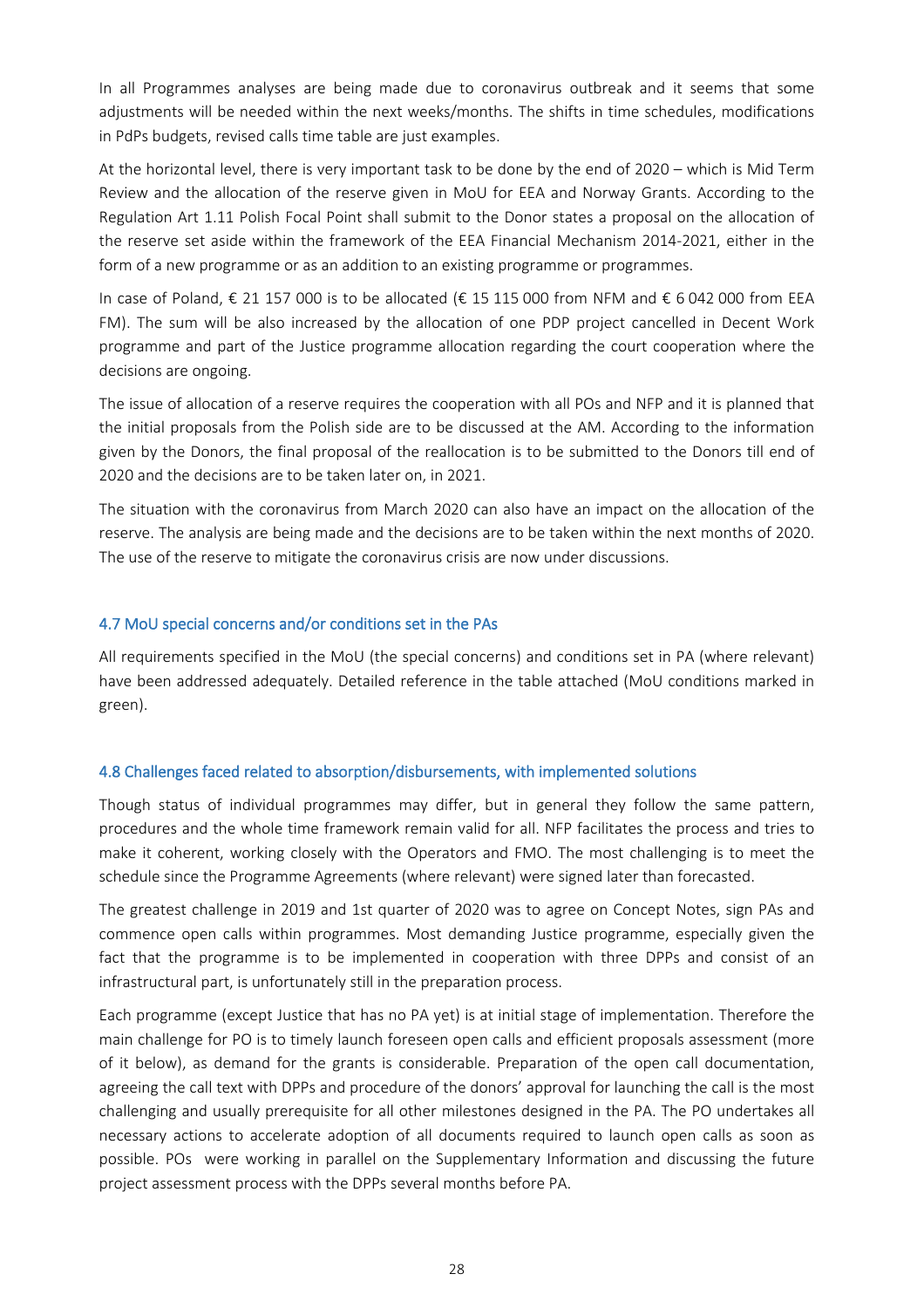In all Programmes analyses are being made due to coronavirus outbreak and it seems that some adjustments will be needed within the next weeks/months. The shifts in time schedules, modifications in PdPs budgets, revised calls time table are just examples.

At the horizontal level, there is very important task to be done by the end of 2020 – which is Mid Term Review and the allocation of the reserve given in MoU for EEA and Norway Grants. According to the Regulation Art 1.11 Polish Focal Point shall submit to the Donor states a proposal on the allocation of the reserve set aside within the framework of the EEA Financial Mechanism 2014-2021, either in the form of a new programme or as an addition to an existing programme or programmes.

In case of Poland, € 21 157 000 is to be allocated (€ 15 115 000 from NFM and € 6 042 000 from EEA FM). The sum will be also increased by the allocation of one PDP project cancelled in Decent Work programme and part of the Justice programme allocation regarding the court cooperation where the decisions are ongoing.

The issue of allocation of a reserve requires the cooperation with all POs and NFP and it is planned that the initial proposals from the Polish side are to be discussed at the AM. According to the information given by the Donors, the final proposal of the reallocation is to be submitted to the Donors till end of 2020 and the decisions are to be taken later on, in 2021.

The situation with the coronavirus from March 2020 can also have an impact on the allocation of the reserve. The analysis are being made and the decisions are to be taken within the next months of 2020. The use of the reserve to mitigate the coronavirus crisis are now under discussions.

### 4.7 MoU special concerns and/or conditions set in the PAs

All requirements specified in the MoU (the special concerns) and conditions set in PA (where relevant) have been addressed adequately. Detailed reference in the table attached (MoU conditions marked in green).

### 4.8 Challenges faced related to absorption/disbursements, with implemented solutions

Though status of individual programmes may differ, but in general they follow the same pattern, procedures and the whole time framework remain valid for all. NFP facilitates the process and tries to make it coherent, working closely with the Operators and FMO. The most challenging is to meet the schedule since the Programme Agreements (where relevant) were signed later than forecasted.

The greatest challenge in 2019 and 1st quarter of 2020 was to agree on Concept Notes, sign PAs and commence open calls within programmes. Most demanding Justice programme, especially given the fact that the programme is to be implemented in cooperation with three DPPs and consist of an infrastructural part, is unfortunately still in the preparation process.

Each programme (except Justice that has no PA yet) is at initial stage of implementation. Therefore the main challenge for PO is to timely launch foreseen open calls and efficient proposals assessment (more of it below), as demand for the grants is considerable. Preparation of the open call documentation, agreeing the call text with DPPs and procedure of the donors' approval for launching the call is the most challenging and usually prerequisite for all other milestones designed in the PA. The PO undertakes all necessary actions to accelerate adoption of all documents required to launch open calls as soon as possible. POs were working in parallel on the Supplementary Information and discussing the future project assessment process with the DPPs several months before PA.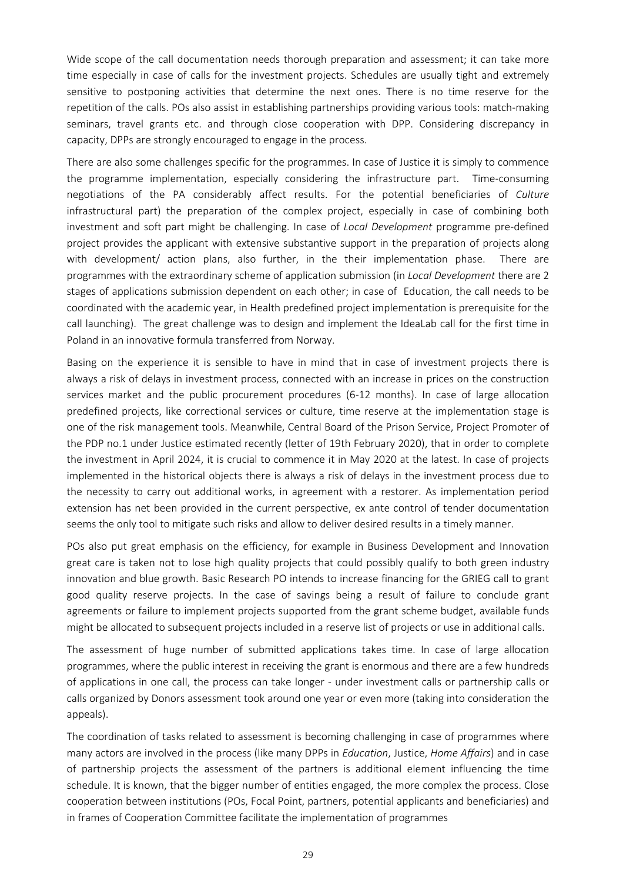Wide scope of the call documentation needs thorough preparation and assessment; it can take more time especially in case of calls for the investment projects. Schedules are usually tight and extremely sensitive to postponing activities that determine the next ones. There is no time reserve for the repetition of the calls. POs also assist in establishing partnerships providing various tools: match-making seminars, travel grants etc. and through close cooperation with DPP. Considering discrepancy in capacity, DPPs are strongly encouraged to engage in the process.

There are also some challenges specific for the programmes. In case of Justice it is simply to commence the programme implementation, especially considering the infrastructure part. Time-consuming negotiations of the PA considerably affect results. For the potential beneficiaries of *Culture* infrastructural part) the preparation of the complex project, especially in case of combining both investment and soft part might be challenging. In case of *Local Development* programme pre-defined project provides the applicant with extensive substantive support in the preparation of projects along with development/ action plans, also further, in the their implementation phase. There are programmes with the extraordinary scheme of application submission (in *Local Development* there are 2 stages of applications submission dependent on each other; in case of Education, the call needs to be coordinated with the academic year, in Health predefined project implementation is prerequisite for the call launching). The great challenge was to design and implement the IdeaLab call for the first time in Poland in an innovative formula transferred from Norway.

Basing on the experience it is sensible to have in mind that in case of investment projects there is always a risk of delays in investment process, connected with an increase in prices on the construction services market and the public procurement procedures (6-12 months). In case of large allocation predefined projects, like correctional services or culture, time reserve at the implementation stage is one of the risk management tools. Meanwhile, Central Board of the Prison Service, Project Promoter of the PDP no.1 under Justice estimated recently (letter of 19th February 2020), that in order to complete the investment in April 2024, it is crucial to commence it in May 2020 at the latest. In case of projects implemented in the historical objects there is always a risk of delays in the investment process due to the necessity to carry out additional works, in agreement with a restorer. As implementation period extension has net been provided in the current perspective, ex ante control of tender documentation seems the only tool to mitigate such risks and allow to deliver desired results in a timely manner.

POs also put great emphasis on the efficiency, for example in Business Development and Innovation great care is taken not to lose high quality projects that could possibly qualify to both green industry innovation and blue growth. Basic Research PO intends to increase financing for the GRIEG call to grant good quality reserve projects. In the case of savings being a result of failure to conclude grant agreements or failure to implement projects supported from the grant scheme budget, available funds might be allocated to subsequent projects included in a reserve list of projects or use in additional calls.

The assessment of huge number of submitted applications takes time. In case of large allocation programmes, where the public interest in receiving the grant is enormous and there are a few hundreds of applications in one call, the process can take longer - under investment calls or partnership calls or calls organized by Donors assessment took around one year or even more (taking into consideration the appeals).

The coordination of tasks related to assessment is becoming challenging in case of programmes where many actors are involved in the process (like many DPPs in *Education*, Justice, *Home Affairs*) and in case of partnership projects the assessment of the partners is additional element influencing the time schedule. It is known, that the bigger number of entities engaged, the more complex the process. Close cooperation between institutions (POs, Focal Point, partners, potential applicants and beneficiaries) and in frames of Cooperation Committee facilitate the implementation of programmes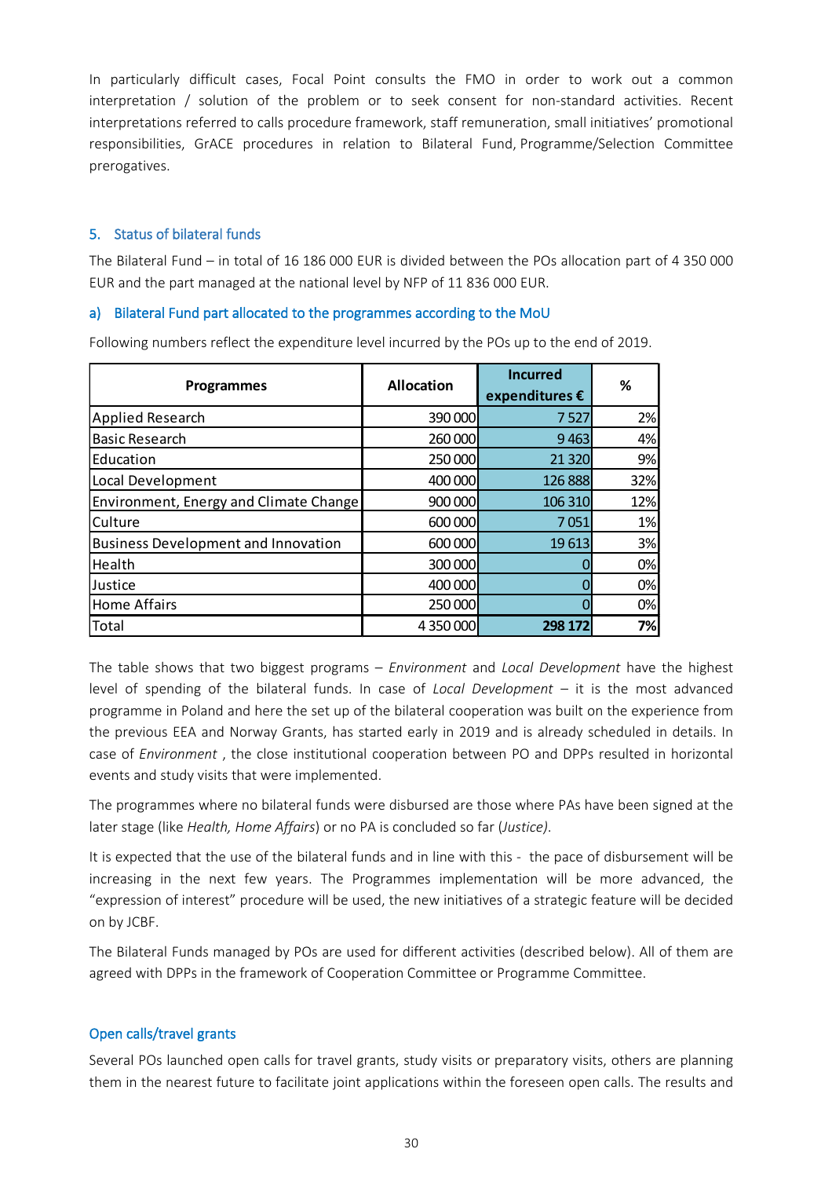In particularly difficult cases, Focal Point consults the FMO in order to work out a common interpretation / solution of the problem or to seek consent for non-standard activities. Recent interpretations referred to calls procedure framework, staff remuneration, small initiatives' promotional responsibilities, GrACE procedures in relation to Bilateral Fund, Programme/Selection Committee prerogatives.

## 5. Status of bilateral funds

The Bilateral Fund – in total of 16 186 000 EUR is divided between the POs allocation part of 4 350 000 EUR and the part managed at the national level by NFP of 11 836 000 EUR.

### a) Bilateral Fund part allocated to the programmes according to the MoU

Following numbers reflect the expenditure level incurred by the POs up to the end of 2019.

| Programmes | Allocation | Incurred expenditures € | % |
|---|---|---|---|
| Applied Research | 390 000 | 7 527 | 2% |
| Basic Research | 260 000 | 9 463 | 4% |
| Education | 250 000 | 21 320 | 9% |
| Local Development | 400 000 | 126 888 | 32% |
| Environment, Energy and Climate Change | 900 000 | 106 310 | 12% |
| Culture | 600 000 | 7 051 | 1% |
| Business Development and Innovation | 600 000 | 19 613 | 3% |
| Health | 300 000 | 0 | 0% |
| Justice | 400 000 | 0 | 0% |
| Home Affairs | 250 000 | 0 | 0% |
| Total | 4 350 000 | **298 172** | **7%** |

The table shows that two biggest programs – *Environment* and *Local Development* have the highest level of spending of the bilateral funds. In case of *Local Development* – it is the most advanced programme in Poland and here the set up of the bilateral cooperation was built on the experience from the previous EEA and Norway Grants, has started early in 2019 and is already scheduled in details. In case of *Environment* , the close institutional cooperation between PO and DPPs resulted in horizontal events and study visits that were implemented.

The programmes where no bilateral funds were disbursed are those where PAs have been signed at the later stage (like *Health, Home Affairs*) or no PA is concluded so far (*Justice)*.

It is expected that the use of the bilateral funds and in line with this - the pace of disbursement will be increasing in the next few years. The Programmes implementation will be more advanced, the "expression of interest" procedure will be used, the new initiatives of a strategic feature will be decided on by JCBF.

The Bilateral Funds managed by POs are used for different activities (described below). All of them are agreed with DPPs in the framework of Cooperation Committee or Programme Committee.

#### Open calls/travel grants

Several POs launched open calls for travel grants, study visits or preparatory visits, others are planning them in the nearest future to facilitate joint applications within the foreseen open calls. The results and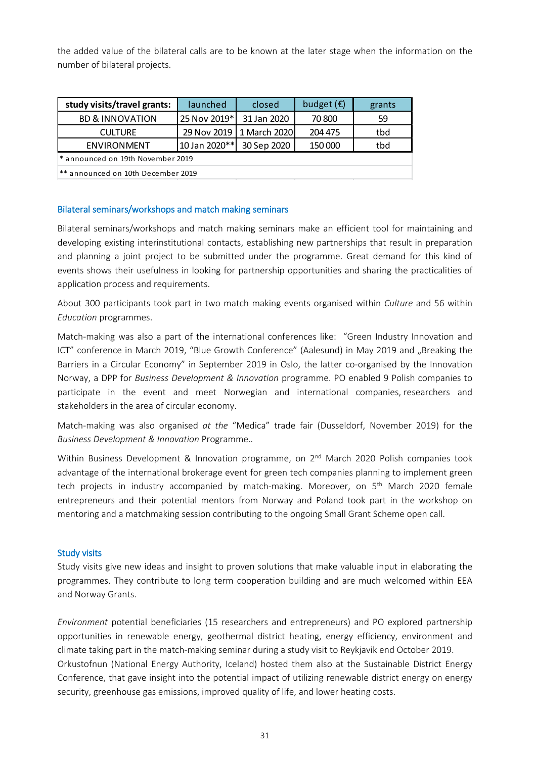the added value of the bilateral calls are to be known at the later stage when the information on the number of bilateral projects.

| study visits/travel grants: | launched | closed | budget (€) | grants |
| --- | --- | --- | --- | --- |
| BD & INNOVATION | 25 Nov 2019* | 31 Jan 2020 | 70 800 | 59 |
| CULTURE | 29 Nov 2019 | 1 March 2020 | 204 475 | tbd |
| ENVIRONMENT | 10 Jan 2020** | 30 Sep 2020 | 150 000 | tbd |
| * announced on 19th November 2019 | | | | |
| ** announced on 10th December 2019 | | | | |

### Bilateral seminars/workshops and match making seminars

Bilateral seminars/workshops and match making seminars make an efficient tool for maintaining and developing existing interinstitutional contacts, establishing new partnerships that result in preparation and planning a joint project to be submitted under the programme. Great demand for this kind of events shows their usefulness in looking for partnership opportunities and sharing the practicalities of application process and requirements.

About 300 participants took part in two match making events organised within *Culture* and 56 within *Education* programmes.

Match-making was also a part of the international conferences like: "Green Industry Innovation and ICT" conference in March 2019, "Blue Growth Conference" (Aalesund) in May 2019 and „Breaking the Barriers in a Circular Economy" in September 2019 in Oslo, the latter co-organised by the Innovation Norway, a DPP for *Business Development & Innovation* programme. PO enabled 9 Polish companies to participate in the event and meet Norwegian and international companies, researchers and stakeholders in the area of circular economy.

Match-making was also organised *at the* "Medica" trade fair (Dusseldorf, November 2019) for the *Business Development & Innovation* Programme..

Within Business Development & Innovation programme, on 2nd March 2020 Polish companies took advantage of the international brokerage event for green tech companies planning to implement green tech projects in industry accompanied by match-making. Moreover, on 5th March 2020 female entrepreneurs and their potential mentors from Norway and Poland took part in the workshop on mentoring and a matchmaking session contributing to the ongoing Small Grant Scheme open call.

### Study visits

Study visits give new ideas and insight to proven solutions that make valuable input in elaborating the programmes. They contribute to long term cooperation building and are much welcomed within EEA and Norway Grants.

*Environment* potential beneficiaries (15 researchers and entrepreneurs) and PO explored partnership opportunities in renewable energy, geothermal district heating, energy efficiency, environment and climate taking part in the match-making seminar during a study visit to Reykjavik end October 2019. Orkustofnun (National Energy Authority, Iceland) hosted them also at the Sustainable District Energy Conference, that gave insight into the potential impact of utilizing renewable district energy on energy security, greenhouse gas emissions, improved quality of life, and lower heating costs.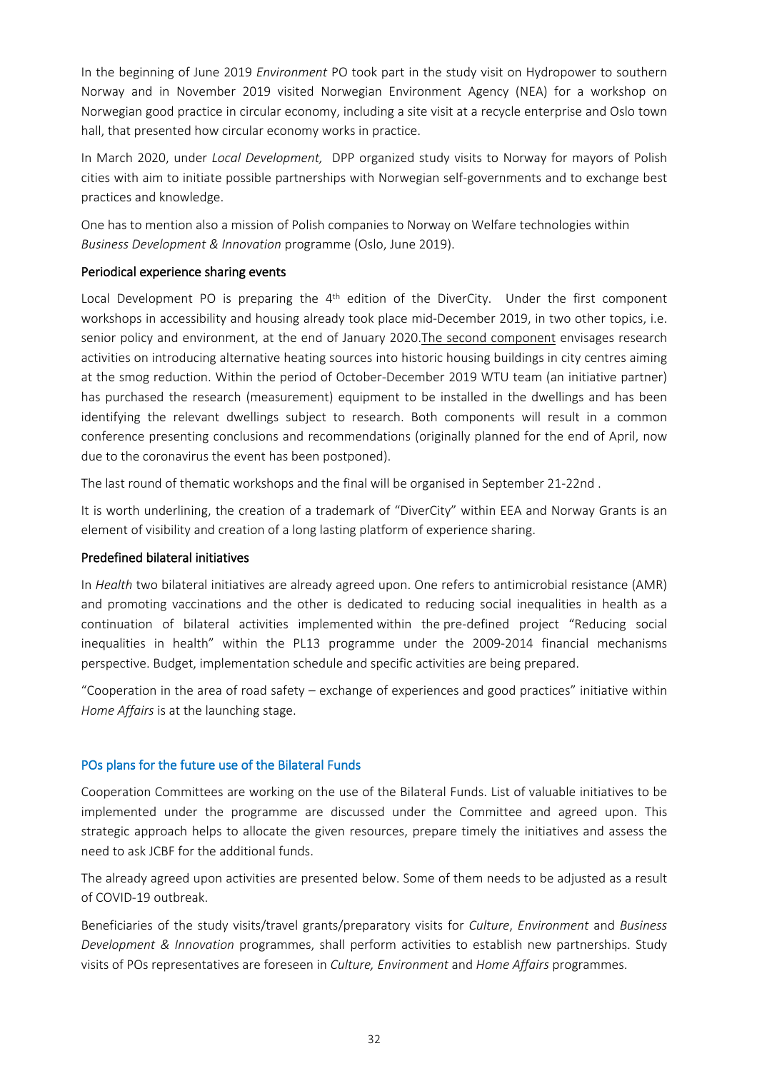In the beginning of June 2019 *Environment* PO took part in the study visit on Hydropower to southern Norway and in November 2019 visited Norwegian Environment Agency (NEA) for a workshop on Norwegian good practice in circular economy, including a site visit at a recycle enterprise and Oslo town hall, that presented how circular economy works in practice.

In March 2020, under *Local Development,* DPP organized study visits to Norway for mayors of Polish cities with aim to initiate possible partnerships with Norwegian self-governments and to exchange best practices and knowledge.

One has to mention also a mission of Polish companies to Norway on Welfare technologies within *Business Development & Innovation* programme (Oslo, June 2019).

### Periodical experience sharing events

Local Development PO is preparing the 4th edition of the DiverCity. Under the first component workshops in accessibility and housing already took place mid-December 2019, in two other topics, i.e. senior policy and environment, at the end of January 2020. The second component envisages research activities on introducing alternative heating sources into historic housing buildings in city centres aiming at the smog reduction. Within the period of October-December 2019 WTU team (an initiative partner) has purchased the research (measurement) equipment to be installed in the dwellings and has been identifying the relevant dwellings subject to research. Both components will result in a common conference presenting conclusions and recommendations (originally planned for the end of April, now due to the coronavirus the event has been postponed).

The last round of thematic workshops and the final will be organised in September 21-22nd .

It is worth underlining, the creation of a trademark of "DiverCity" within EEA and Norway Grants is an element of visibility and creation of a long lasting platform of experience sharing.

### Predefined bilateral initiatives

In *Health* two bilateral initiatives are already agreed upon. One refers to antimicrobial resistance (AMR) and promoting vaccinations and the other is dedicated to reducing social inequalities in health as a continuation of bilateral activities implemented within the pre-defined project "Reducing social inequalities in health" within the PL13 programme under the 2009-2014 financial mechanisms perspective. Budget, implementation schedule and specific activities are being prepared.

"Cooperation in the area of road safety – exchange of experiences and good practices" initiative within *Home Affairs* is at the launching stage.

## POs plans for the future use of the Bilateral Funds

Cooperation Committees are working on the use of the Bilateral Funds. List of valuable initiatives to be implemented under the programme are discussed under the Committee and agreed upon. This strategic approach helps to allocate the given resources, prepare timely the initiatives and assess the need to ask JCBF for the additional funds.

The already agreed upon activities are presented below. Some of them needs to be adjusted as a result of COVID-19 outbreak.

Beneficiaries of the study visits/travel grants/preparatory visits for *Culture*, *Environment* and *Business Development & Innovation* programmes, shall perform activities to establish new partnerships. Study visits of POs representatives are foreseen in *Culture, Environment* and *Home Affairs* programmes.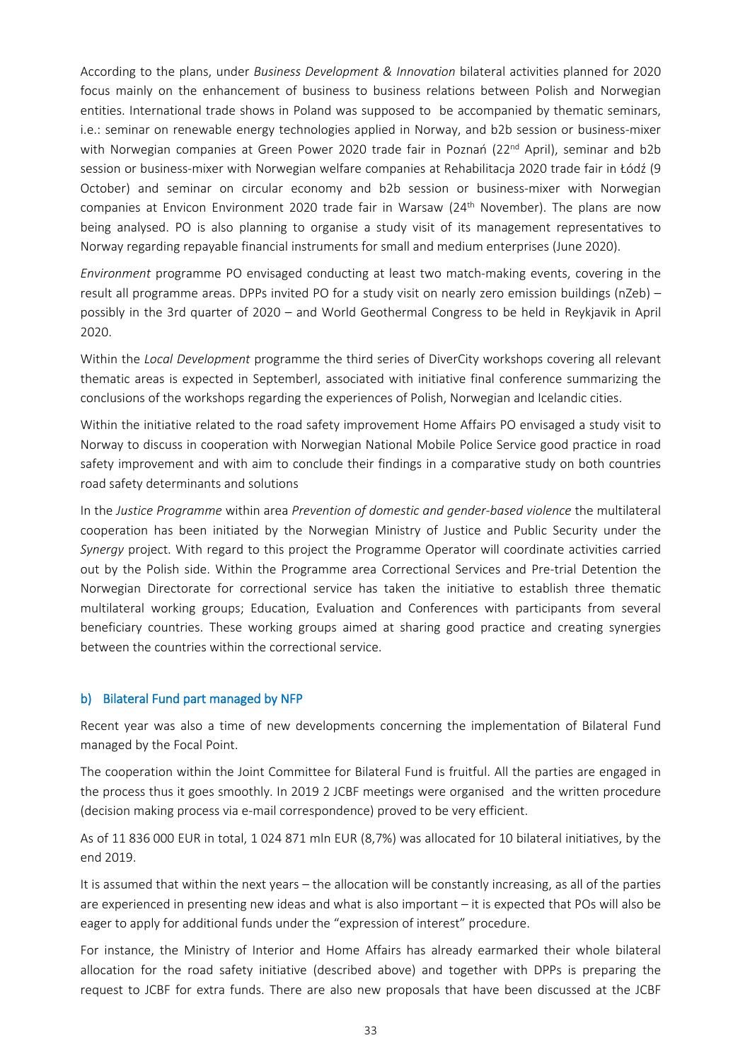According to the plans, under *Business Development & Innovation* bilateral activities planned for 2020 focus mainly on the enhancement of business to business relations between Polish and Norwegian entities. International trade shows in Poland was supposed to be accompanied by thematic seminars, i.e.: seminar on renewable energy technologies applied in Norway, and b2b session or business-mixer with Norwegian companies at Green Power 2020 trade fair in Poznań (22nd April), seminar and b2b session or business-mixer with Norwegian welfare companies at Rehabilitacja 2020 trade fair in Łódź (9 October) and seminar on circular economy and b2b session or business-mixer with Norwegian companies at Envicon Environment 2020 trade fair in Warsaw (24th November). The plans are now being analysed. PO is also planning to organise a study visit of its management representatives to Norway regarding repayable financial instruments for small and medium enterprises (June 2020).

*Environment* programme PO envisaged conducting at least two match-making events, covering in the result all programme areas. DPPs invited PO for a study visit on nearly zero emission buildings (nZeb) – possibly in the 3rd quarter of 2020 – and World Geothermal Congress to be held in Reykjavik in April 2020.

Within the *Local Development* programme the third series of DiverCity workshops covering all relevant thematic areas is expected in Septemberl, associated with initiative final conference summarizing the conclusions of the workshops regarding the experiences of Polish, Norwegian and Icelandic cities.

Within the initiative related to the road safety improvement Home Affairs PO envisaged a study visit to Norway to discuss in cooperation with Norwegian National Mobile Police Service good practice in road safety improvement and with aim to conclude their findings in a comparative study on both countries road safety determinants and solutions

In the *Justice Programme* within area *Prevention of domestic and gender-based violence* the multilateral cooperation has been initiated by the Norwegian Ministry of Justice and Public Security under the *Synergy* project. With regard to this project the Programme Operator will coordinate activities carried out by the Polish side. Within the Programme area Correctional Services and Pre-trial Detention the Norwegian Directorate for correctional service has taken the initiative to establish three thematic multilateral working groups; Education, Evaluation and Conferences with participants from several beneficiary countries. These working groups aimed at sharing good practice and creating synergies between the countries within the correctional service.

### b) Bilateral Fund part managed by NFP

Recent year was also a time of new developments concerning the implementation of Bilateral Fund managed by the Focal Point.

The cooperation within the Joint Committee for Bilateral Fund is fruitful. All the parties are engaged in the process thus it goes smoothly. In 2019 2 JCBF meetings were organised and the written procedure (decision making process via e-mail correspondence) proved to be very efficient.

As of 11 836 000 EUR in total, 1 024 871 mln EUR (8,7%) was allocated for 10 bilateral initiatives, by the end 2019.

It is assumed that within the next years – the allocation will be constantly increasing, as all of the parties are experienced in presenting new ideas and what is also important – it is expected that POs will also be eager to apply for additional funds under the "expression of interest" procedure.

For instance, the Ministry of Interior and Home Affairs has already earmarked their whole bilateral allocation for the road safety initiative (described above) and together with DPPs is preparing the request to JCBF for extra funds. There are also new proposals that have been discussed at the JCBF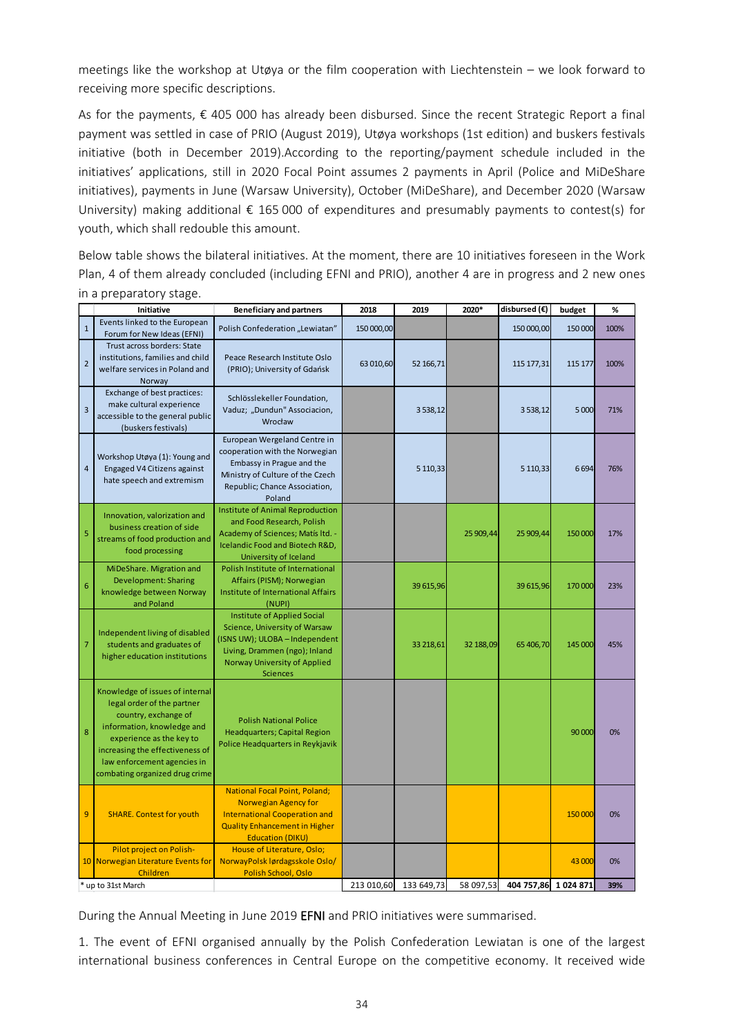meetings like the workshop at Utøya or the film cooperation with Liechtenstein – we look forward to receiving more specific descriptions.

As for the payments, € 405 000 has already been disbursed. Since the recent Strategic Report a final payment was settled in case of PRIO (August 2019), Utøya workshops (1st edition) and buskers festivals initiative (both in December 2019).According to the reporting/payment schedule included in the initiatives' applications, still in 2020 Focal Point assumes 2 payments in April (Police and MiDeShare initiatives), payments in June (Warsaw University), October (MiDeShare), and December 2020 (Warsaw University) making additional € 165 000 of expenditures and presumably payments to contest(s) for youth, which shall redouble this amount.

Below table shows the bilateral initiatives. At the moment, there are 10 initiatives foreseen in the Work Plan, 4 of them already concluded (including EFNI and PRIO), another 4 are in progress and 2 new ones in a preparatory stage.

| | Initiative | Beneficiary and partners | 2018 | 2019 | 2020* | disbursed (€) | budget | % |
|---|---|---|---|---|---|---|---|---|
| 1 | Events linked to the European Forum for New Ideas (EFNI) | Polish Confederation „Lewiatan" | 150 000,00 | | | 150 000,00 | 150 000 | 100% |
| 2 | Trust across borders: State institutions, families and child welfare services in Poland and Norway | Peace Research Institute Oslo (PRIO); University of Gdańsk | 63 010,60 | 52 166,71 | | 115 177,31 | 115 177 | 100% |
| 3 | Exchange of best practices: make cultural experience accessible to the general public (buskers festivals) | Schlösslekeller Foundation, Vaduz; „Dundun" Associacion, Wrocław | | 3 538,12 | | 3 538,12 | 5 000 | 71% |
| 4 | Workshop Utøya (1): Young and Engaged V4 Citizens against hate speech and extremism | European Wergeland Centre in cooperation with the Norwegian Embassy in Prague and the Ministry of Culture of the Czech Republic; Chance Association, Poland | | 5 110,33 | | 5 110,33 | 6 694 | 76% |
| 5 | Innovation, valorization and business creation of side streams of food production and food processing | Institute of Animal Reproduction and Food Research, Polish Academy of Sciences; Matís ltd. - Icelandic Food and Biotech R&D, University of Iceland | | | 25 909,44 | 25 909,44 | 150 000 | 17% |
| 6 | MiDeShare. Migration and Development: Sharing knowledge between Norway and Poland | Polish Institute of International Affairs (PISM); Norwegian Institute of International Affairs (NUPI) | | 39 615,96 | | 39 615,96 | 170 000 | 23% |
| 7 | Independent living of disabled students and graduates of higher education institutions | Institute of Applied Social Science, University of Warsaw (ISNS UW); ULOBA – Independent Living, Drammen (ngo); Inland Norway University of Applied Sciences | | 33 218,61 | 32 188,09 | 65 406,70 | 145 000 | 45% |
| 8 | Knowledge of issues of internal legal order of the partner country, exchange of information, knowledge and experience as the key to increasing the effectiveness of law enforcement agencies in combating organized drug crime | Polish National Police Headquarters; Capital Region Police Headquarters in Reykjavik | | | | | 90 000 | 0% |
| 9 | SHARE. Contest for youth | National Focal Point, Poland; Norwegian Agency for International Cooperation and Quality Enhancement in Higher Education (DIKU) | | | | | 150 000 | 0% |
| 10 | Pilot project on Polish-Norwegian Literature Events for Children | House of Literature, Oslo; NorwayPolsk lørdagsskole Oslo/ Polish School, Oslo | | | | | 43 000 | 0% |
| | * up to 31st March | | 213 010,60 | 133 649,73 | 58 097,53 | 404 757,86 | 1 024 871 | 39% |

During the Annual Meeting in June 2019 EFNI and PRIO initiatives were summarised.

1. The event of EFNI organised annually by the Polish Confederation Lewiatan is one of the largest international business conferences in Central Europe on the competitive economy. It received wide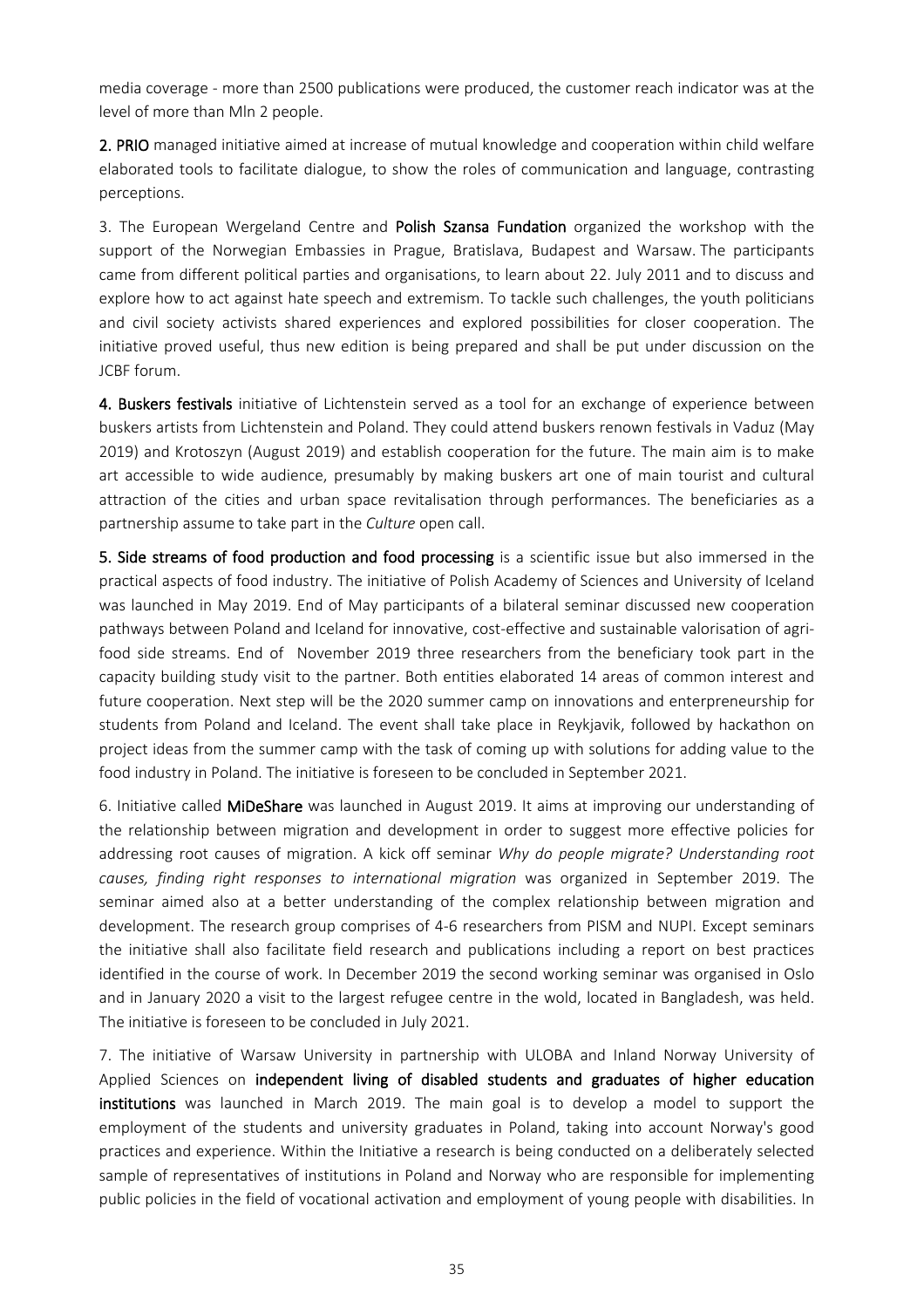media coverage - more than 2500 publications were produced, the customer reach indicator was at the level of more than Mln 2 people.

**2. PRIO** managed initiative aimed at increase of mutual knowledge and cooperation within child welfare elaborated tools to facilitate dialogue, to show the roles of communication and language, contrasting perceptions.

3. The European Wergeland Centre and **Polish Szansa Fundation** organized the workshop with the support of the Norwegian Embassies in Prague, Bratislava, Budapest and Warsaw. The participants came from different political parties and organisations, to learn about 22. July 2011 and to discuss and explore how to act against hate speech and extremism. To tackle such challenges, the youth politicians and civil society activists shared experiences and explored possibilities for closer cooperation. The initiative proved useful, thus new edition is being prepared and shall be put under discussion on the JCBF forum.

**4. Buskers festivals** initiative of Lichtenstein served as a tool for an exchange of experience between buskers artists from Lichtenstein and Poland. They could attend buskers renown festivals in Vaduz (May 2019) and Krotoszyn (August 2019) and establish cooperation for the future. The main aim is to make art accessible to wide audience, presumably by making buskers art one of main tourist and cultural attraction of the cities and urban space revitalisation through performances. The beneficiaries as a partnership assume to take part in the *Culture* open call.

**5. Side streams of food production and food processing** is a scientific issue but also immersed in the practical aspects of food industry. The initiative of Polish Academy of Sciences and University of Iceland was launched in May 2019. End of May participants of a bilateral seminar discussed new cooperation pathways between Poland and Iceland for innovative, cost-effective and sustainable valorisation of agri-food side streams. End of November 2019 three researchers from the beneficiary took part in the capacity building study visit to the partner. Both entities elaborated 14 areas of common interest and future cooperation. Next step will be the 2020 summer camp on innovations and enterpreneurship for students from Poland and Iceland. The event shall take place in Reykjavik, followed by hackathon on project ideas from the summer camp with the task of coming up with solutions for adding value to the food industry in Poland. The initiative is foreseen to be concluded in September 2021.

6. Initiative called **MiDeShare** was launched in August 2019. It aims at improving our understanding of the relationship between migration and development in order to suggest more effective policies for addressing root causes of migration. A kick off seminar *Why do people migrate? Understanding root causes, finding right responses to international migration* was organized in September 2019. The seminar aimed also at a better understanding of the complex relationship between migration and development. The research group comprises of 4-6 researchers from PISM and NUPI. Except seminars the initiative shall also facilitate field research and publications including a report on best practices identified in the course of work. In December 2019 the second working seminar was organised in Oslo and in January 2020 a visit to the largest refugee centre in the wold, located in Bangladesh, was held. The initiative is foreseen to be concluded in July 2021.

7. The initiative of Warsaw University in partnership with ULOBA and Inland Norway University of Applied Sciences on **independent living of disabled students and graduates of higher education institutions** was launched in March 2019. The main goal is to develop a model to support the employment of the students and university graduates in Poland, taking into account Norway's good practices and experience. Within the Initiative a research is being conducted on a deliberately selected sample of representatives of institutions in Poland and Norway who are responsible for implementing public policies in the field of vocational activation and employment of young people with disabilities. In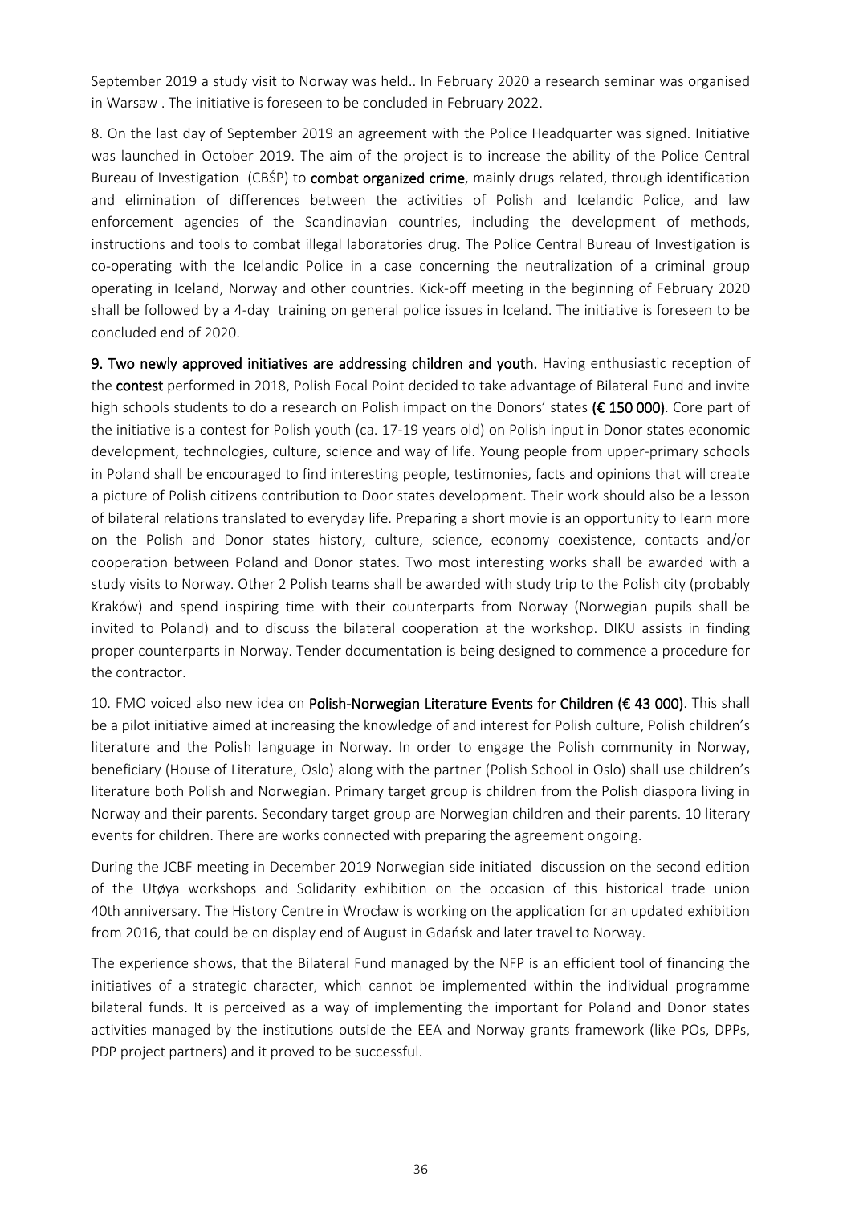September 2019 a study visit to Norway was held.. In February 2020 a research seminar was organised in Warsaw . The initiative is foreseen to be concluded in February 2022.

8. On the last day of September 2019 an agreement with the Police Headquarter was signed. Initiative was launched in October 2019. The aim of the project is to increase the ability of the Police Central Bureau of Investigation (CBŚP) to **combat organized crime**, mainly drugs related, through identification and elimination of differences between the activities of Polish and Icelandic Police, and law enforcement agencies of the Scandinavian countries, including the development of methods, instructions and tools to combat illegal laboratories drug. The Police Central Bureau of Investigation is co-operating with the Icelandic Police in a case concerning the neutralization of a criminal group operating in Iceland, Norway and other countries. Kick-off meeting in the beginning of February 2020 shall be followed by a 4-day training on general police issues in Iceland. The initiative is foreseen to be concluded end of 2020.

**9. Two newly approved initiatives are addressing children and youth.** Having enthusiastic reception of the **contest** performed in 2018, Polish Focal Point decided to take advantage of Bilateral Fund and invite high schools students to do a research on Polish impact on the Donors' states **(€ 150 000)**. Core part of the initiative is a contest for Polish youth (ca. 17-19 years old) on Polish input in Donor states economic development, technologies, culture, science and way of life. Young people from upper-primary schools in Poland shall be encouraged to find interesting people, testimonies, facts and opinions that will create a picture of Polish citizens contribution to Door states development. Their work should also be a lesson of bilateral relations translated to everyday life. Preparing a short movie is an opportunity to learn more on the Polish and Donor states history, culture, science, economy coexistence, contacts and/or cooperation between Poland and Donor states. Two most interesting works shall be awarded with a study visits to Norway. Other 2 Polish teams shall be awarded with study trip to the Polish city (probably Kraków) and spend inspiring time with their counterparts from Norway (Norwegian pupils shall be invited to Poland) and to discuss the bilateral cooperation at the workshop. DIKU assists in finding proper counterparts in Norway. Tender documentation is being designed to commence a procedure for the contractor.

10. FMO voiced also new idea on **Polish-Norwegian Literature Events for Children (€ 43 000)**. This shall be a pilot initiative aimed at increasing the knowledge of and interest for Polish culture, Polish children's literature and the Polish language in Norway. In order to engage the Polish community in Norway, beneficiary (House of Literature, Oslo) along with the partner (Polish School in Oslo) shall use children's literature both Polish and Norwegian. Primary target group is children from the Polish diaspora living in Norway and their parents. Secondary target group are Norwegian children and their parents. 10 literary events for children. There are works connected with preparing the agreement ongoing.

During the JCBF meeting in December 2019 Norwegian side initiated discussion on the second edition of the Utøya workshops and Solidarity exhibition on the occasion of this historical trade union 40th anniversary. The History Centre in Wrocław is working on the application for an updated exhibition from 2016, that could be on display end of August in Gdańsk and later travel to Norway.

The experience shows, that the Bilateral Fund managed by the NFP is an efficient tool of financing the initiatives of a strategic character, which cannot be implemented within the individual programme bilateral funds. It is perceived as a way of implementing the important for Poland and Donor states activities managed by the institutions outside the EEA and Norway grants framework (like POs, DPPs, PDP project partners) and it proved to be successful.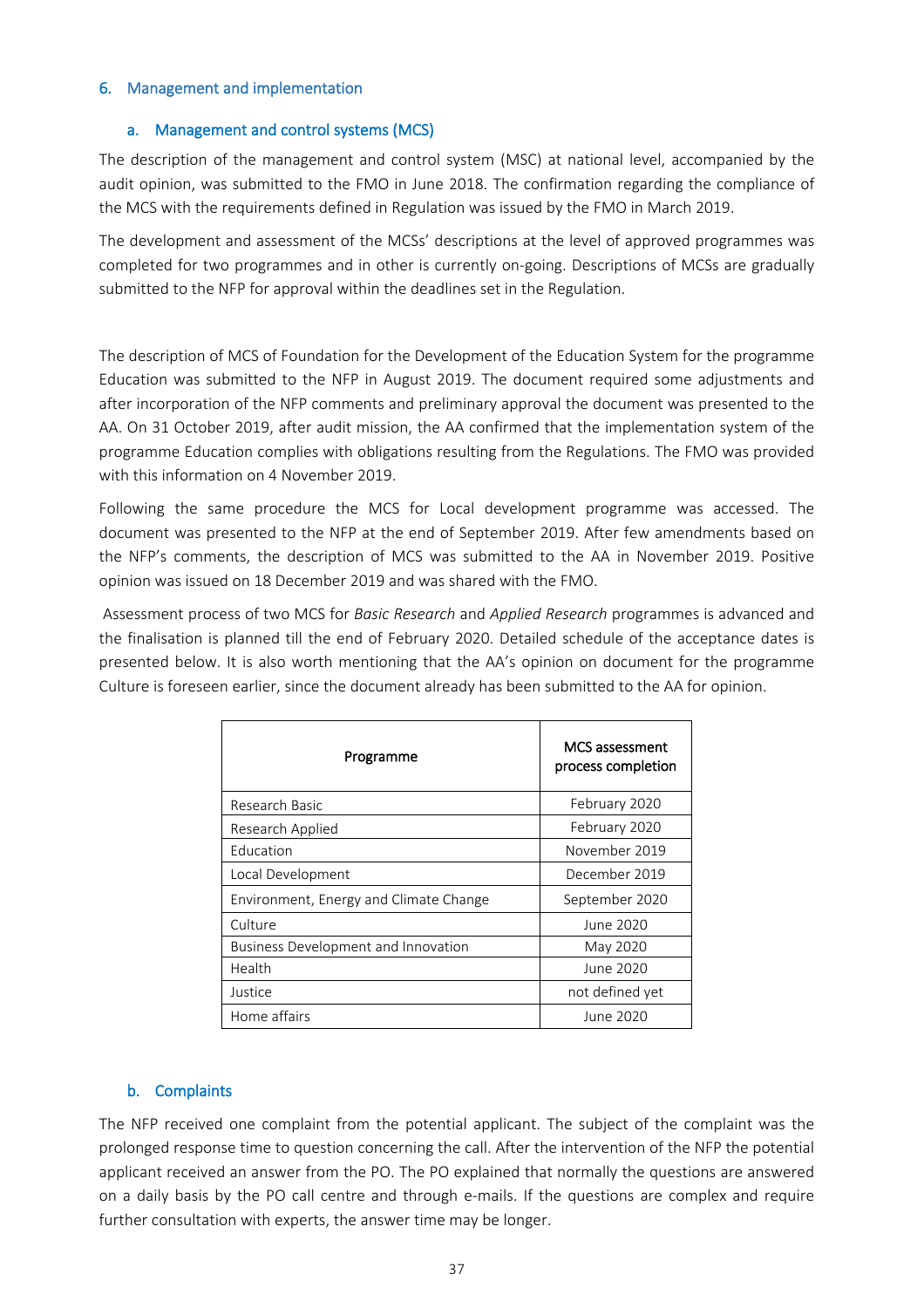## 6. Management and implementation

### a. Management and control systems (MCS)

The description of the management and control system (MSC) at national level, accompanied by the audit opinion, was submitted to the FMO in June 2018. The confirmation regarding the compliance of the MCS with the requirements defined in Regulation was issued by the FMO in March 2019.

The development and assessment of the MCSs' descriptions at the level of approved programmes was completed for two programmes and in other is currently on-going. Descriptions of MCSs are gradually submitted to the NFP for approval within the deadlines set in the Regulation.

The description of MCS of Foundation for the Development of the Education System for the programme Education was submitted to the NFP in August 2019. The document required some adjustments and after incorporation of the NFP comments and preliminary approval the document was presented to the AA. On 31 October 2019, after audit mission, the AA confirmed that the implementation system of the programme Education complies with obligations resulting from the Regulations. The FMO was provided with this information on 4 November 2019.

Following the same procedure the MCS for Local development programme was accessed. The document was presented to the NFP at the end of September 2019. After few amendments based on the NFP's comments, the description of MCS was submitted to the AA in November 2019. Positive opinion was issued on 18 December 2019 and was shared with the FMO.

Assessment process of two MCS for *Basic Research* and *Applied Research* programmes is advanced and the finalisation is planned till the end of February 2020. Detailed schedule of the acceptance dates is presented below. It is also worth mentioning that the AA's opinion on document for the programme Culture is foreseen earlier, since the document already has been submitted to the AA for opinion.

| Programme | MCS assessment process completion |
|---|---|
| Research Basic | February 2020 |
| Research Applied | February 2020 |
| Education | November 2019 |
| Local Development | December 2019 |
| Environment, Energy and Climate Change | September 2020 |
| Culture | June 2020 |
| Business Development and Innovation | May 2020 |
| Health | June 2020 |
| Justice | not defined yet |
| Home affairs | June 2020 |

### b. Complaints

The NFP received one complaint from the potential applicant. The subject of the complaint was the prolonged response time to question concerning the call. After the intervention of the NFP the potential applicant received an answer from the PO. The PO explained that normally the questions are answered on a daily basis by the PO call centre and through e-mails. If the questions are complex and require further consultation with experts, the answer time may be longer.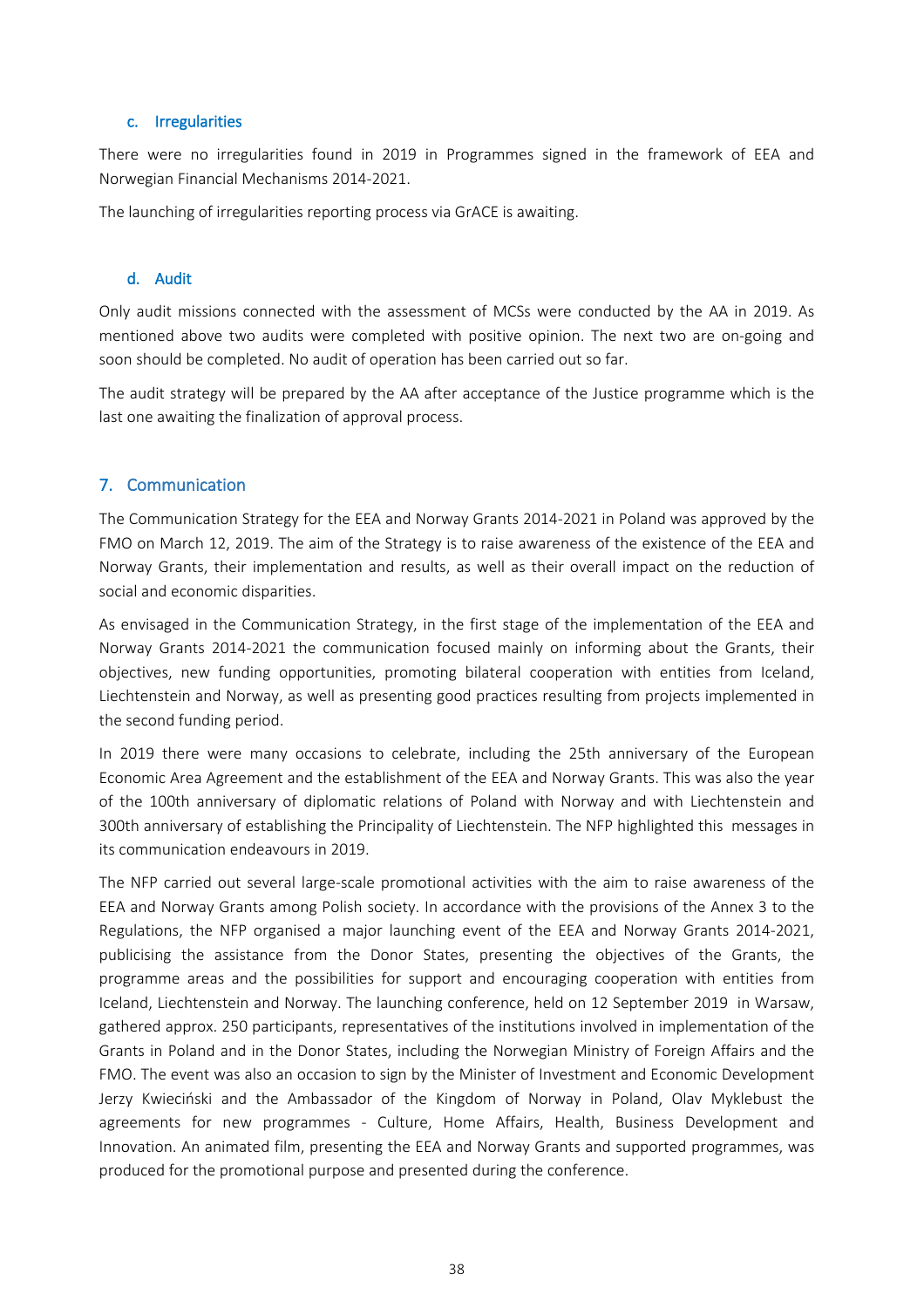### c. Irregularities

There were no irregularities found in 2019 in Programmes signed in the framework of EEA and Norwegian Financial Mechanisms 2014-2021.

The launching of irregularities reporting process via GrACE is awaiting.

### d. Audit

Only audit missions connected with the assessment of MCSs were conducted by the AA in 2019. As mentioned above two audits were completed with positive opinion. The next two are on-going and soon should be completed. No audit of operation has been carried out so far.

The audit strategy will be prepared by the AA after acceptance of the Justice programme which is the last one awaiting the finalization of approval process.

## 7. Communication

The Communication Strategy for the EEA and Norway Grants 2014-2021 in Poland was approved by the FMO on March 12, 2019. The aim of the Strategy is to raise awareness of the existence of the EEA and Norway Grants, their implementation and results, as well as their overall impact on the reduction of social and economic disparities.

As envisaged in the Communication Strategy, in the first stage of the implementation of the EEA and Norway Grants 2014-2021 the communication focused mainly on informing about the Grants, their objectives, new funding opportunities, promoting bilateral cooperation with entities from Iceland, Liechtenstein and Norway, as well as presenting good practices resulting from projects implemented in the second funding period.

In 2019 there were many occasions to celebrate, including the 25th anniversary of the European Economic Area Agreement and the establishment of the EEA and Norway Grants. This was also the year of the 100th anniversary of diplomatic relations of Poland with Norway and with Liechtenstein and 300th anniversary of establishing the Principality of Liechtenstein. The NFP highlighted this messages in its communication endeavours in 2019.

The NFP carried out several large-scale promotional activities with the aim to raise awareness of the EEA and Norway Grants among Polish society. In accordance with the provisions of the Annex 3 to the Regulations, the NFP organised a major launching event of the EEA and Norway Grants 2014-2021, publicising the assistance from the Donor States, presenting the objectives of the Grants, the programme areas and the possibilities for support and encouraging cooperation with entities from Iceland, Liechtenstein and Norway. The launching conference, held on 12 September 2019 in Warsaw, gathered approx. 250 participants, representatives of the institutions involved in implementation of the Grants in Poland and in the Donor States, including the Norwegian Ministry of Foreign Affairs and the FMO. The event was also an occasion to sign by the Minister of Investment and Economic Development Jerzy Kwieciński and the Ambassador of the Kingdom of Norway in Poland, Olav Myklebust the agreements for new programmes - Culture, Home Affairs, Health, Business Development and Innovation. An animated film, presenting the EEA and Norway Grants and supported programmes, was produced for the promotional purpose and presented during the conference.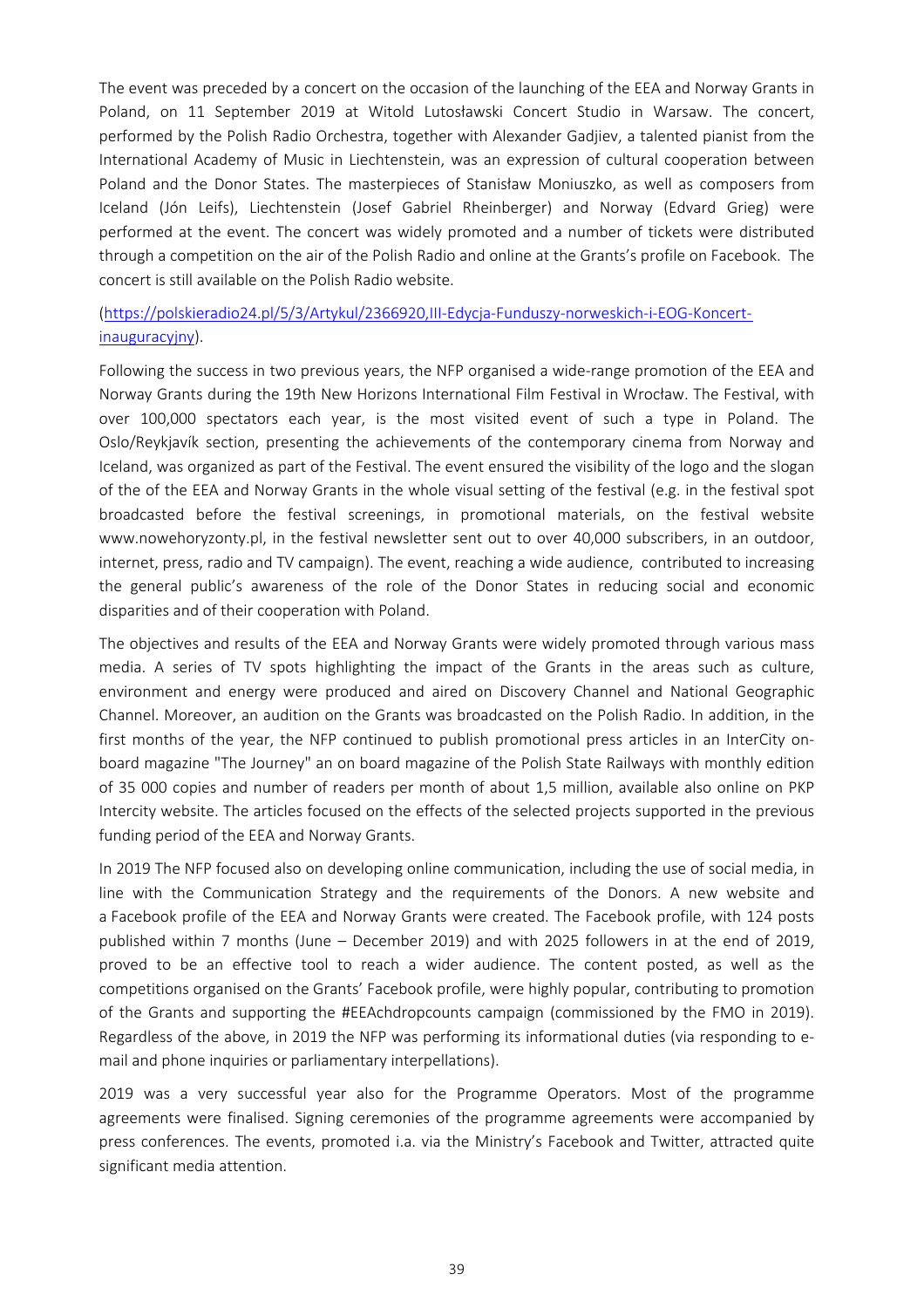The event was preceded by a concert on the occasion of the launching of the EEA and Norway Grants in Poland, on 11 September 2019 at Witold Lutosławski Concert Studio in Warsaw. The concert, performed by the Polish Radio Orchestra, together with Alexander Gadjiev, a talented pianist from the International Academy of Music in Liechtenstein, was an expression of cultural cooperation between Poland and the Donor States. The masterpieces of Stanisław Moniuszko, as well as composers from Iceland (Jón Leifs), Liechtenstein (Josef Gabriel Rheinberger) and Norway (Edvard Grieg) were performed at the event. The concert was widely promoted and a number of tickets were distributed through a competition on the air of the Polish Radio and online at the Grants's profile on Facebook. The concert is still available on the Polish Radio website.

([https://polskieradio24.pl/5/3/Artykul/2366920,III-Edycja-Funduszy-norweskich-i-EOG-Koncert-inauguracyjny](https://polskieradio24.pl/5/3/Artykul/2366920,III-Edycja-Funduszy-norweskich-i-EOG-Koncert-inauguracyjny)).

Following the success in two previous years, the NFP organised a wide-range promotion of the EEA and Norway Grants during the 19th New Horizons International Film Festival in Wrocław. The Festival, with over 100,000 spectators each year, is the most visited event of such a type in Poland. The Oslo/Reykjavík section, presenting the achievements of the contemporary cinema from Norway and Iceland, was organized as part of the Festival. The event ensured the visibility of the logo and the slogan of the of the EEA and Norway Grants in the whole visual setting of the festival (e.g. in the festival spot broadcasted before the festival screenings, in promotional materials, on the festival website www.nowehoryzonty.pl, in the festival newsletter sent out to over 40,000 subscribers, in an outdoor, internet, press, radio and TV campaign). The event, reaching a wide audience, contributed to increasing the general public's awareness of the role of the Donor States in reducing social and economic disparities and of their cooperation with Poland.

The objectives and results of the EEA and Norway Grants were widely promoted through various mass media. A series of TV spots highlighting the impact of the Grants in the areas such as culture, environment and energy were produced and aired on Discovery Channel and National Geographic Channel. Moreover, an audition on the Grants was broadcasted on the Polish Radio. In addition, in the first months of the year, the NFP continued to publish promotional press articles in an InterCity on-board magazine "The Journey" an on board magazine of the Polish State Railways with monthly edition of 35 000 copies and number of readers per month of about 1,5 million, available also online on PKP Intercity website. The articles focused on the effects of the selected projects supported in the previous funding period of the EEA and Norway Grants.

In 2019 The NFP focused also on developing online communication, including the use of social media, in line with the Communication Strategy and the requirements of the Donors. A new website and a Facebook profile of the EEA and Norway Grants were created. The Facebook profile, with 124 posts published within 7 months (June – December 2019) and with 2025 followers in at the end of 2019, proved to be an effective tool to reach a wider audience. The content posted, as well as the competitions organised on the Grants' Facebook profile, were highly popular, contributing to promotion of the Grants and supporting the #EEAchdropcounts campaign (commissioned by the FMO in 2019). Regardless of the above, in 2019 the NFP was performing its informational duties (via responding to e-mail and phone inquiries or parliamentary interpellations).

2019 was a very successful year also for the Programme Operators. Most of the programme agreements were finalised. Signing ceremonies of the programme agreements were accompanied by press conferences. The events, promoted i.a. via the Ministry's Facebook and Twitter, attracted quite significant media attention.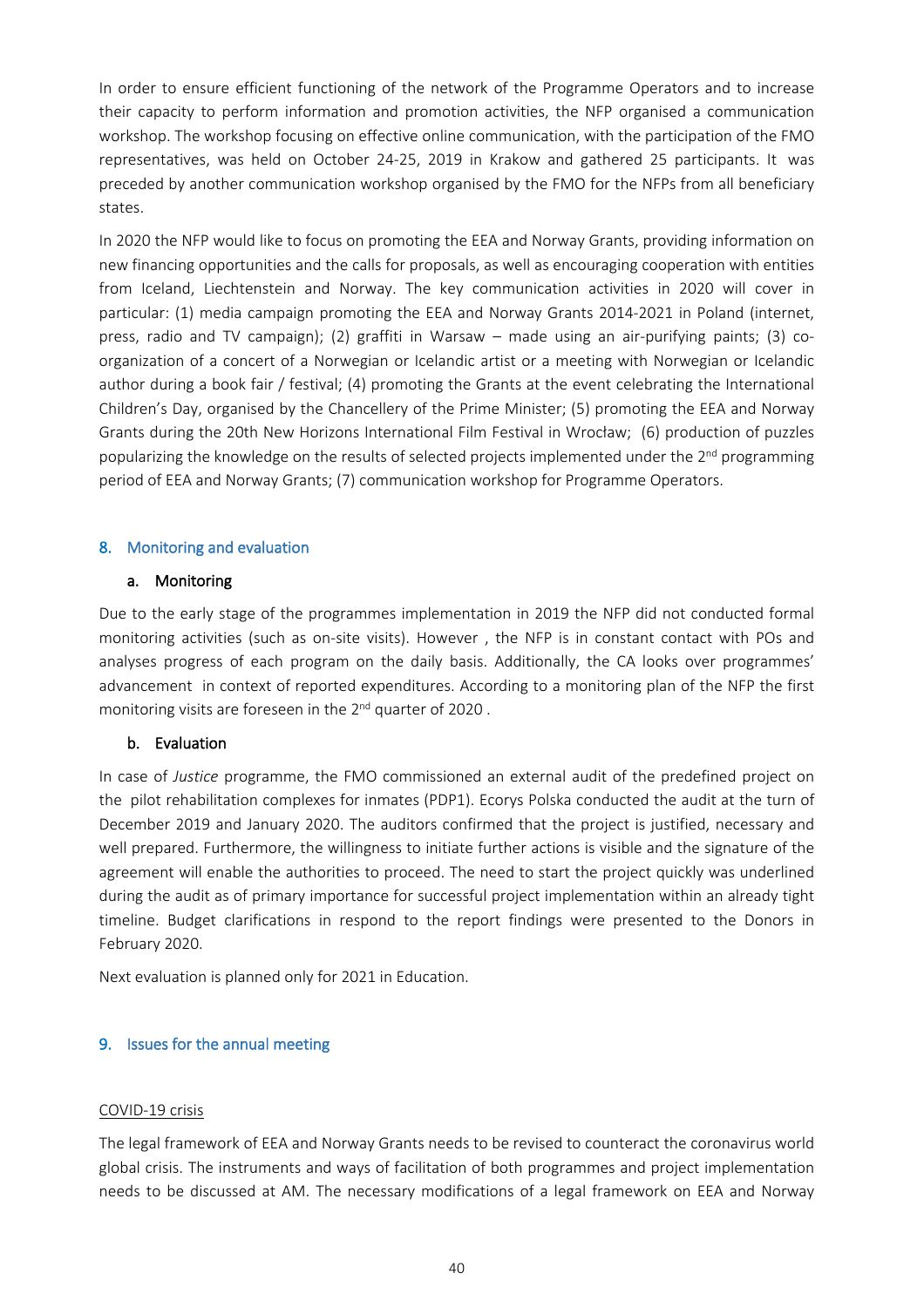In order to ensure efficient functioning of the network of the Programme Operators and to increase their capacity to perform information and promotion activities, the NFP organised a communication workshop. The workshop focusing on effective online communication, with the participation of the FMO representatives, was held on October 24-25, 2019 in Krakow and gathered 25 participants. It was preceded by another communication workshop organised by the FMO for the NFPs from all beneficiary states.

In 2020 the NFP would like to focus on promoting the EEA and Norway Grants, providing information on new financing opportunities and the calls for proposals, as well as encouraging cooperation with entities from Iceland, Liechtenstein and Norway. The key communication activities in 2020 will cover in particular: (1) media campaign promoting the EEA and Norway Grants 2014-2021 in Poland (internet, press, radio and TV campaign); (2) graffiti in Warsaw – made using an air-purifying paints; (3) co-organization of a concert of a Norwegian or Icelandic artist or a meeting with Norwegian or Icelandic author during a book fair / festival; (4) promoting the Grants at the event celebrating the International Children's Day, organised by the Chancellery of the Prime Minister; (5) promoting the EEA and Norway Grants during the 20th New Horizons International Film Festival in Wrocław; (6) production of puzzles popularizing the knowledge on the results of selected projects implemented under the 2nd programming period of EEA and Norway Grants; (7) communication workshop for Programme Operators.

## 8. Monitoring and evaluation

### a. Monitoring

Due to the early stage of the programmes implementation in 2019 the NFP did not conducted formal monitoring activities (such as on-site visits). However , the NFP is in constant contact with POs and analyses progress of each program on the daily basis. Additionally, the CA looks over programmes' advancement in context of reported expenditures. According to a monitoring plan of the NFP the first monitoring visits are foreseen in the 2nd quarter of 2020 .

### b. Evaluation

In case of *Justice* programme, the FMO commissioned an external audit of the predefined project on the pilot rehabilitation complexes for inmates (PDP1). Ecorys Polska conducted the audit at the turn of December 2019 and January 2020. The auditors confirmed that the project is justified, necessary and well prepared. Furthermore, the willingness to initiate further actions is visible and the signature of the agreement will enable the authorities to proceed. The need to start the project quickly was underlined during the audit as of primary importance for successful project implementation within an already tight timeline. Budget clarifications in respond to the report findings were presented to the Donors in February 2020.

Next evaluation is planned only for 2021 in Education.

## 9. Issues for the annual meeting

COVID-19 crisis

The legal framework of EEA and Norway Grants needs to be revised to counteract the coronavirus world global crisis. The instruments and ways of facilitation of both programmes and project implementation needs to be discussed at AM. The necessary modifications of a legal framework on EEA and Norway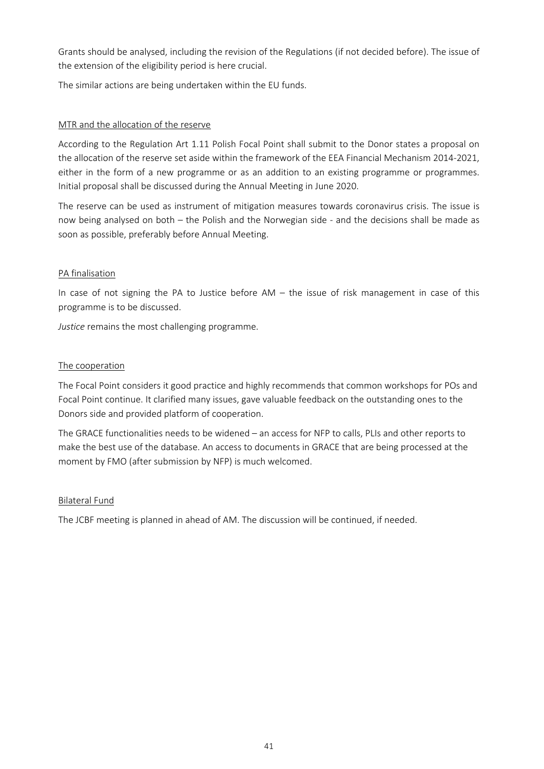Grants should be analysed, including the revision of the Regulations (if not decided before). The issue of the extension of the eligibility period is here crucial.

The similar actions are being undertaken within the EU funds.

<u>MTR and the allocation of the reserve</u>

According to the Regulation Art 1.11 Polish Focal Point shall submit to the Donor states a proposal on the allocation of the reserve set aside within the framework of the EEA Financial Mechanism 2014-2021, either in the form of a new programme or as an addition to an existing programme or programmes. Initial proposal shall be discussed during the Annual Meeting in June 2020.

The reserve can be used as instrument of mitigation measures towards coronavirus crisis. The issue is now being analysed on both – the Polish and the Norwegian side - and the decisions shall be made as soon as possible, preferably before Annual Meeting.

<u>PA finalisation</u>

In case of not signing the PA to Justice before AM – the issue of risk management in case of this programme is to be discussed.

*Justice* remains the most challenging programme.

<u>The cooperation</u>

The Focal Point considers it good practice and highly recommends that common workshops for POs and Focal Point continue. It clarified many issues, gave valuable feedback on the outstanding ones to the Donors side and provided platform of cooperation.

The GRACE functionalities needs to be widened – an access for NFP to calls, PLIs and other reports to make the best use of the database. An access to documents in GRACE that are being processed at the moment by FMO (after submission by NFP) is much welcomed.

<u>Bilateral Fund</u>

The JCBF meeting is planned in ahead of AM. The discussion will be continued, if needed.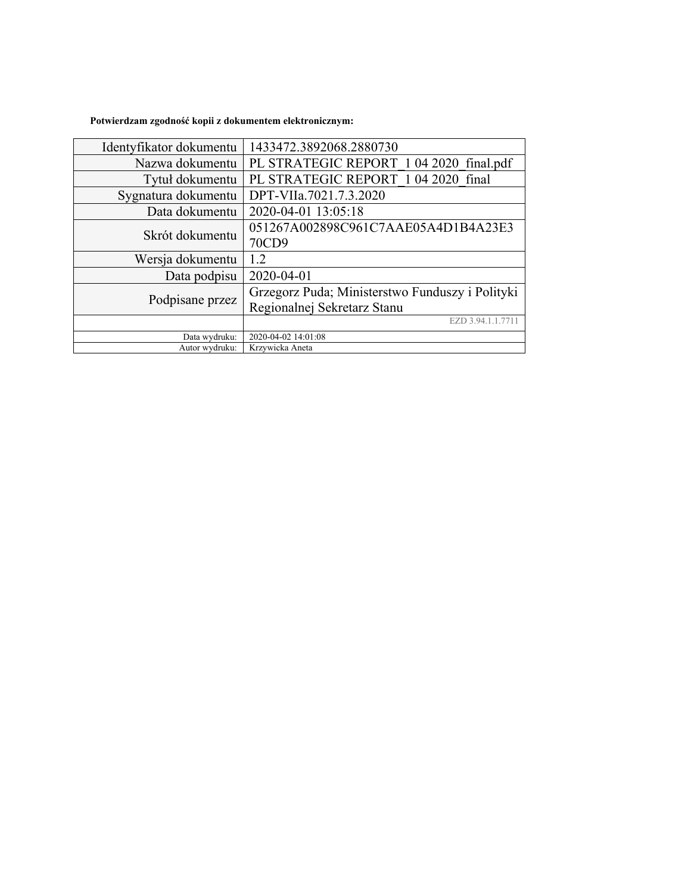**Potwierdzam zgodność kopii z dokumentem elektronicznym:**

| | |
|---|---|
| Identyfikator dokumentu | 1433472.3892068.2880730 |
| Nazwa dokumentu | PL STRATEGIC REPORT_1 04 2020_final.pdf |
| Tytuł dokumentu | PL STRATEGIC REPORT_1 04 2020_final |
| Sygnatura dokumentu | DPT-VIIa.7021.7.3.2020 |
| Data dokumentu | 2020-04-01 13:05:18 |
| Skrót dokumentu | 051267A002898C961C7AAE05A4D1B4A23E370CD9 |
| Wersja dokumentu | 1.2 |
| Data podpisu | 2020-04-01 |
| Podpisane przez | Grzegorz Puda; Ministerstwo Funduszy i Polityki Regionalnej Sekretarz Stanu |
| | EZD 3.94.1.1.7711 |
| Data wydruku: | 2020-04-02 14:01:08 |
| Autor wydruku: | Krzywicka Aneta |